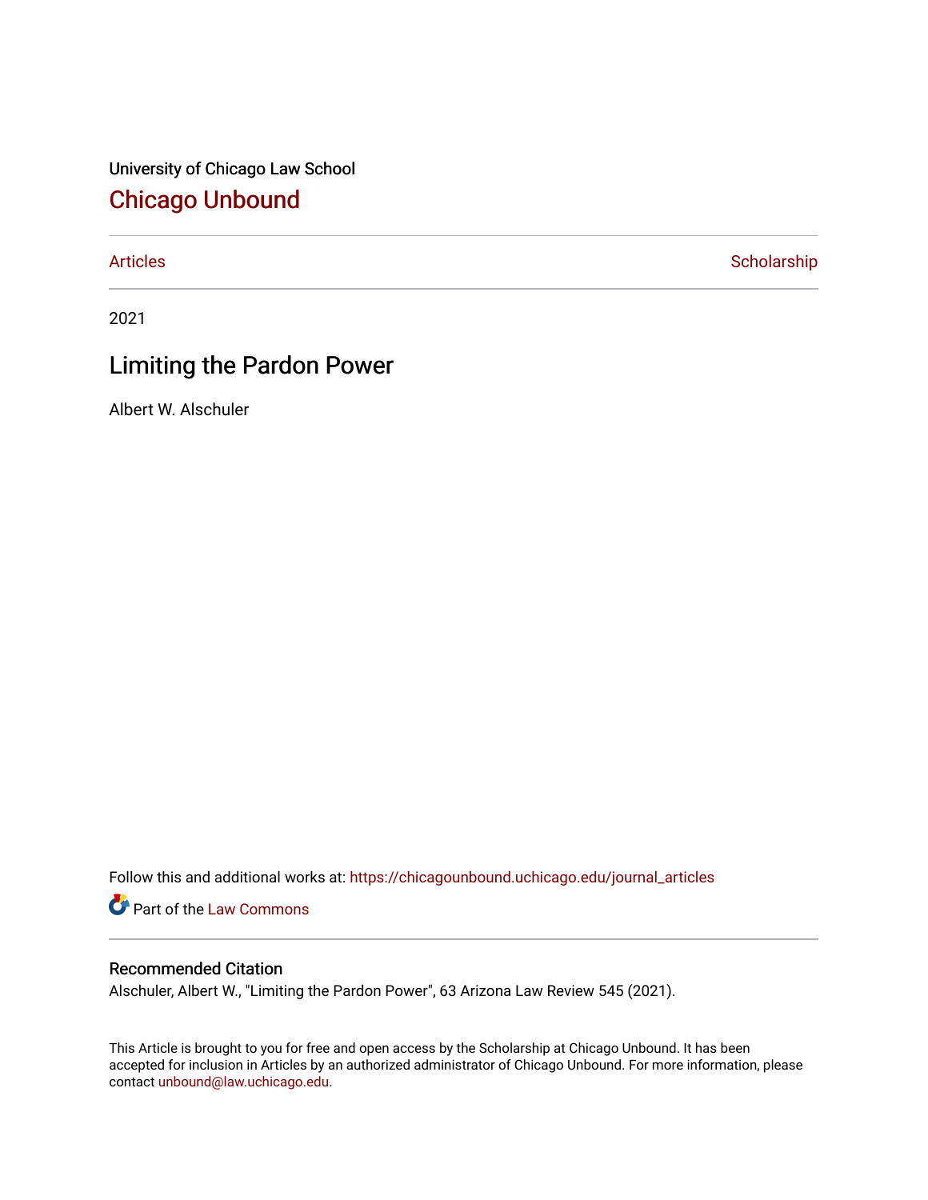University of Chicago Law School

# Chicago Unbound

Articles | Scholarship

2021

## Limiting the Pardon Power

Albert W. Alschuler

Follow this and additional works at: https://chicagounbound.uchicago.edu/journal_articles

Part of the Law Commons

### Recommended Citation

Alschuler, Albert W., "Limiting the Pardon Power", 63 Arizona Law Review 545 (2021).

This Article is brought to you for free and open access by the Scholarship at Chicago Unbound. It has been accepted for inclusion in Articles by an authorized administrator of Chicago Unbound. For more information, please contact unbound@law.uchicago.edu.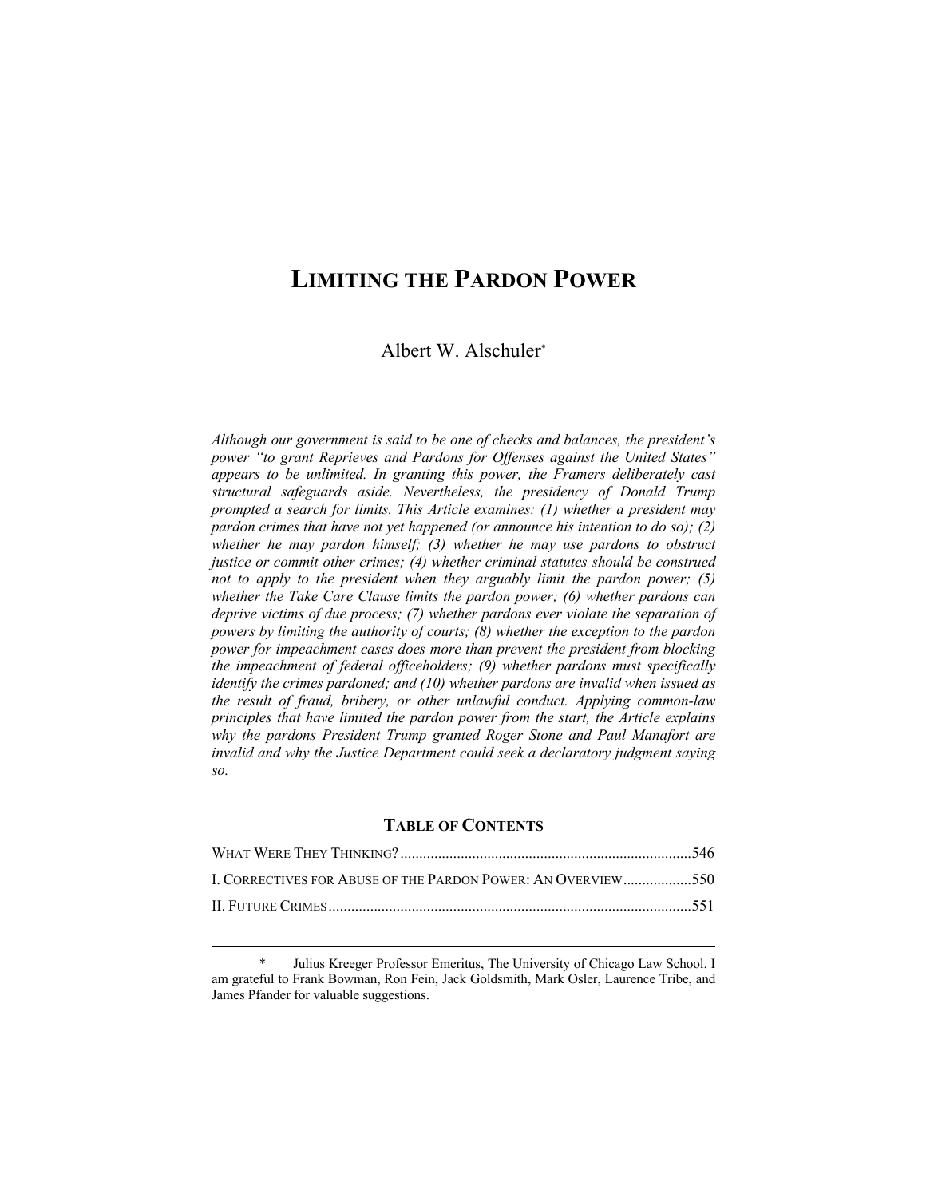# LIMITING THE PARDON POWER

Albert W. Alschuler*

*Although our government is said to be one of checks and balances, the president's power "to grant Reprieves and Pardons for Offenses against the United States" appears to be unlimited. In granting this power, the Framers deliberately cast structural safeguards aside. Nevertheless, the presidency of Donald Trump prompted a search for limits. This Article examines: (1) whether a president may pardon crimes that have not yet happened (or announce his intention to do so); (2) whether he may pardon himself; (3) whether he may use pardons to obstruct justice or commit other crimes; (4) whether criminal statutes should be construed not to apply to the president when they arguably limit the pardon power; (5) whether the Take Care Clause limits the pardon power; (6) whether pardons can deprive victims of due process; (7) whether pardons ever violate the separation of powers by limiting the authority of courts; (8) whether the exception to the pardon power for impeachment cases does more than prevent the president from blocking the impeachment of federal officeholders; (9) whether pardons must specifically identify the crimes pardoned; and (10) whether pardons are invalid when issued as the result of fraud, bribery, or other unlawful conduct. Applying common-law principles that have limited the pardon power from the start, the Article explains why the pardons President Trump granted Roger Stone and Paul Manafort are invalid and why the Justice Department could seek a declaratory judgment saying so.*

## TABLE OF CONTENTS

WHAT WERE THEY THINKING? .......... 546

I. CORRECTIVES FOR ABUSE OF THE PARDON POWER: AN OVERVIEW .......... 550

II. FUTURE CRIMES .......... 551

---

\* Julius Kreeger Professor Emeritus, The University of Chicago Law School. I am grateful to Frank Bowman, Ron Fein, Jack Goldsmith, Mark Osler, Laurence Tribe, and James Pfander for valuable suggestions.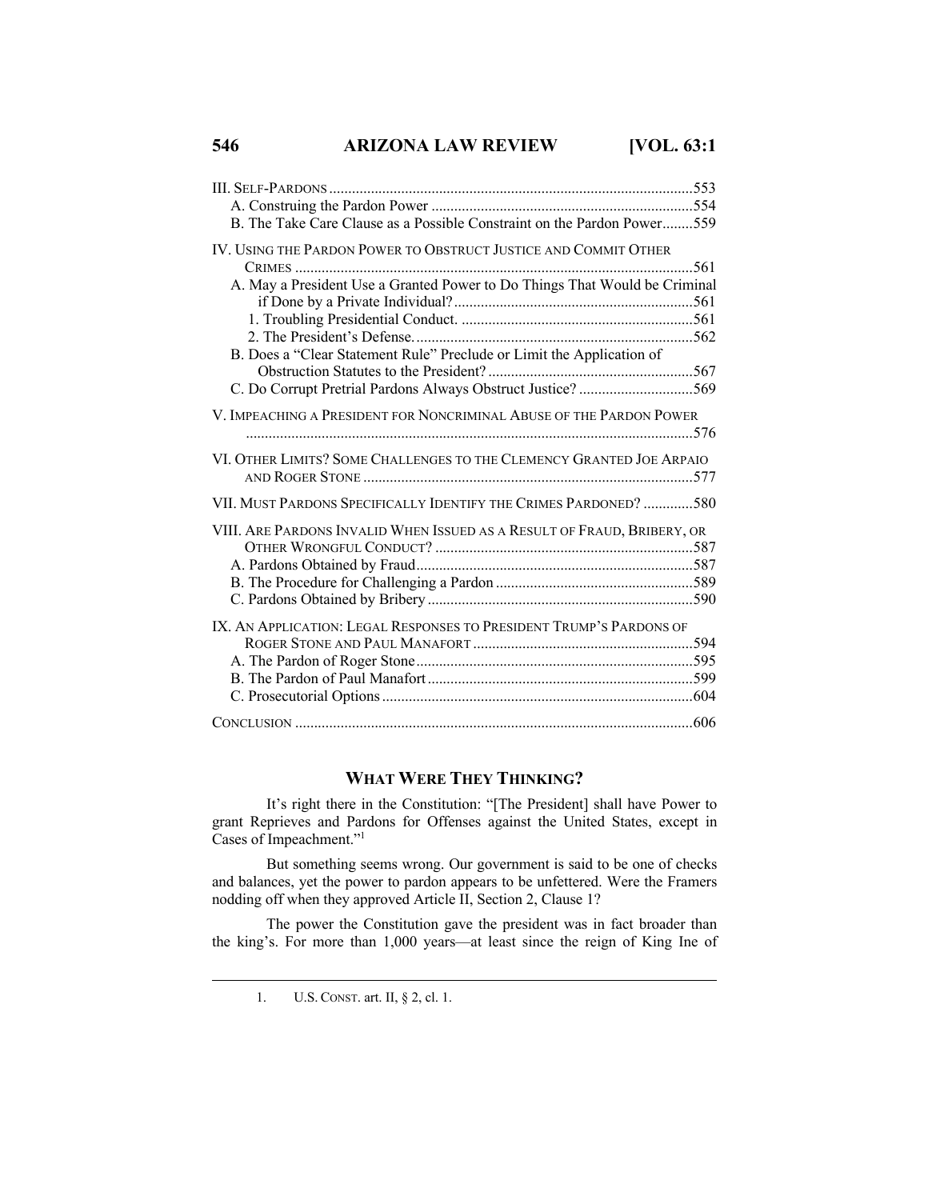III. SELF-PARDONS ...............................................................................................553
A. Construing the Pardon Power .....................................................................554
B. The Take Care Clause as a Possible Constraint on the Pardon Power........559

IV. USING THE PARDON POWER TO OBSTRUCT JUSTICE AND COMMIT OTHER CRIMES .......................................................................................................561
A. May a President Use a Granted Power to Do Things That Would be Criminal if Done by a Private Individual?..............................................................561
1. Troubling Presidential Conduct. .............................................................561
2. The President's Defense. .........................................................................562
B. Does a "Clear Statement Rule" Preclude or Limit the Application of Obstruction Statutes to the President? ......................................................567
C. Do Corrupt Pretrial Pardons Always Obstruct Justice? ..............................569

V. IMPEACHING A PRESIDENT FOR NONCRIMINAL ABUSE OF THE PARDON POWER .....................................................................................................................576

VI. OTHER LIMITS? SOME CHALLENGES TO THE CLEMENCY GRANTED JOE ARPAIO AND ROGER STONE ......................................................................................577

VII. MUST PARDONS SPECIFICALLY IDENTIFY THE CRIMES PARDONED? .............580

VIII. ARE PARDONS INVALID WHEN ISSUED AS A RESULT OF FRAUD, BRIBERY, OR OTHER WRONGFUL CONDUCT? ...................................................................587
A. Pardons Obtained by Fraud.........................................................................587
B. The Procedure for Challenging a Pardon ....................................................589
C. Pardons Obtained by Bribery .....................................................................590

IX. AN APPLICATION: LEGAL RESPONSES TO PRESIDENT TRUMP'S PARDONS OF ROGER STONE AND PAUL MANAFORT ..........................................................594
A. The Pardon of Roger Stone........................................................................595
B. The Pardon of Paul Manafort.....................................................................599
C. Prosecutorial Options.................................................................................604

CONCLUSION ........................................................................................................606

## WHAT WERE THEY THINKING?

It's right there in the Constitution: "[The President] shall have Power to grant Reprieves and Pardons for Offenses against the United States, except in Cases of Impeachment."[1]

But something seems wrong. Our government is said to be one of checks and balances, yet the power to pardon appears to be unfettered. Were the Framers nodding off when they approved Article II, Section 2, Clause 1?

The power the Constitution gave the president was in fact broader than the king's. For more than 1,000 years—at least since the reign of King Ine of

1. U.S. CONST. art. II, § 2, cl. 1.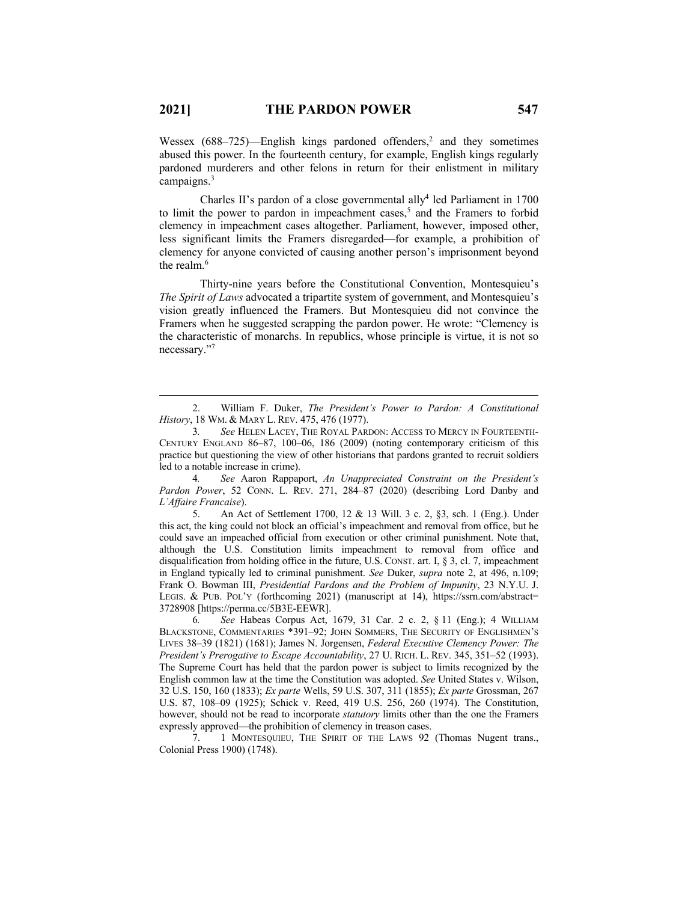Wessex (688–725)—English kings pardoned offenders,[2] and they sometimes abused this power. In the fourteenth century, for example, English kings regularly pardoned murderers and other felons in return for their enlistment in military campaigns.[3]

Charles II's pardon of a close governmental ally[4] led Parliament in 1700 to limit the power to pardon in impeachment cases,[5] and the Framers to forbid clemency in impeachment cases altogether. Parliament, however, imposed other, less significant limits the Framers disregarded—for example, a prohibition of clemency for anyone convicted of causing another person's imprisonment beyond the realm.[6]

Thirty-nine years before the Constitutional Convention, Montesquieu's *The Spirit of Laws* advocated a tripartite system of government, and Montesquieu's vision greatly influenced the Framers. But Montesquieu did not convince the Framers when he suggested scrapping the pardon power. He wrote: "Clemency is the characteristic of monarchs. In republics, whose principle is virtue, it is not so necessary."[7]

---

2. William F. Duker, *The President's Power to Pardon: A Constitutional History*, 18 WM. & MARY L. REV. 475, 476 (1977).

3. *See* HELEN LACEY, THE ROYAL PARDON: ACCESS TO MERCY IN FOURTEENTH-CENTURY ENGLAND 86–87, 100–06, 186 (2009) (noting contemporary criticism of this practice but questioning the view of other historians that pardons granted to recruit soldiers led to a notable increase in crime).

4. *See* Aaron Rappaport, *An Unappreciated Constraint on the President's Pardon Power*, 52 CONN. L. REV. 271, 284–87 (2020) (describing Lord Danby and *L'Affaire Francaise*).

5. An Act of Settlement 1700, 12 & 13 Will. 3 c. 2, §3, sch. 1 (Eng.). Under this act, the king could not block an official's impeachment and removal from office, but he could save an impeached official from execution or other criminal punishment. Note that, although the U.S. Constitution limits impeachment to removal from office and disqualification from holding office in the future, U.S. CONST. art. I, § 3, cl. 7, impeachment in England typically led to criminal punishment. *See* Duker, *supra* note 2, at 496, n.109; Frank O. Bowman III, *Presidential Pardons and the Problem of Impunity*, 23 N.Y.U. J. LEGIS. & PUB. POL'Y (forthcoming 2021) (manuscript at 14), https://ssrn.com/abstract=3728908 [https://perma.cc/5B3E-EEWR].

6. *See* Habeas Corpus Act, 1679, 31 Car. 2 c. 2, § 11 (Eng.); 4 WILLIAM BLACKSTONE, COMMENTARIES *391–92; JOHN SOMMERS, THE SECURITY OF ENGLISHMEN'S LIVES 38–39 (1821) (1681); James N. Jorgensen, *Federal Executive Clemency Power: The President's Prerogative to Escape Accountability*, 27 U. RICH. L. REV. 345, 351–52 (1993). The Supreme Court has held that the pardon power is subject to limits recognized by the English common law at the time the Constitution was adopted. *See* United States v. Wilson, 32 U.S. 150, 160 (1833); *Ex parte* Wells, 59 U.S. 307, 311 (1855); *Ex parte* Grossman, 267 U.S. 87, 108–09 (1925); Schick v. Reed, 419 U.S. 256, 260 (1974). The Constitution, however, should not be read to incorporate *statutory* limits other than the one the Framers expressly approved—the prohibition of clemency in treason cases.

7. 1 MONTESQUIEU, THE SPIRIT OF THE LAWS 92 (Thomas Nugent trans., Colonial Press 1900) (1748).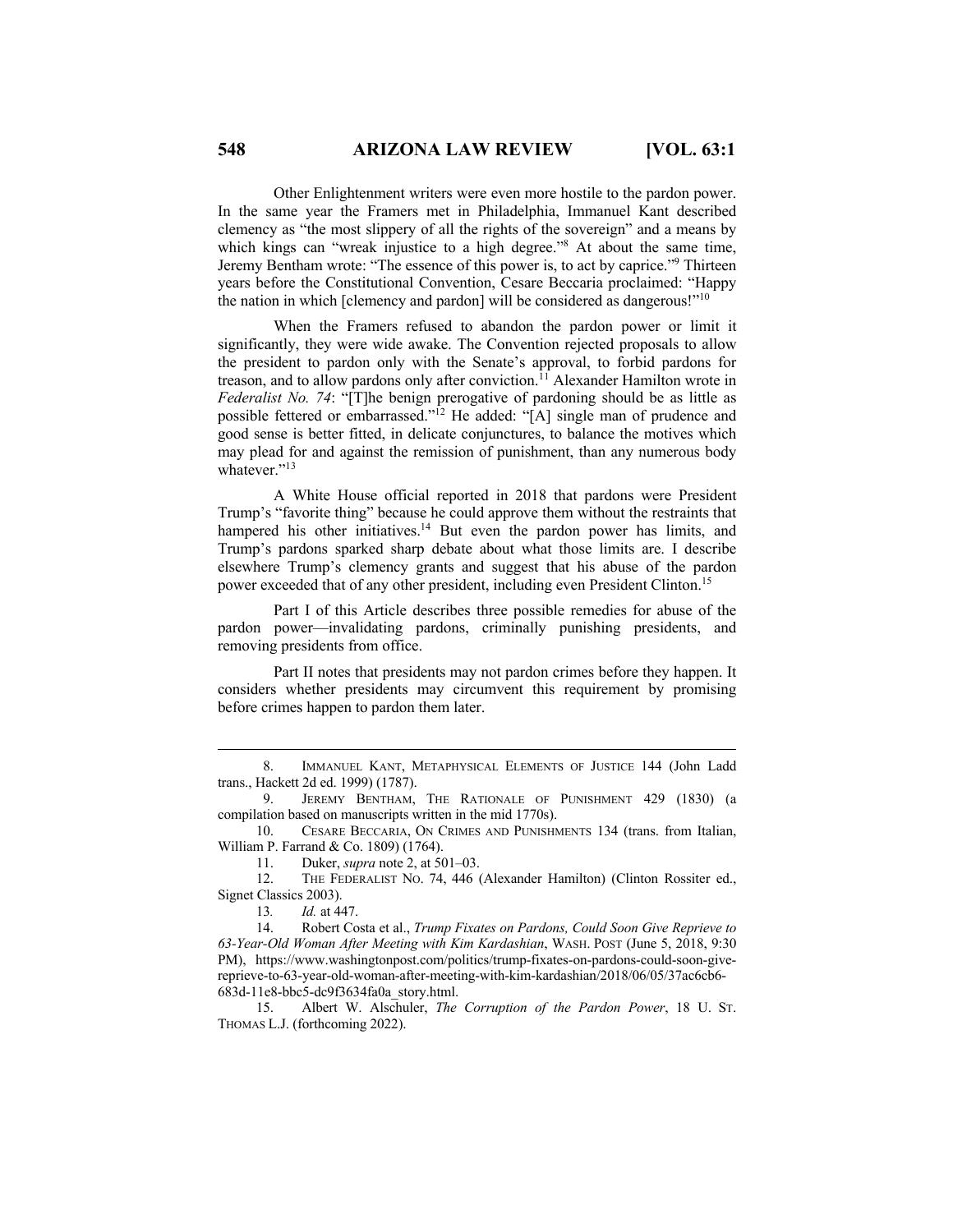Other Enlightenment writers were even more hostile to the pardon power. In the same year the Framers met in Philadelphia, Immanuel Kant described clemency as "the most slippery of all the rights of the sovereign" and a means by which kings can "wreak injustice to a high degree."[8] At about the same time, Jeremy Bentham wrote: "The essence of this power is, to act by caprice."[9] Thirteen years before the Constitutional Convention, Cesare Beccaria proclaimed: "Happy the nation in which [clemency and pardon] will be considered as dangerous!"[10]

When the Framers refused to abandon the pardon power or limit it significantly, they were wide awake. The Convention rejected proposals to allow the president to pardon only with the Senate's approval, to forbid pardons for treason, and to allow pardons only after conviction.[11] Alexander Hamilton wrote in *Federalist No. 74*: "[T]he benign prerogative of pardoning should be as little as possible fettered or embarrassed."[12] He added: "[A] single man of prudence and good sense is better fitted, in delicate conjunctures, to balance the motives which may plead for and against the remission of punishment, than any numerous body whatever."[13]

A White House official reported in 2018 that pardons were President Trump's "favorite thing" because he could approve them without the restraints that hampered his other initiatives.[14] But even the pardon power has limits, and Trump's pardons sparked sharp debate about what those limits are. I describe elsewhere Trump's clemency grants and suggest that his abuse of the pardon power exceeded that of any other president, including even President Clinton.[15]

Part I of this Article describes three possible remedies for abuse of the pardon power—invalidating pardons, criminally punishing presidents, and removing presidents from office.

Part II notes that presidents may not pardon crimes before they happen. It considers whether presidents may circumvent this requirement by promising before crimes happen to pardon them later.

---

8. IMMANUEL KANT, METAPHYSICAL ELEMENTS OF JUSTICE 144 (John Ladd trans., Hackett 2d ed. 1999) (1787).

9. JEREMY BENTHAM, THE RATIONALE OF PUNISHMENT 429 (1830) (a compilation based on manuscripts written in the mid 1770s).

10. CESARE BECCARIA, ON CRIMES AND PUNISHMENTS 134 (trans. from Italian, William P. Farrand & Co. 1809) (1764).

11. Duker, *supra* note 2, at 501–03.

12. THE FEDERALIST NO. 74, 446 (Alexander Hamilton) (Clinton Rossiter ed., Signet Classics 2003).

13. *Id.* at 447.

14. Robert Costa et al., *Trump Fixates on Pardons, Could Soon Give Reprieve to 63-Year-Old Woman After Meeting with Kim Kardashian*, WASH. POST (June 5, 2018, 9:30 PM), https://www.washingtonpost.com/politics/trump-fixates-on-pardons-could-soon-give-reprieve-to-63-year-old-woman-after-meeting-with-kim-kardashian/2018/06/05/37ac6cb6-683d-11e8-bbc5-dc9f3634fa0a_story.html.

15. Albert W. Alschuler, *The Corruption of the Pardon Power*, 18 U. ST. THOMAS L.J. (forthcoming 2022).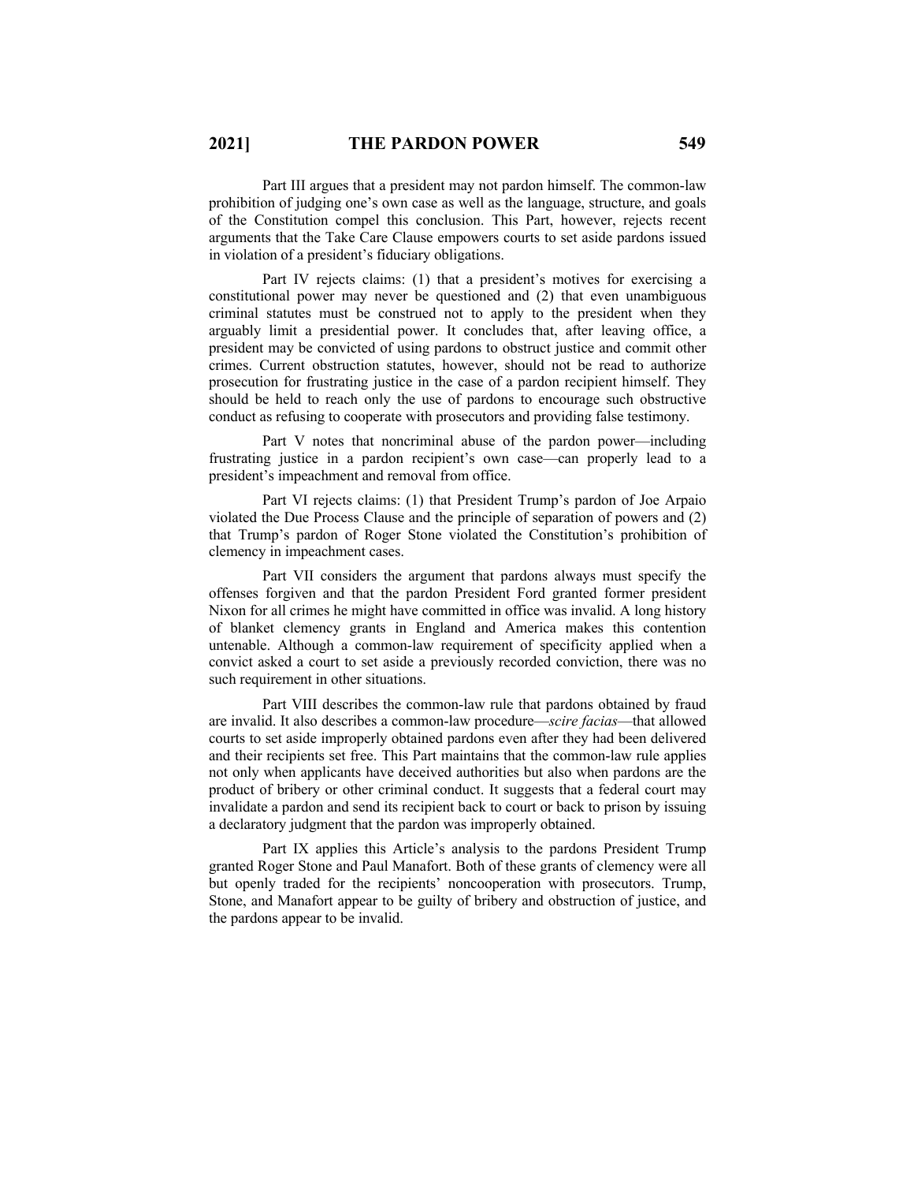Part III argues that a president may not pardon himself. The common-law prohibition of judging one's own case as well as the language, structure, and goals of the Constitution compel this conclusion. This Part, however, rejects recent arguments that the Take Care Clause empowers courts to set aside pardons issued in violation of a president's fiduciary obligations.

Part IV rejects claims: (1) that a president's motives for exercising a constitutional power may never be questioned and (2) that even unambiguous criminal statutes must be construed not to apply to the president when they arguably limit a presidential power. It concludes that, after leaving office, a president may be convicted of using pardons to obstruct justice and commit other crimes. Current obstruction statutes, however, should not be read to authorize prosecution for frustrating justice in the case of a pardon recipient himself. They should be held to reach only the use of pardons to encourage such obstructive conduct as refusing to cooperate with prosecutors and providing false testimony.

Part V notes that noncriminal abuse of the pardon power—including frustrating justice in a pardon recipient's own case—can properly lead to a president's impeachment and removal from office.

Part VI rejects claims: (1) that President Trump's pardon of Joe Arpaio violated the Due Process Clause and the principle of separation of powers and (2) that Trump's pardon of Roger Stone violated the Constitution's prohibition of clemency in impeachment cases.

Part VII considers the argument that pardons always must specify the offenses forgiven and that the pardon President Ford granted former president Nixon for all crimes he might have committed in office was invalid. A long history of blanket clemency grants in England and America makes this contention untenable. Although a common-law requirement of specificity applied when a convict asked a court to set aside a previously recorded conviction, there was no such requirement in other situations.

Part VIII describes the common-law rule that pardons obtained by fraud are invalid. It also describes a common-law procedure—*scire facias*—that allowed courts to set aside improperly obtained pardons even after they had been delivered and their recipients set free. This Part maintains that the common-law rule applies not only when applicants have deceived authorities but also when pardons are the product of bribery or other criminal conduct. It suggests that a federal court may invalidate a pardon and send its recipient back to court or back to prison by issuing a declaratory judgment that the pardon was improperly obtained.

Part IX applies this Article's analysis to the pardons President Trump granted Roger Stone and Paul Manafort. Both of these grants of clemency were all but openly traded for the recipients' noncooperation with prosecutors. Trump, Stone, and Manafort appear to be guilty of bribery and obstruction of justice, and the pardons appear to be invalid.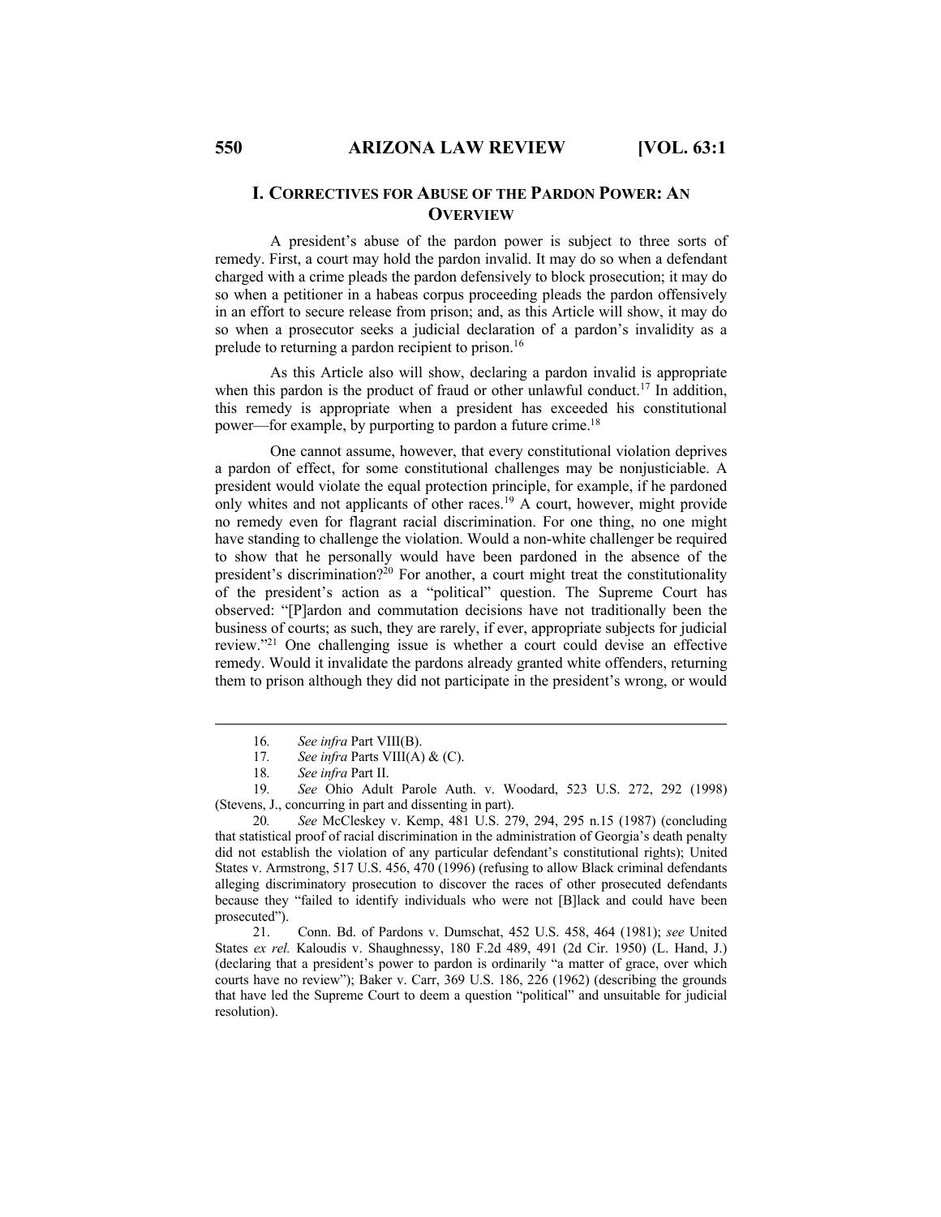## I. CORRECTIVES FOR ABUSE OF THE PARDON POWER: AN OVERVIEW

A president's abuse of the pardon power is subject to three sorts of remedy. First, a court may hold the pardon invalid. It may do so when a defendant charged with a crime pleads the pardon defensively to block prosecution; it may do so when a petitioner in a habeas corpus proceeding pleads the pardon offensively in an effort to secure release from prison; and, as this Article will show, it may do so when a prosecutor seeks a judicial declaration of a pardon's invalidity as a prelude to returning a pardon recipient to prison.[16]

As this Article also will show, declaring a pardon invalid is appropriate when this pardon is the product of fraud or other unlawful conduct.[17] In addition, this remedy is appropriate when a president has exceeded his constitutional power—for example, by purporting to pardon a future crime.[18]

One cannot assume, however, that every constitutional violation deprives a pardon of effect, for some constitutional challenges may be nonjusticiable. A president would violate the equal protection principle, for example, if he pardoned only whites and not applicants of other races.[19] A court, however, might provide no remedy even for flagrant racial discrimination. For one thing, no one might have standing to challenge the violation. Would a non-white challenger be required to show that he personally would have been pardoned in the absence of the president's discrimination?[20] For another, a court might treat the constitutionality of the president's action as a "political" question. The Supreme Court has observed: "[P]ardon and commutation decisions have not traditionally been the business of courts; as such, they are rarely, if ever, appropriate subjects for judicial review."[21] One challenging issue is whether a court could devise an effective remedy. Would it invalidate the pardons already granted white offenders, returning them to prison although they did not participate in the president's wrong, or would

---

16. *See infra* Part VIII(B).

17. *See infra* Parts VIII(A) & (C).

18. *See infra* Part II.

19. *See* Ohio Adult Parole Auth. v. Woodard, 523 U.S. 272, 292 (1998) (Stevens, J., concurring in part and dissenting in part).

20. *See* McCleskey v. Kemp, 481 U.S. 279, 294, 295 n.15 (1987) (concluding that statistical proof of racial discrimination in the administration of Georgia's death penalty did not establish the violation of any particular defendant's constitutional rights); United States v. Armstrong, 517 U.S. 456, 470 (1996) (refusing to allow Black criminal defendants alleging discriminatory prosecution to discover the races of other prosecuted defendants because they "failed to identify individuals who were not [B]lack and could have been prosecuted").

21. Conn. Bd. of Pardons v. Dumschat, 452 U.S. 458, 464 (1981); *see* United States *ex rel.* Kaloudis v. Shaughnessy, 180 F.2d 489, 491 (2d Cir. 1950) (L. Hand, J.) (declaring that a president's power to pardon is ordinarily "a matter of grace, over which courts have no review"); Baker v. Carr, 369 U.S. 186, 226 (1962) (describing the grounds that have led the Supreme Court to deem a question "political" and unsuitable for judicial resolution).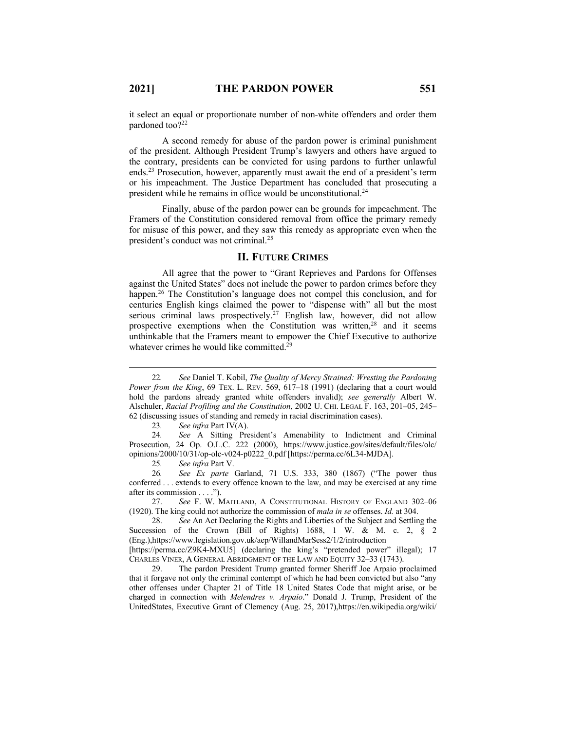it select an equal or proportionate number of non-white offenders and order them pardoned too?[22]

A second remedy for abuse of the pardon power is criminal punishment of the president. Although President Trump's lawyers and others have argued to the contrary, presidents can be convicted for using pardons to further unlawful ends.[23] Prosecution, however, apparently must await the end of a president's term or his impeachment. The Justice Department has concluded that prosecuting a president while he remains in office would be unconstitutional.[24]

Finally, abuse of the pardon power can be grounds for impeachment. The Framers of the Constitution considered removal from office the primary remedy for misuse of this power, and they saw this remedy as appropriate even when the president's conduct was not criminal.[25]

## II. Future Crimes

All agree that the power to "Grant Reprieves and Pardons for Offenses against the United States" does not include the power to pardon crimes before they happen.[26] The Constitution's language does not compel this conclusion, and for centuries English kings claimed the power to "dispense with" all but the most serious criminal laws prospectively.[27] English law, however, did not allow prospective exemptions when the Constitution was written,[28] and it seems unthinkable that the Framers meant to empower the Chief Executive to authorize whatever crimes he would like committed.[29]

---

22. *See* Daniel T. Kobil, *The Quality of Mercy Strained: Wresting the Pardoning Power from the King*, 69 TEX. L. REV. 569, 617–18 (1991) (declaring that a court would hold the pardons already granted white offenders invalid); *see generally* Albert W. Alschuler, *Racial Profiling and the Constitution*, 2002 U. CHI. LEGAL F. 163, 201–05, 245–62 (discussing issues of standing and remedy in racial discrimination cases).

23. *See infra* Part IV(A).

24. *See* A Sitting President's Amenability to Indictment and Criminal Prosecution, 24 Op. O.L.C. 222 (2000), https://www.justice.gov/sites/default/files/olc/opinions/2000/10/31/op-olc-v024-p0222_0.pdf [https://perma.cc/6L34-MJDA].

25. *See infra* Part V.

26. *See Ex parte* Garland, 71 U.S. 333, 380 (1867) ("The power thus conferred . . . extends to every offence known to the law, and may be exercised at any time after its commission . . . .").

27. *See* F. W. MAITLAND, A CONSTITUTIONAL HISTORY OF ENGLAND 302–06 (1920). The king could not authorize the commission of *mala in se* offenses. *Id.* at 304.

28. *See* An Act Declaring the Rights and Liberties of the Subject and Settling the Succession of the Crown (Bill of Rights) 1688, 1 W. & M. c. 2, § 2 (Eng.),https://www.legislation.gov.uk/aep/WillandMarSess2/1/2/introduction [https://perma.cc/Z9K4-MXU5] (declaring the king's "pretended power" illegal); 17 CHARLES VINER, A GENERAL ABRIDGMENT OF THE LAW AND EQUITY 32–33 (1743).

29. The pardon President Trump granted former Sheriff Joe Arpaio proclaimed that it forgave not only the criminal contempt of which he had been convicted but also "any other offenses under Chapter 21 of Title 18 United States Code that might arise, or be charged in connection with *Melendres v. Arpaio*." Donald J. Trump, President of the UnitedStates, Executive Grant of Clemency (Aug. 25, 2017),https://en.wikipedia.org/wiki/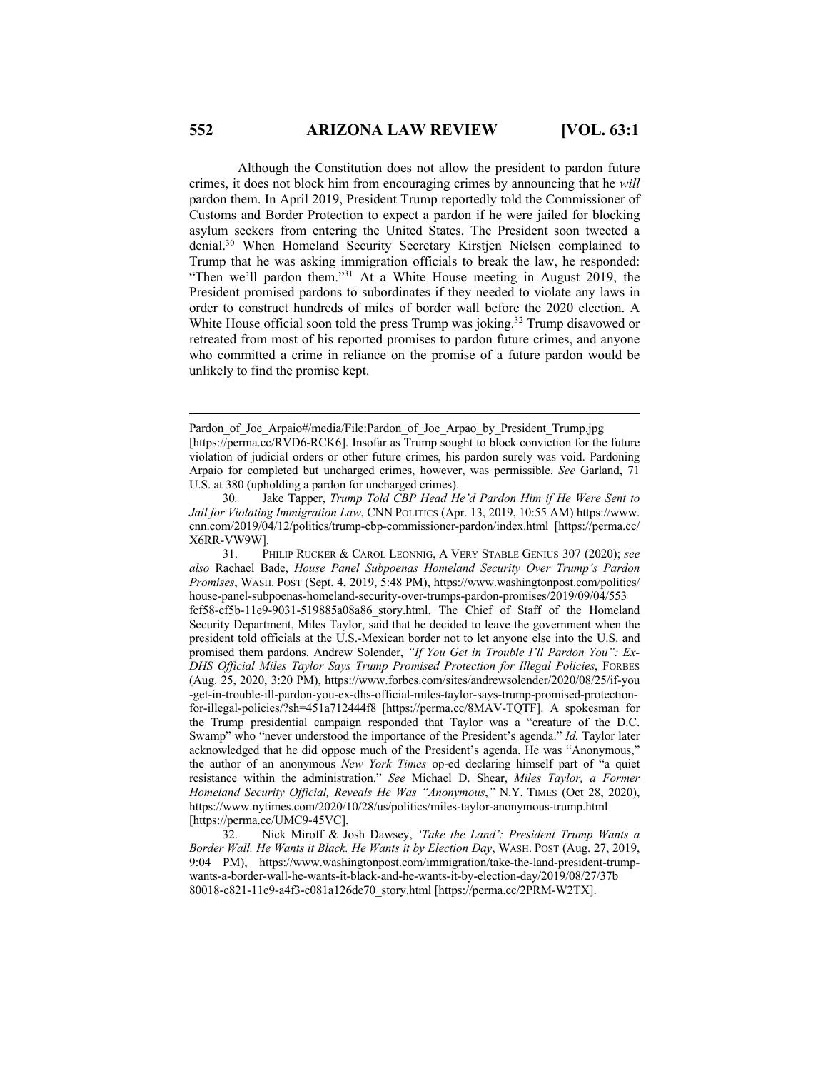Although the Constitution does not allow the president to pardon future crimes, it does not block him from encouraging crimes by announcing that he *will* pardon them. In April 2019, President Trump reportedly told the Commissioner of Customs and Border Protection to expect a pardon if he were jailed for blocking asylum seekers from entering the United States. The President soon tweeted a denial.[30] When Homeland Security Secretary Kirstjen Nielsen complained to Trump that he was asking immigration officials to break the law, he responded: "Then we'll pardon them."[31] At a White House meeting in August 2019, the President promised pardons to subordinates if they needed to violate any laws in order to construct hundreds of miles of border wall before the 2020 election. A White House official soon told the press Trump was joking.[32] Trump disavowed or retreated from most of his reported promises to pardon future crimes, and anyone who committed a crime in reliance on the promise of a future pardon would be unlikely to find the promise kept.

---

Pardon_of_Joe_Arpaio#/media/File:Pardon_of_Joe_Arpao_by_President_Trump.jpg [https://perma.cc/RVD6-RCK6]. Insofar as Trump sought to block conviction for the future violation of judicial orders or other future crimes, his pardon surely was void. Pardoning Arpaio for completed but uncharged crimes, however, was permissible. *See* Garland, 71 U.S. at 380 (upholding a pardon for uncharged crimes).

30. Jake Tapper, *Trump Told CBP Head He'd Pardon Him if He Were Sent to Jail for Violating Immigration Law*, CNN POLITICS (Apr. 13, 2019, 10:55 AM) https://www.cnn.com/2019/04/12/politics/trump-cbp-commissioner-pardon/index.html [https://perma.cc/X6RR-VW9W].

31. PHILIP RUCKER & CAROL LEONNIG, A VERY STABLE GENIUS 307 (2020); *see also* Rachael Bade, *House Panel Subpoenas Homeland Security Over Trump's Pardon Promises*, WASH. POST (Sept. 4, 2019, 5:48 PM), https://www.washingtonpost.com/politics/house-panel-subpoenas-homeland-security-over-trumps-pardon-promises/2019/09/04/553fcf58-cf5b-11e9-9031-519885a08a86_story.html. The Chief of Staff of the Homeland Security Department, Miles Taylor, said that he decided to leave the government when the president told officials at the U.S.-Mexican border not to let anyone else into the U.S. and promised them pardons. Andrew Solender, *"If You Get in Trouble I'll Pardon You": Ex-DHS Official Miles Taylor Says Trump Promised Protection for Illegal Policies*, FORBES (Aug. 25, 2020, 3:20 PM), https://www.forbes.com/sites/andrewsolender/2020/08/25/if-you-get-in-trouble-ill-pardon-you-ex-dhs-official-miles-taylor-says-trump-promised-protection-for-illegal-policies/?sh=451a712444f8 [https://perma.cc/8MAV-TQTF]. A spokesman for the Trump presidential campaign responded that Taylor was a "creature of the D.C. Swamp" who "never understood the importance of the President's agenda." *Id.* Taylor later acknowledged that he did oppose much of the President's agenda. He was "Anonymous," the author of an anonymous *New York Times* op-ed declaring himself part of "a quiet resistance within the administration." *See* Michael D. Shear, *Miles Taylor, a Former Homeland Security Official, Reveals He Was "Anonymous*,*"* N.Y. TIMES (Oct 28, 2020), https://www.nytimes.com/2020/10/28/us/politics/miles-taylor-anonymous-trump.html [https://perma.cc/UMC9-45VC].

32. Nick Miroff & Josh Dawsey, *'Take the Land': President Trump Wants a Border Wall. He Wants it Black. He Wants it by Election Day*, WASH. POST (Aug. 27, 2019, 9:04 PM), https://www.washingtonpost.com/immigration/take-the-land-president-trump-wants-a-border-wall-he-wants-it-black-and-he-wants-it-by-election-day/2019/08/27/37b80018-c821-11e9-a4f3-c081a126de70_story.html [https://perma.cc/2PRM-W2TX].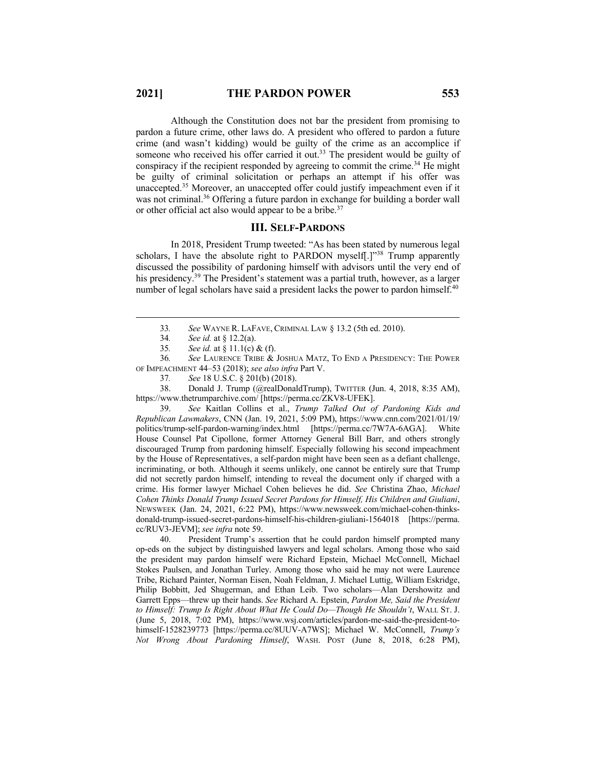Although the Constitution does not bar the president from promising to pardon a future crime, other laws do. A president who offered to pardon a future crime (and wasn't kidding) would be guilty of the crime as an accomplice if someone who received his offer carried it out.[33] The president would be guilty of conspiracy if the recipient responded by agreeing to commit the crime.[34] He might be guilty of criminal solicitation or perhaps an attempt if his offer was unaccepted.[35] Moreover, an unaccepted offer could justify impeachment even if it was not criminal.[36] Offering a future pardon in exchange for building a border wall or other official act also would appear to be a bribe.[37]

## III. SELF-PARDONS

In 2018, President Trump tweeted: "As has been stated by numerous legal scholars, I have the absolute right to PARDON myself[.]"[38] Trump apparently discussed the possibility of pardoning himself with advisors until the very end of his presidency.[39] The President's statement was a partial truth, however, as a larger number of legal scholars have said a president lacks the power to pardon himself.[40]

---

33. *See* WAYNE R. LAFAVE, CRIMINAL LAW § 13.2 (5th ed. 2010).

34. *See id.* at § 12.2(a).

35. *See id.* at § 11.1(c) & (f).

36. *See* LAURENCE TRIBE & JOSHUA MATZ, TO END A PRESIDENCY: THE POWER OF IMPEACHMENT 44–53 (2018); *see also infra* Part V.

37. *See* 18 U.S.C. § 201(b) (2018).

38. Donald J. Trump (@realDonaldTrump), TWITTER (Jun. 4, 2018, 8:35 AM), https://www.thetrumparchive.com/ [https://perma.cc/ZKV8-UFEK].

39. *See* Kaitlan Collins et al., *Trump Talked Out of Pardoning Kids and Republican Lawmakers*, CNN (Jan. 19, 2021, 5:09 PM), https://www.cnn.com/2021/01/19/politics/trump-self-pardon-warning/index.html [https://perma.cc/7W7A-6AGA]. White House Counsel Pat Cipollone, former Attorney General Bill Barr, and others strongly discouraged Trump from pardoning himself. Especially following his second impeachment by the House of Representatives, a self-pardon might have been seen as a defiant challenge, incriminating, or both. Although it seems unlikely, one cannot be entirely sure that Trump did not secretly pardon himself, intending to reveal the document only if charged with a crime. His former lawyer Michael Cohen believes he did. *See* Christina Zhao, *Michael Cohen Thinks Donald Trump Issued Secret Pardons for Himself, His Children and Giuliani*, NEWSWEEK (Jan. 24, 2021, 6:22 PM), https://www.newsweek.com/michael-cohen-thinks-donald-trump-issued-secret-pardons-himself-his-children-giuliani-1564018 [https://perma.cc/RUV3-JEVM]; *see infra* note 59.

40. President Trump's assertion that he could pardon himself prompted many op-eds on the subject by distinguished lawyers and legal scholars. Among those who said the president may pardon himself were Richard Epstein, Michael McConnell, Michael Stokes Paulsen, and Jonathan Turley. Among those who said he may not were Laurence Tribe, Richard Painter, Norman Eisen, Noah Feldman, J. Michael Luttig, William Eskridge, Philip Bobbitt, Jed Shugerman, and Ethan Leib. Two scholars—Alan Dershowitz and Garrett Epps—threw up their hands. *See* Richard A. Epstein, *Pardon Me, Said the President to Himself: Trump Is Right About What He Could Do—Though He Shouldn't*, WALL ST. J. (June 5, 2018, 7:02 PM), https://www.wsj.com/articles/pardon-me-said-the-president-to-himself-1528239773 [https://perma.cc/8UUV-A7WS]; Michael W. McConnell, *Trump's Not Wrong About Pardoning Himself*, WASH. POST (June 8, 2018, 6:28 PM),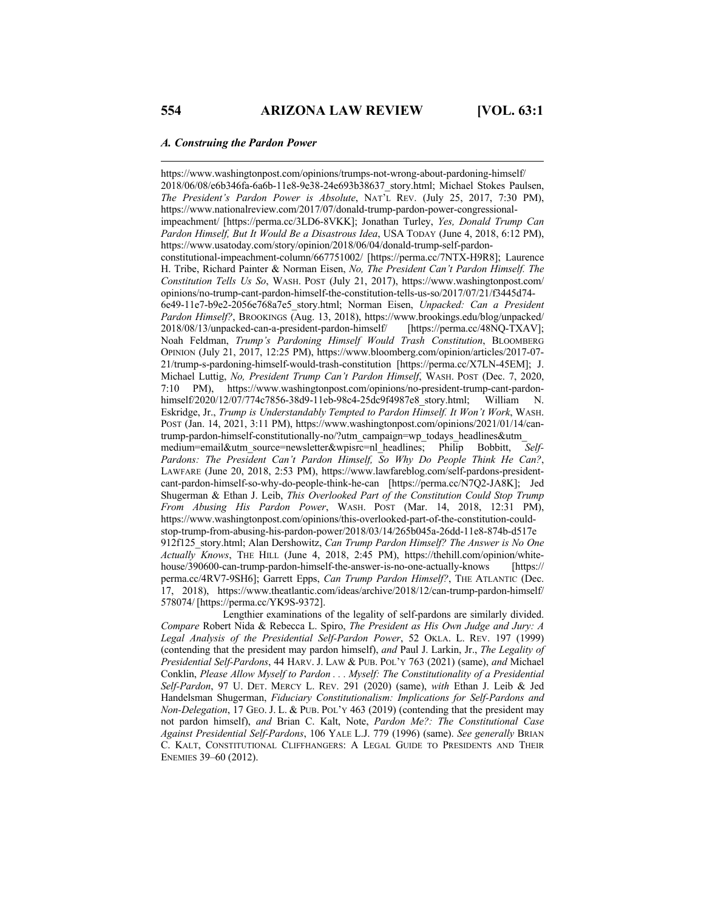### *A. Construing the Pardon Power*

https://www.washingtonpost.com/opinions/trumps-not-wrong-about-pardoning-himself/2018/06/08/e6b346fa-6a6b-11e8-9e38-24e693b38637_story.html; Michael Stokes Paulsen, *The President's Pardon Power is Absolute*, NAT'L REV. (July 25, 2017, 7:30 PM), https://www.nationalreview.com/2017/07/donald-trump-pardon-power-congressional-impeachment/ [https://perma.cc/3LD6-8VKK]; Jonathan Turley, *Yes, Donald Trump Can Pardon Himself, But It Would Be a Disastrous Idea*, USA TODAY (June 4, 2018, 6:12 PM), https://www.usatoday.com/story/opinion/2018/06/04/donald-trump-self-pardon-constitutional-impeachment-column/667751002/ [https://perma.cc/7NTX-H9R8]; Laurence H. Tribe, Richard Painter & Norman Eisen, *No, The President Can't Pardon Himself. The Constitution Tells Us So*, WASH. POST (July 21, 2017), https://www.washingtonpost.com/opinions/no-trump-cant-pardon-himself-the-constitution-tells-us-so/2017/07/21/f3445d74-6e49-11e7-b9e2-2056e768a7e5_story.html; Norman Eisen, *Unpacked: Can a President Pardon Himself?*, BROOKINGS (Aug. 13, 2018), https://www.brookings.edu/blog/unpacked/2018/08/13/unpacked-can-a-president-pardon-himself/ [https://perma.cc/48NQ-TXAV]; Noah Feldman, *Trump's Pardoning Himself Would Trash Constitution*, BLOOMBERG OPINION (July 21, 2017, 12:25 PM), https://www.bloomberg.com/opinion/articles/2017-07-21/trump-s-pardoning-himself-would-trash-constitution [https://perma.cc/X7LN-45EM]; J. Michael Luttig, *No, President Trump Can't Pardon Himself*, WASH. POST (Dec. 7, 2020, 7:10 PM), https://www.washingtonpost.com/opinions/no-president-trump-cant-pardon-himself/2020/12/07/774c7856-38d9-11eb-98c4-25dc9f4987e8_story.html; William N. Eskridge, Jr., *Trump is Understandably Tempted to Pardon Himself. It Won't Work*, WASH. POST (Jan. 14, 2021, 3:11 PM), https://www.washingtonpost.com/opinions/2021/01/14/can-trump-pardon-himself-constitutionally-no/?utm_campaign=wp_todays_headlines&utm_medium=email&utm_source=newsletter&wpisrc=nl_headlines; Philip Bobbitt, *Self-Pardons: The President Can't Pardon Himself, So Why Do People Think He Can?*, LAWFARE (June 20, 2018, 2:53 PM), https://www.lawfareblog.com/self-pardons-president-cant-pardon-himself-so-why-do-people-think-he-can [https://perma.cc/N7Q2-JA8K]; Jed Shugerman & Ethan J. Leib, *This Overlooked Part of the Constitution Could Stop Trump From Abusing His Pardon Power*, WASH. POST (Mar. 14, 2018, 12:31 PM), https://www.washingtonpost.com/opinions/this-overlooked-part-of-the-constitution-could-stop-trump-from-abusing-his-pardon-power/2018/03/14/265b045a-26dd-11e8-874b-d517e912f125_story.html; Alan Dershowitz, *Can Trump Pardon Himself? The Answer is No One Actually Knows*, THE HILL (June 4, 2018, 2:45 PM), https://thehill.com/opinion/white-house/390600-can-trump-pardon-himself-the-answer-is-no-one-actually-knows [https://perma.cc/4RV7-9SH6]; Garrett Epps, *Can Trump Pardon Himself?*, THE ATLANTIC (Dec. 17, 2018), https://www.theatlantic.com/ideas/archive/2018/12/can-trump-pardon-himself/578074/ [https://perma.cc/YK9S-9372].

Lengthier examinations of the legality of self-pardons are similarly divided. *Compare* Robert Nida & Rebecca L. Spiro, *The President as His Own Judge and Jury: A Legal Analysis of the Presidential Self-Pardon Power*, 52 OKLA. L. REV. 197 (1999) (contending that the president may pardon himself), *and* Paul J. Larkin, Jr., *The Legality of Presidential Self-Pardons*, 44 HARV. J. LAW & PUB. POL'Y 763 (2021) (same), *and* Michael Conklin, *Please Allow Myself to Pardon . . . Myself: The Constitutionality of a Presidential Self-Pardon*, 97 U. DET. MERCY L. REV. 291 (2020) (same), *with* Ethan J. Leib & Jed Handelsman Shugerman, *Fiduciary Constitutionalism: Implications for Self-Pardons and Non-Delegation*, 17 GEO. J. L. & PUB. POL'Y 463 (2019) (contending that the president may not pardon himself), *and* Brian C. Kalt, Note, *Pardon Me?: The Constitutional Case Against Presidential Self-Pardons*, 106 YALE L.J. 779 (1996) (same). *See generally* BRIAN C. KALT, CONSTITUTIONAL CLIFFHANGERS: A LEGAL GUIDE TO PRESIDENTS AND THEIR ENEMIES 39–60 (2012).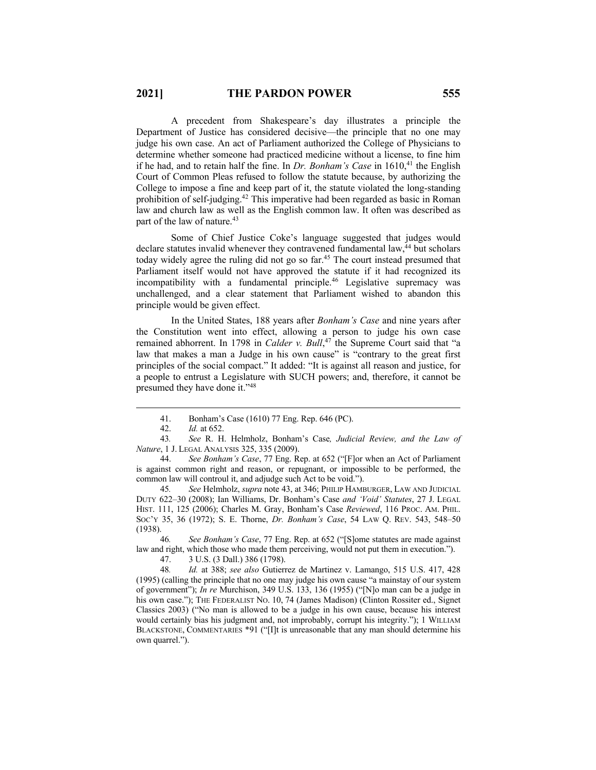A precedent from Shakespeare's day illustrates a principle the Department of Justice has considered decisive—the principle that no one may judge his own case. An act of Parliament authorized the College of Physicians to determine whether someone had practiced medicine without a license, to fine him if he had, and to retain half the fine. In *Dr. Bonham's Case* in 1610,[41] the English Court of Common Pleas refused to follow the statute because, by authorizing the College to impose a fine and keep part of it, the statute violated the long-standing prohibition of self-judging.[42] This imperative had been regarded as basic in Roman law and church law as well as the English common law. It often was described as part of the law of nature.[43]

Some of Chief Justice Coke's language suggested that judges would declare statutes invalid whenever they contravened fundamental law,[44] but scholars today widely agree the ruling did not go so far.[45] The court instead presumed that Parliament itself would not have approved the statute if it had recognized its incompatibility with a fundamental principle.[46] Legislative supremacy was unchallenged, and a clear statement that Parliament wished to abandon this principle would be given effect.

In the United States, 188 years after *Bonham's Case* and nine years after the Constitution went into effect, allowing a person to judge his own case remained abhorrent. In 1798 in *Calder v. Bull*,[47] the Supreme Court said that "a law that makes a man a Judge in his own cause" is "contrary to the great first principles of the social compact." It added: "It is against all reason and justice, for a people to entrust a Legislature with SUCH powers; and, therefore, it cannot be presumed they have done it."[48]

---

41. Bonham's Case (1610) 77 Eng. Rep. 646 (PC).

42. *Id.* at 652.

43. *See* R. H. Helmholz, Bonham's Case*, Judicial Review, and the Law of Nature*, 1 J. LEGAL ANALYSIS 325, 335 (2009).

44. *See Bonham's Case*, 77 Eng. Rep. at 652 ("[F]or when an Act of Parliament is against common right and reason, or repugnant, or impossible to be performed, the common law will controul it, and adjudge such Act to be void.").

45. *See* Helmholz, *supra* note 43, at 346; PHILIP HAMBURGER, LAW AND JUDICIAL DUTY 622–30 (2008); Ian Williams, Dr. Bonham's Case *and 'Void' Statutes*, 27 J. LEGAL HIST. 111, 125 (2006); Charles M. Gray, Bonham's Case *Reviewed*, 116 PROC. AM. PHIL. SOC'Y 35, 36 (1972); S. E. Thorne, *Dr. Bonham's Case*, 54 LAW Q. REV. 543, 548–50 (1938).

46. *See Bonham's Case*, 77 Eng. Rep. at 652 ("[S]ome statutes are made against law and right, which those who made them perceiving, would not put them in execution.").

47. 3 U.S. (3 Dall.) 386 (1798).

48. *Id.* at 388; *see also* Gutierrez de Martinez v. Lamango, 515 U.S. 417, 428 (1995) (calling the principle that no one may judge his own cause "a mainstay of our system of government"); *In re* Murchison, 349 U.S. 133, 136 (1955) ("[N]o man can be a judge in his own case."); THE FEDERALIST NO. 10, 74 (James Madison) (Clinton Rossiter ed., Signet Classics 2003) ("No man is allowed to be a judge in his own cause, because his interest would certainly bias his judgment and, not improbably, corrupt his integrity."); 1 WILLIAM BLACKSTONE, COMMENTARIES *91 ("[I]t is unreasonable that any man should determine his own quarrel.").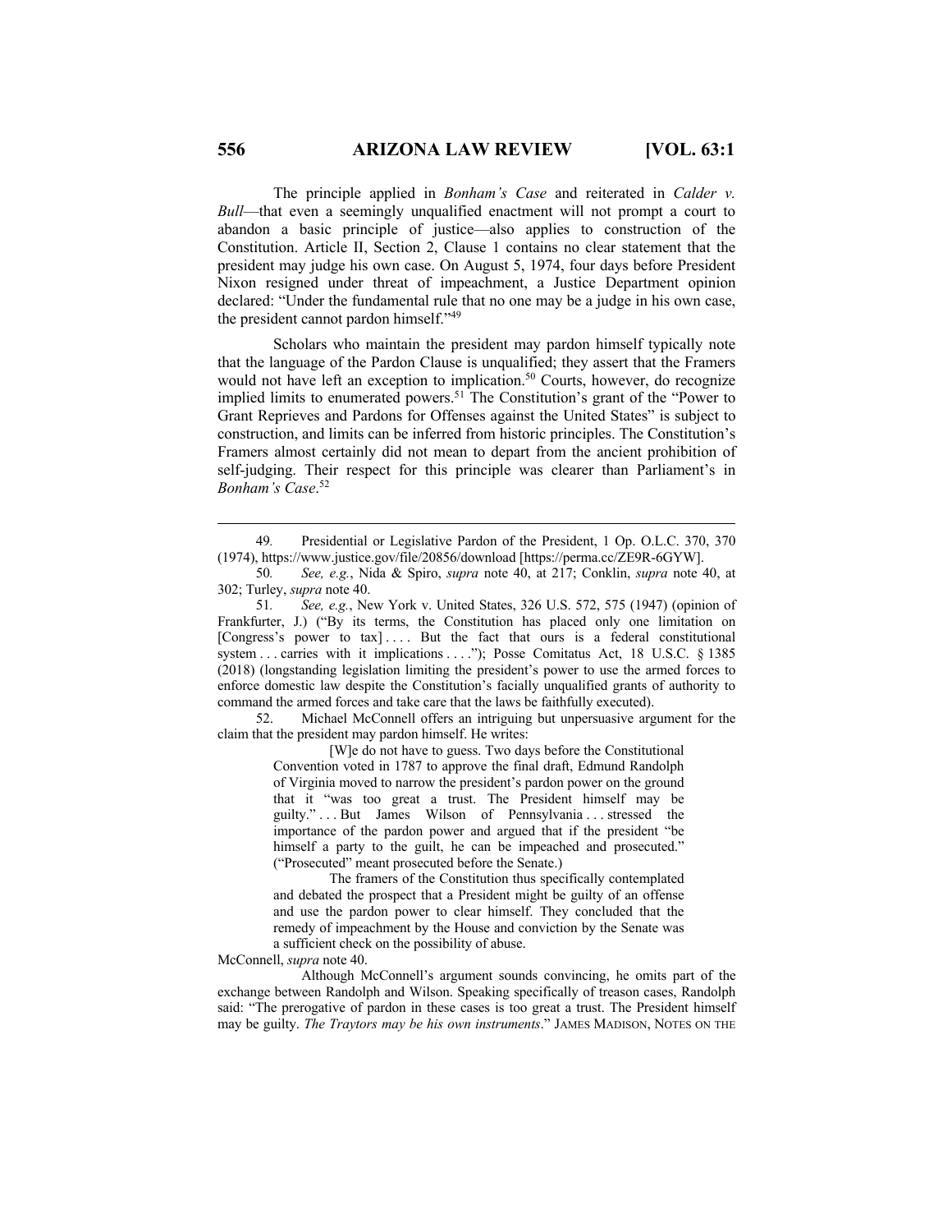The principle applied in *Bonham's Case* and reiterated in *Calder v. Bull*—that even a seemingly unqualified enactment will not prompt a court to abandon a basic principle of justice—also applies to construction of the Constitution. Article II, Section 2, Clause 1 contains no clear statement that the president may judge his own case. On August 5, 1974, four days before President Nixon resigned under threat of impeachment, a Justice Department opinion declared: "Under the fundamental rule that no one may be a judge in his own case, the president cannot pardon himself."[49]

Scholars who maintain the president may pardon himself typically note that the language of the Pardon Clause is unqualified; they assert that the Framers would not have left an exception to implication.[50] Courts, however, do recognize implied limits to enumerated powers.[51] The Constitution's grant of the "Power to Grant Reprieves and Pardons for Offenses against the United States" is subject to construction, and limits can be inferred from historic principles. The Constitution's Framers almost certainly did not mean to depart from the ancient prohibition of self-judging. Their respect for this principle was clearer than Parliament's in *Bonham's Case*.[52]

---

49. Presidential or Legislative Pardon of the President, 1 Op. O.L.C. 370, 370 (1974), https://www.justice.gov/file/20856/download [https://perma.cc/ZE9R-6GYW].

50. *See, e.g.*, Nida & Spiro, *supra* note 40, at 217; Conklin, *supra* note 40, at 302; Turley, *supra* note 40.

51. *See, e.g.*, New York v. United States, 326 U.S. 572, 575 (1947) (opinion of Frankfurter, J.) ("By its terms, the Constitution has placed only one limitation on [Congress's power to tax] . . . . But the fact that ours is a federal constitutional system . . . carries with it implications . . . ."); Posse Comitatus Act, 18 U.S.C. § 1385 (2018) (longstanding legislation limiting the president's power to use the armed forces to enforce domestic law despite the Constitution's facially unqualified grants of authority to command the armed forces and take care that the laws be faithfully executed).

52. Michael McConnell offers an intriguing but unpersuasive argument for the claim that the president may pardon himself. He writes:

> [W]e do not have to guess. Two days before the Constitutional Convention voted in 1787 to approve the final draft, Edmund Randolph of Virginia moved to narrow the president's pardon power on the ground that it "was too great a trust. The President himself may be guilty." . . . But James Wilson of Pennsylvania . . . stressed the importance of the pardon power and argued that if the president "be himself a party to the guilt, he can be impeached and prosecuted." ("Prosecuted" meant prosecuted before the Senate.)
>
> The framers of the Constitution thus specifically contemplated and debated the prospect that a President might be guilty of an offense and use the pardon power to clear himself. They concluded that the remedy of impeachment by the House and conviction by the Senate was a sufficient check on the possibility of abuse.

McConnell, *supra* note 40.

Although McConnell's argument sounds convincing, he omits part of the exchange between Randolph and Wilson. Speaking specifically of treason cases, Randolph said: "The prerogative of pardon in these cases is too great a trust. The President himself may be guilty. *The Traytors may be his own instruments*." JAMES MADISON, NOTES ON THE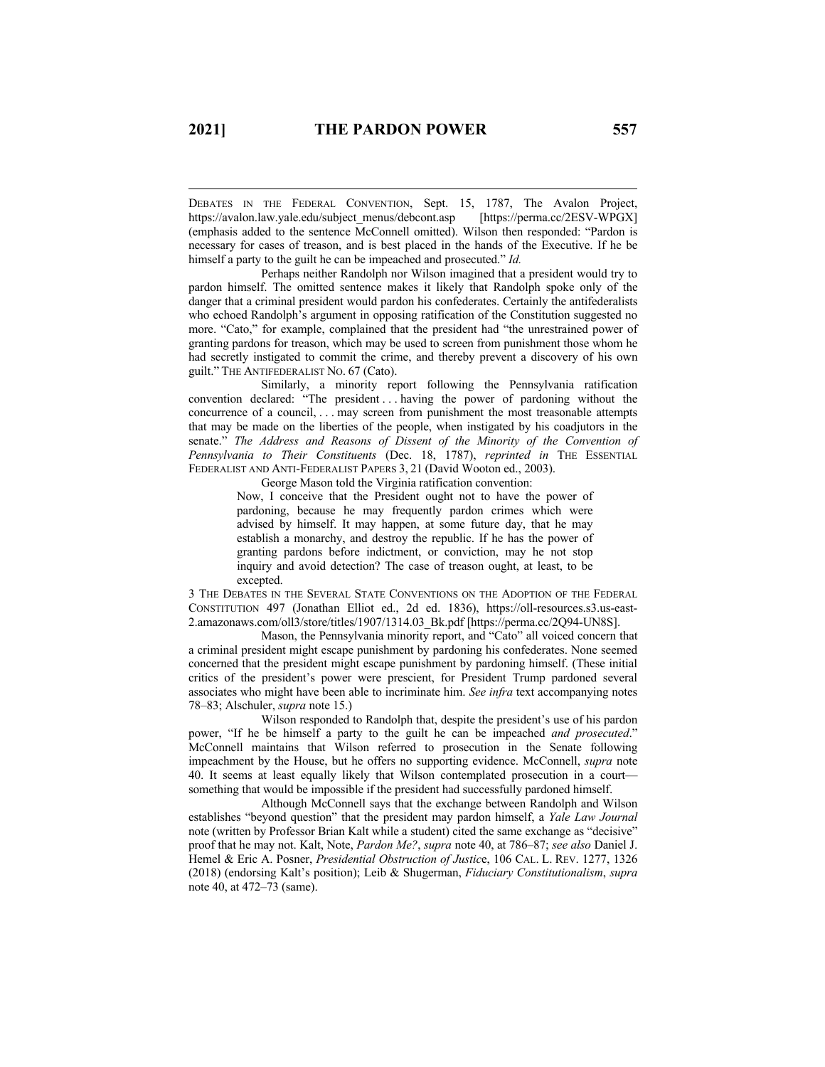DEBATES IN THE FEDERAL CONVENTION, Sept. 15, 1787, The Avalon Project, https://avalon.law.yale.edu/subject_menus/debcont.asp [https://perma.cc/2ESV-WPGX] (emphasis added to the sentence McConnell omitted). Wilson then responded: "Pardon is necessary for cases of treason, and is best placed in the hands of the Executive. If he be himself a party to the guilt he can be impeached and prosecuted." *Id.*

Perhaps neither Randolph nor Wilson imagined that a president would try to pardon himself. The omitted sentence makes it likely that Randolph spoke only of the danger that a criminal president would pardon his confederates. Certainly the antifederalists who echoed Randolph's argument in opposing ratification of the Constitution suggested no more. "Cato," for example, complained that the president had "the unrestrained power of granting pardons for treason, which may be used to screen from punishment those whom he had secretly instigated to commit the crime, and thereby prevent a discovery of his own guilt." THE ANTIFEDERALIST NO. 67 (Cato).

Similarly, a minority report following the Pennsylvania ratification convention declared: "The president . . . having the power of pardoning without the concurrence of a council, . . . may screen from punishment the most treasonable attempts that may be made on the liberties of the people, when instigated by his coadjutors in the senate." *The Address and Reasons of Dissent of the Minority of the Convention of Pennsylvania to Their Constituents* (Dec. 18, 1787), *reprinted in* THE ESSENTIAL FEDERALIST AND ANTI-FEDERALIST PAPERS 3, 21 (David Wooton ed., 2003).

George Mason told the Virginia ratification convention:

> Now, I conceive that the President ought not to have the power of pardoning, because he may frequently pardon crimes which were advised by himself. It may happen, at some future day, that he may establish a monarchy, and destroy the republic. If he has the power of granting pardons before indictment, or conviction, may he not stop inquiry and avoid detection? The case of treason ought, at least, to be excepted.

3 THE DEBATES IN THE SEVERAL STATE CONVENTIONS ON THE ADOPTION OF THE FEDERAL CONSTITUTION 497 (Jonathan Elliot ed., 2d ed. 1836), https://oll-resources.s3.us-east-2.amazonaws.com/oll3/store/titles/1907/1314.03_Bk.pdf [https://perma.cc/2Q94-UN8S].

Mason, the Pennsylvania minority report, and "Cato" all voiced concern that a criminal president might escape punishment by pardoning his confederates. None seemed concerned that the president might escape punishment by pardoning himself. (These initial critics of the president's power were prescient, for President Trump pardoned several associates who might have been able to incriminate him. *See infra* text accompanying notes 78–83; Alschuler, *supra* note 15.)

Wilson responded to Randolph that, despite the president's use of his pardon power, "If he be himself a party to the guilt he can be impeached *and prosecuted*." McConnell maintains that Wilson referred to prosecution in the Senate following impeachment by the House, but he offers no supporting evidence. McConnell, *supra* note 40. It seems at least equally likely that Wilson contemplated prosecution in a court—something that would be impossible if the president had successfully pardoned himself.

Although McConnell says that the exchange between Randolph and Wilson establishes "beyond question" that the president may pardon himself, a *Yale Law Journal* note (written by Professor Brian Kalt while a student) cited the same exchange as "decisive" proof that he may not. Kalt, Note, *Pardon Me?*, *supra* note 40, at 786–87; *see also* Daniel J. Hemel & Eric A. Posner, *Presidential Obstruction of Justice*, 106 CAL. L. REV. 1277, 1326 (2018) (endorsing Kalt's position); Leib & Shugerman, *Fiduciary Constitutionalism*, *supra* note 40, at 472–73 (same).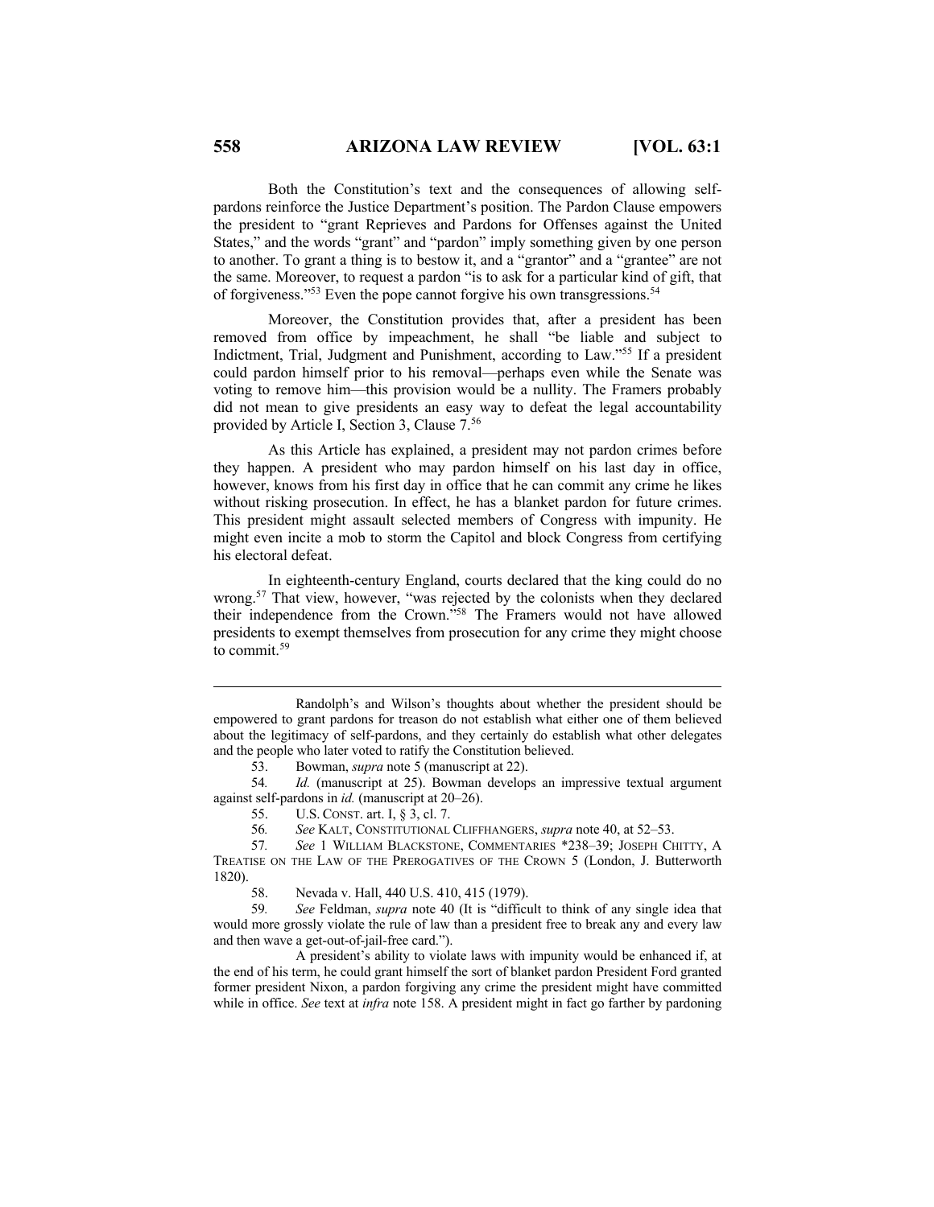Both the Constitution's text and the consequences of allowing self-pardons reinforce the Justice Department's position. The Pardon Clause empowers the president to "grant Reprieves and Pardons for Offenses against the United States," and the words "grant" and "pardon" imply something given by one person to another. To grant a thing is to bestow it, and a "grantor" and a "grantee" are not the same. Moreover, to request a pardon "is to ask for a particular kind of gift, that of forgiveness."[53] Even the pope cannot forgive his own transgressions.[54]

Moreover, the Constitution provides that, after a president has been removed from office by impeachment, he shall "be liable and subject to Indictment, Trial, Judgment and Punishment, according to Law."[55] If a president could pardon himself prior to his removal—perhaps even while the Senate was voting to remove him—this provision would be a nullity. The Framers probably did not mean to give presidents an easy way to defeat the legal accountability provided by Article I, Section 3, Clause 7.[56]

As this Article has explained, a president may not pardon crimes before they happen. A president who may pardon himself on his last day in office, however, knows from his first day in office that he can commit any crime he likes without risking prosecution. In effect, he has a blanket pardon for future crimes. This president might assault selected members of Congress with impunity. He might even incite a mob to storm the Capitol and block Congress from certifying his electoral defeat.

In eighteenth-century England, courts declared that the king could do no wrong.[57] That view, however, "was rejected by the colonists when they declared their independence from the Crown."[58] The Framers would not have allowed presidents to exempt themselves from prosecution for any crime they might choose to commit.[59]

---

Randolph's and Wilson's thoughts about whether the president should be empowered to grant pardons for treason do not establish what either one of them believed about the legitimacy of self-pardons, and they certainly do establish what other delegates and the people who later voted to ratify the Constitution believed.

53. Bowman, *supra* note 5 (manuscript at 22).

54. *Id.* (manuscript at 25). Bowman develops an impressive textual argument against self-pardons in *id.* (manuscript at 20–26).

55. U.S. CONST. art. I, § 3, cl. 7.

56. *See* KALT, CONSTITUTIONAL CLIFFHANGERS, *supra* note 40, at 52–53.

57. *See* 1 WILLIAM BLACKSTONE, COMMENTARIES *238–39; JOSEPH CHITTY, A TREATISE ON THE LAW OF THE PREROGATIVES OF THE CROWN 5 (London, J. Butterworth 1820).

58. Nevada v. Hall, 440 U.S. 410, 415 (1979).

59. *See* Feldman, *supra* note 40 (It is "difficult to think of any single idea that would more grossly violate the rule of law than a president free to break any and every law and then wave a get-out-of-jail-free card.").

A president's ability to violate laws with impunity would be enhanced if, at the end of his term, he could grant himself the sort of blanket pardon President Ford granted former president Nixon, a pardon forgiving any crime the president might have committed while in office. *See* text at *infra* note 158. A president might in fact go farther by pardoning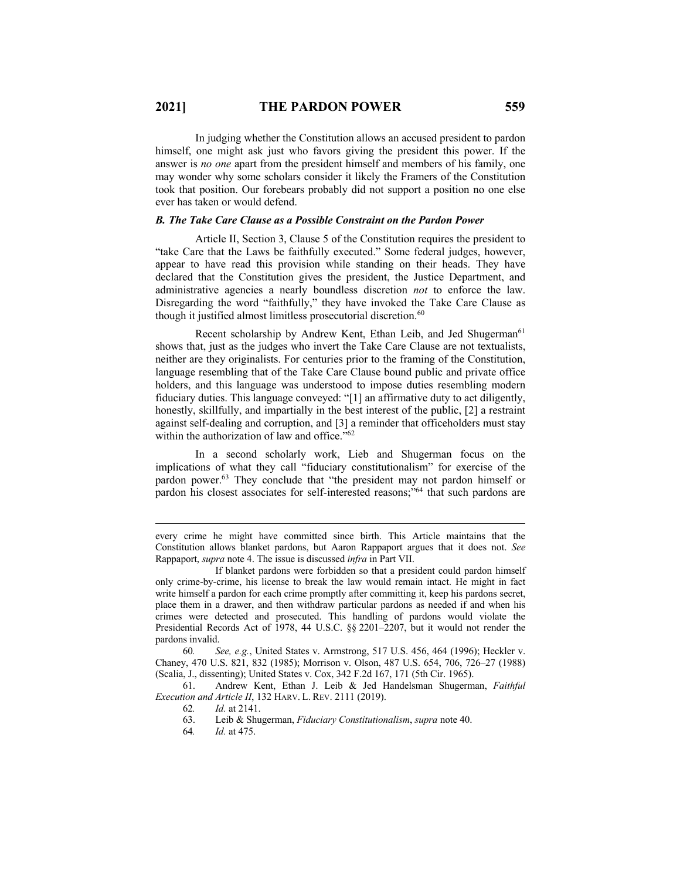In judging whether the Constitution allows an accused president to pardon himself, one might ask just who favors giving the president this power. If the answer is *no one* apart from the president himself and members of his family, one may wonder why some scholars consider it likely the Framers of the Constitution took that position. Our forebears probably did not support a position no one else ever has taken or would defend.

### *B. The Take Care Clause as a Possible Constraint on the Pardon Power*

Article II, Section 3, Clause 5 of the Constitution requires the president to "take Care that the Laws be faithfully executed." Some federal judges, however, appear to have read this provision while standing on their heads. They have declared that the Constitution gives the president, the Justice Department, and administrative agencies a nearly boundless discretion *not* to enforce the law. Disregarding the word "faithfully," they have invoked the Take Care Clause as though it justified almost limitless prosecutorial discretion.[60]

Recent scholarship by Andrew Kent, Ethan Leib, and Jed Shugerman[61] shows that, just as the judges who invert the Take Care Clause are not textualists, neither are they originalists. For centuries prior to the framing of the Constitution, language resembling that of the Take Care Clause bound public and private office holders, and this language was understood to impose duties resembling modern fiduciary duties. This language conveyed: "[1] an affirmative duty to act diligently, honestly, skillfully, and impartially in the best interest of the public, [2] a restraint against self-dealing and corruption, and [3] a reminder that officeholders must stay within the authorization of law and office."[62]

In a second scholarly work, Leib and Shugerman focus on the implications of what they call "fiduciary constitutionalism" for exercise of the pardon power.[63] They conclude that "the president may not pardon himself or pardon his closest associates for self-interested reasons;"[64] that such pardons are

---

every crime he might have committed since birth. This Article maintains that the Constitution allows blanket pardons, but Aaron Rappaport argues that it does not. *See* Rappaport, *supra* note 4. The issue is discussed *infra* in Part VII.

If blanket pardons were forbidden so that a president could pardon himself only crime-by-crime, his license to break the law would remain intact. He might in fact write himself a pardon for each crime promptly after committing it, keep his pardons secret, place them in a drawer, and then withdraw particular pardons as needed if and when his crimes were detected and prosecuted. This handling of pardons would violate the Presidential Records Act of 1978, 44 U.S.C. §§ 2201–2207, but it would not render the pardons invalid.

60. *See, e.g.*, United States v. Armstrong, 517 U.S. 456, 464 (1996); Heckler v. Chaney, 470 U.S. 821, 832 (1985); Morrison v. Olson, 487 U.S. 654, 706, 726–27 (1988) (Scalia, J., dissenting); United States v. Cox, 342 F.2d 167, 171 (5th Cir. 1965).

61. Andrew Kent, Ethan J. Leib & Jed Handelsman Shugerman, *Faithful Execution and Article II*, 132 HARV. L. REV. 2111 (2019).

62. *Id.* at 2141.

63. Leib & Shugerman, *Fiduciary Constitutionalism*, *supra* note 40.

64. *Id.* at 475.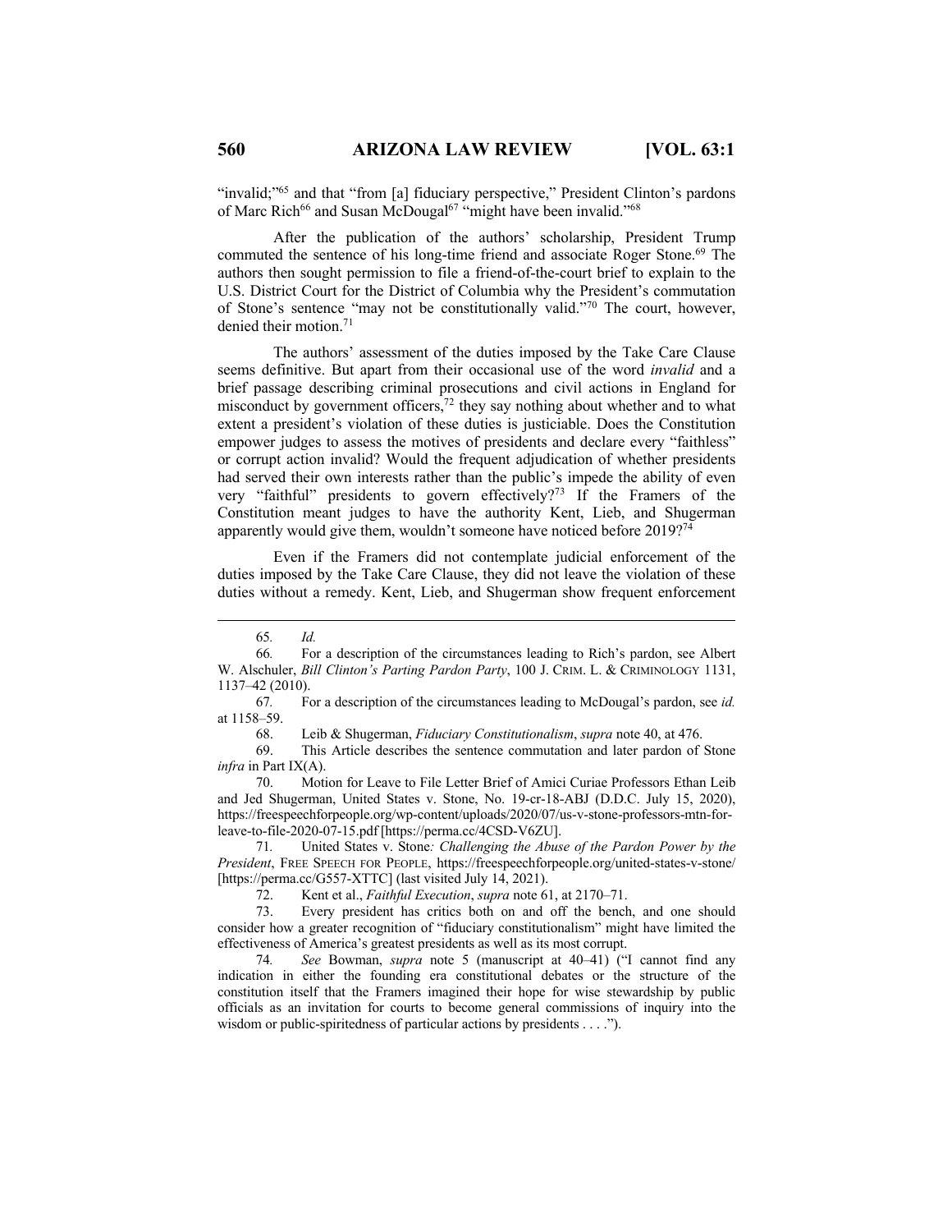"invalid;"[65] and that "from [a] fiduciary perspective," President Clinton's pardons of Marc Rich[66] and Susan McDougal[67] "might have been invalid."[68]

After the publication of the authors' scholarship, President Trump commuted the sentence of his long-time friend and associate Roger Stone.[69] The authors then sought permission to file a friend-of-the-court brief to explain to the U.S. District Court for the District of Columbia why the President's commutation of Stone's sentence "may not be constitutionally valid."[70] The court, however, denied their motion.[71]

The authors' assessment of the duties imposed by the Take Care Clause seems definitive. But apart from their occasional use of the word *invalid* and a brief passage describing criminal prosecutions and civil actions in England for misconduct by government officers,[72] they say nothing about whether and to what extent a president's violation of these duties is justiciable. Does the Constitution empower judges to assess the motives of presidents and declare every "faithless" or corrupt action invalid? Would the frequent adjudication of whether presidents had served their own interests rather than the public's impede the ability of even very "faithful" presidents to govern effectively?[73] If the Framers of the Constitution meant judges to have the authority Kent, Lieb, and Shugerman apparently would give them, wouldn't someone have noticed before 2019?[74]

Even if the Framers did not contemplate judicial enforcement of the duties imposed by the Take Care Clause, they did not leave the violation of these duties without a remedy. Kent, Lieb, and Shugerman show frequent enforcement

---

65. *Id.*

66. For a description of the circumstances leading to Rich's pardon, see Albert W. Alschuler, *Bill Clinton's Parting Pardon Party*, 100 J. CRIM. L. & CRIMINOLOGY 1131, 1137–42 (2010).

67. For a description of the circumstances leading to McDougal's pardon, see *id.* at 1158–59.

68. Leib & Shugerman, *Fiduciary Constitutionalism*, *supra* note 40, at 476.

69. This Article describes the sentence commutation and later pardon of Stone *infra* in Part IX(A).

70. Motion for Leave to File Letter Brief of Amici Curiae Professors Ethan Leib and Jed Shugerman, United States v. Stone, No. 19-cr-18-ABJ (D.D.C. July 15, 2020), https://freespeechforpeople.org/wp-content/uploads/2020/07/us-v-stone-professors-mtn-for-leave-to-file-2020-07-15.pdf [https://perma.cc/4CSD-V6ZU].

71. United States v. Stone*: Challenging the Abuse of the Pardon Power by the President*, FREE SPEECH FOR PEOPLE, https://freespeechforpeople.org/united-states-v-stone/ [https://perma.cc/G557-XTTC] (last visited July 14, 2021).

72. Kent et al., *Faithful Execution*, *supra* note 61, at 2170–71.

73. Every president has critics both on and off the bench, and one should consider how a greater recognition of "fiduciary constitutionalism" might have limited the effectiveness of America's greatest presidents as well as its most corrupt.

74. *See* Bowman, *supra* note 5 (manuscript at 40–41) ("I cannot find any indication in either the founding era constitutional debates or the structure of the constitution itself that the Framers imagined their hope for wise stewardship by public officials as an invitation for courts to become general commissions of inquiry into the wisdom or public-spiritedness of particular actions by presidents . . . .").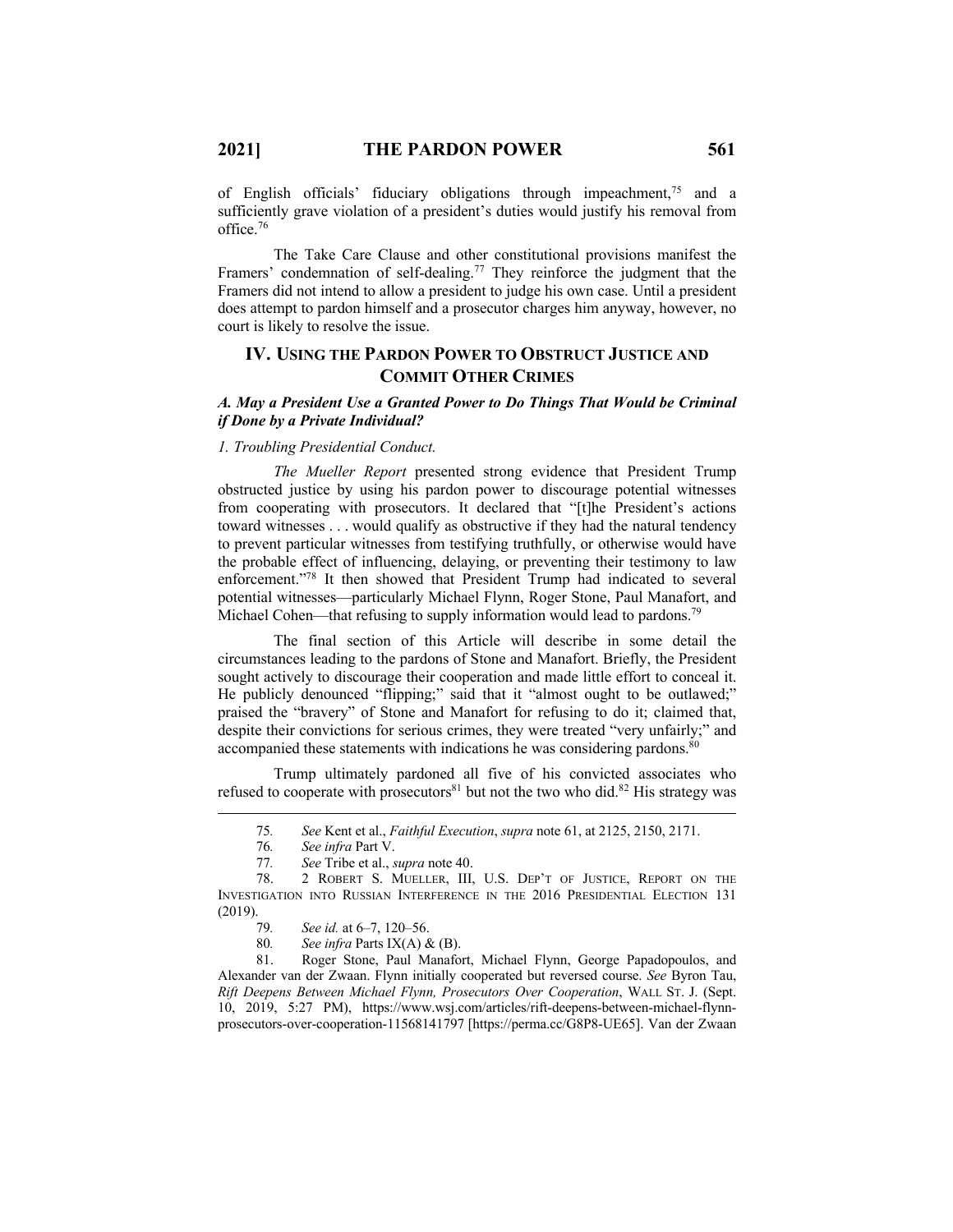of English officials' fiduciary obligations through impeachment,[75] and a sufficiently grave violation of a president's duties would justify his removal from office.[76]

The Take Care Clause and other constitutional provisions manifest the Framers' condemnation of self-dealing.[77] They reinforce the judgment that the Framers did not intend to allow a president to judge his own case. Until a president does attempt to pardon himself and a prosecutor charges him anyway, however, no court is likely to resolve the issue.

## IV. USING THE PARDON POWER TO OBSTRUCT JUSTICE AND COMMIT OTHER CRIMES

### *A. May a President Use a Granted Power to Do Things That Would be Criminal if Done by a Private Individual?*

#### *1. Troubling Presidential Conduct.*

*The Mueller Report* presented strong evidence that President Trump obstructed justice by using his pardon power to discourage potential witnesses from cooperating with prosecutors. It declared that "[t]he President's actions toward witnesses . . . would qualify as obstructive if they had the natural tendency to prevent particular witnesses from testifying truthfully, or otherwise would have the probable effect of influencing, delaying, or preventing their testimony to law enforcement."[78] It then showed that President Trump had indicated to several potential witnesses—particularly Michael Flynn, Roger Stone, Paul Manafort, and Michael Cohen—that refusing to supply information would lead to pardons.[79]

The final section of this Article will describe in some detail the circumstances leading to the pardons of Stone and Manafort. Briefly, the President sought actively to discourage their cooperation and made little effort to conceal it. He publicly denounced "flipping;" said that it "almost ought to be outlawed;" praised the "bravery" of Stone and Manafort for refusing to do it; claimed that, despite their convictions for serious crimes, they were treated "very unfairly;" and accompanied these statements with indications he was considering pardons.[80]

Trump ultimately pardoned all five of his convicted associates who refused to cooperate with prosecutors[81] but not the two who did.[82] His strategy was

---

75. *See* Kent et al., *Faithful Execution*, *supra* note 61, at 2125, 2150, 2171.

76. *See infra* Part V.

77. *See* Tribe et al., *supra* note 40.

78. 2 ROBERT S. MUELLER, III, U.S. DEP'T OF JUSTICE, REPORT ON THE INVESTIGATION INTO RUSSIAN INTERFERENCE IN THE 2016 PRESIDENTIAL ELECTION 131 (2019).

79. *See id.* at 6–7, 120–56.

80. *See infra* Parts IX(A) & (B).

81. Roger Stone, Paul Manafort, Michael Flynn, George Papadopoulos, and Alexander van der Zwaan. Flynn initially cooperated but reversed course. *See* Byron Tau, *Rift Deepens Between Michael Flynn, Prosecutors Over Cooperation*, WALL ST. J. (Sept. 10, 2019, 5:27 PM), https://www.wsj.com/articles/rift-deepens-between-michael-flynn-prosecutors-over-cooperation-11568141797 [https://perma.cc/G8P8-UE65]. Van der Zwaan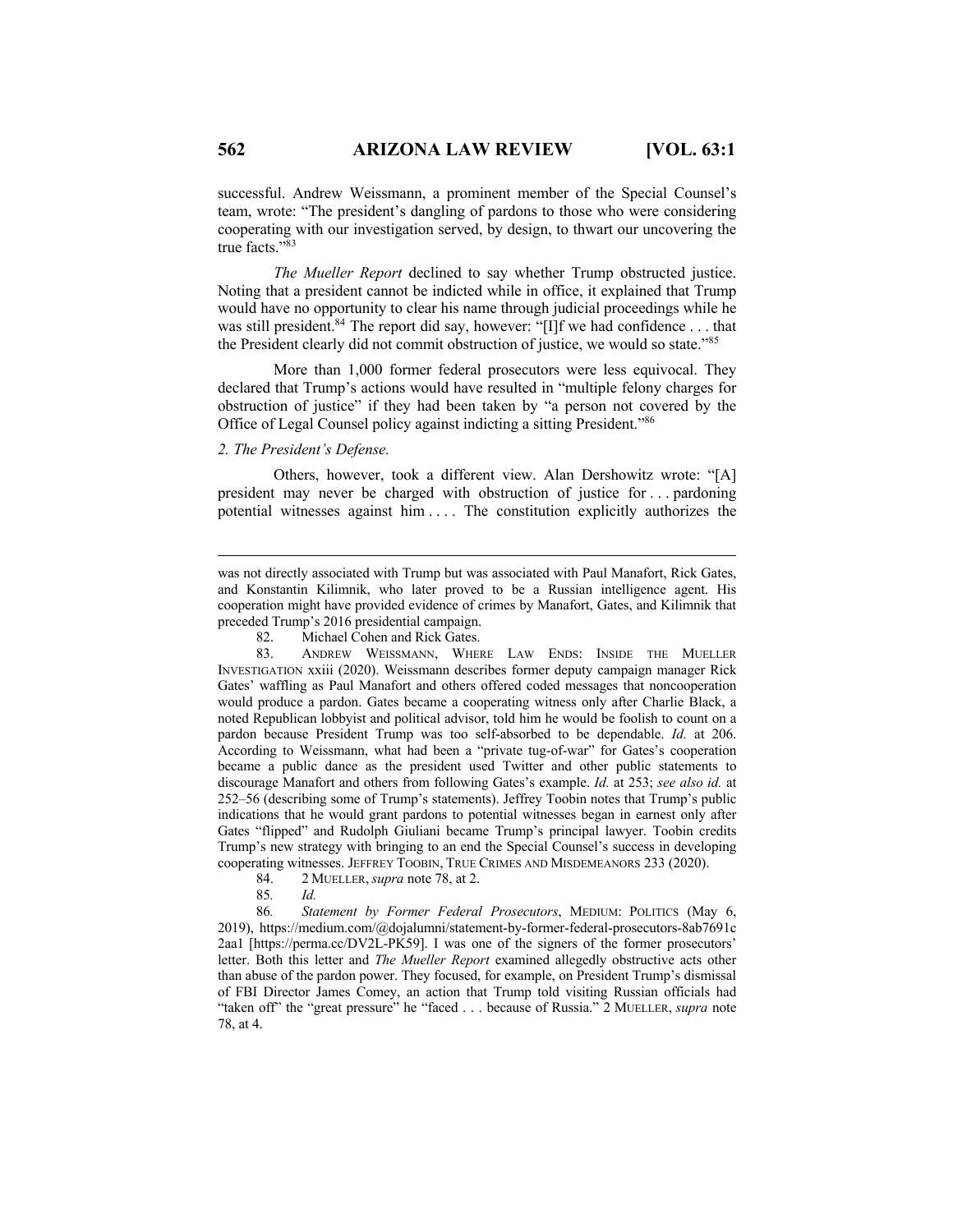successful. Andrew Weissmann, a prominent member of the Special Counsel's team, wrote: "The president's dangling of pardons to those who were considering cooperating with our investigation served, by design, to thwart our uncovering the true facts."[83]

*The Mueller Report* declined to say whether Trump obstructed justice. Noting that a president cannot be indicted while in office, it explained that Trump would have no opportunity to clear his name through judicial proceedings while he was still president.[84] The report did say, however: "[I]f we had confidence . . . that the President clearly did not commit obstruction of justice, we would so state."[85]

More than 1,000 former federal prosecutors were less equivocal. They declared that Trump's actions would have resulted in "multiple felony charges for obstruction of justice" if they had been taken by "a person not covered by the Office of Legal Counsel policy against indicting a sitting President."[86]

*2. The President's Defense.*

Others, however, took a different view. Alan Dershowitz wrote: "[A] president may never be charged with obstruction of justice for . . . pardoning potential witnesses against him . . . . The constitution explicitly authorizes the

---

was not directly associated with Trump but was associated with Paul Manafort, Rick Gates, and Konstantin Kilimnik, who later proved to be a Russian intelligence agent. His cooperation might have provided evidence of crimes by Manafort, Gates, and Kilimnik that preceded Trump's 2016 presidential campaign.

82. Michael Cohen and Rick Gates.

83. ANDREW WEISSMANN, WHERE LAW ENDS: INSIDE THE MUELLER INVESTIGATION xxiii (2020). Weissmann describes former deputy campaign manager Rick Gates' waffling as Paul Manafort and others offered coded messages that noncooperation would produce a pardon. Gates became a cooperating witness only after Charlie Black, a noted Republican lobbyist and political advisor, told him he would be foolish to count on a pardon because President Trump was too self-absorbed to be dependable. *Id.* at 206. According to Weissmann, what had been a "private tug-of-war" for Gates's cooperation became a public dance as the president used Twitter and other public statements to discourage Manafort and others from following Gates's example. *Id.* at 253; *see also id.* at 252–56 (describing some of Trump's statements). Jeffrey Toobin notes that Trump's public indications that he would grant pardons to potential witnesses began in earnest only after Gates "flipped" and Rudolph Giuliani became Trump's principal lawyer. Toobin credits Trump's new strategy with bringing to an end the Special Counsel's success in developing cooperating witnesses. JEFFREY TOOBIN, TRUE CRIMES AND MISDEMEANORS 233 (2020).

84. 2 MUELLER, *supra* note 78, at 2.

85. *Id.*

86. *Statement by Former Federal Prosecutors*, MEDIUM: POLITICS (May 6, 2019), https://medium.com/@dojalumni/statement-by-former-federal-prosecutors-8ab7691c2aa1 [https://perma.cc/DV2L-PK59]. I was one of the signers of the former prosecutors' letter. Both this letter and *The Mueller Report* examined allegedly obstructive acts other than abuse of the pardon power. They focused, for example, on President Trump's dismissal of FBI Director James Comey, an action that Trump told visiting Russian officials had "taken off" the "great pressure" he "faced . . . because of Russia." 2 MUELLER, *supra* note 78, at 4.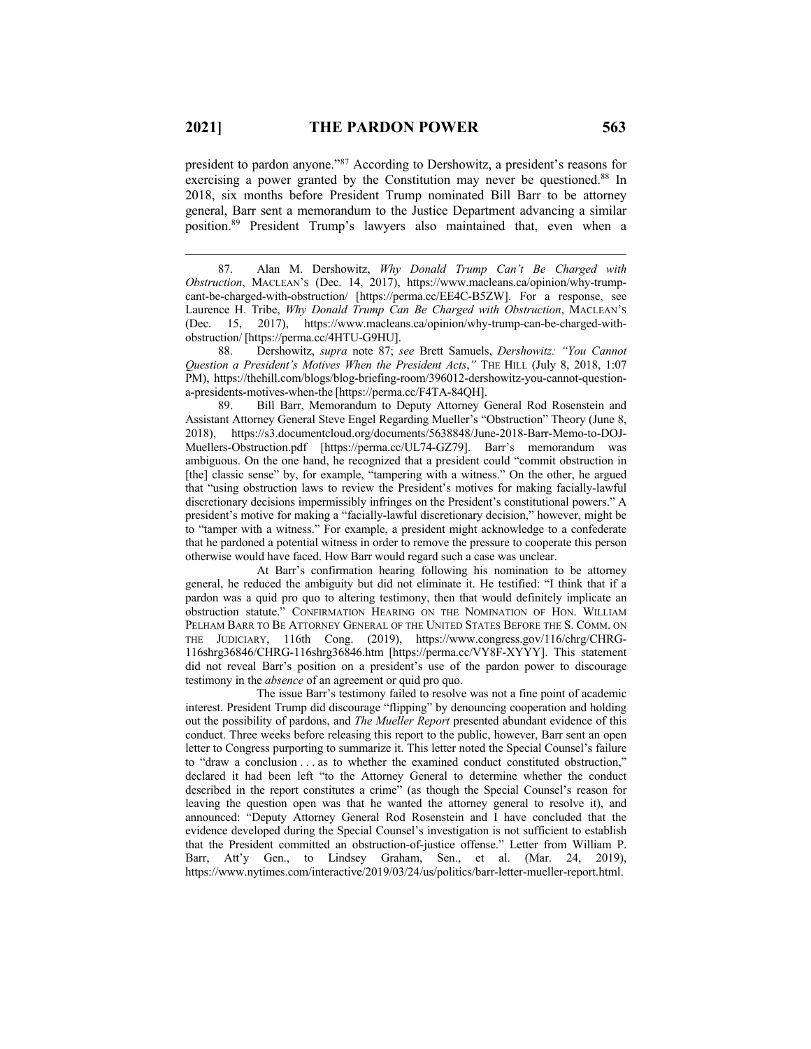president to pardon anyone."[87] According to Dershowitz, a president's reasons for exercising a power granted by the Constitution may never be questioned.[88] In 2018, six months before President Trump nominated Bill Barr to be attorney general, Barr sent a memorandum to the Justice Department advancing a similar position.[89] President Trump's lawyers also maintained that, even when a

---

87. Alan M. Dershowitz, *Why Donald Trump Can't Be Charged with Obstruction*, MACLEAN'S (Dec. 14, 2017), https://www.macleans.ca/opinion/why-trump-cant-be-charged-with-obstruction/ [https://perma.cc/EE4C-B5ZW]. For a response, see Laurence H. Tribe, *Why Donald Trump Can Be Charged with Obstruction*, MACLEAN'S (Dec. 15, 2017), https://www.macleans.ca/opinion/why-trump-can-be-charged-with-obstruction/ [https://perma.cc/4HTU-G9HU].

88. Dershowitz, *supra* note 87; *see* Brett Samuels, *Dershowitz: "You Cannot Question a President's Motives When the President Acts*,*"* THE HILL (July 8, 2018, 1:07 PM), https://thehill.com/blogs/blog-briefing-room/396012-dershowitz-you-cannot-question-a-presidents-motives-when-the [https://perma.cc/F4TA-84QH].

89. Bill Barr, Memorandum to Deputy Attorney General Rod Rosenstein and Assistant Attorney General Steve Engel Regarding Mueller's "Obstruction" Theory (June 8, 2018), https://s3.documentcloud.org/documents/5638848/June-2018-Barr-Memo-to-DOJ-Muellers-Obstruction.pdf [https://perma.cc/UL74-GZ79]. Barr's memorandum was ambiguous. On the one hand, he recognized that a president could "commit obstruction in [the] classic sense" by, for example, "tampering with a witness." On the other, he argued that "using obstruction laws to review the President's motives for making facially-lawful discretionary decisions impermissibly infringes on the President's constitutional powers." A president's motive for making a "facially-lawful discretionary decision," however, might be to "tamper with a witness." For example, a president might acknowledge to a confederate that he pardoned a potential witness in order to remove the pressure to cooperate this person otherwise would have faced. How Barr would regard such a case was unclear.

At Barr's confirmation hearing following his nomination to be attorney general, he reduced the ambiguity but did not eliminate it. He testified: "I think that if a pardon was a quid pro quo to altering testimony, then that would definitely implicate an obstruction statute." CONFIRMATION HEARING ON THE NOMINATION OF HON. WILLIAM PELHAM BARR TO BE ATTORNEY GENERAL OF THE UNITED STATES BEFORE THE S. COMM. ON THE JUDICIARY, 116th Cong. (2019), https://www.congress.gov/116/chrg/CHRG-116shrg36846/CHRG-116shrg36846.htm [https://perma.cc/VY8F-XYYY]. This statement did not reveal Barr's position on a president's use of the pardon power to discourage testimony in the *absence* of an agreement or quid pro quo.

The issue Barr's testimony failed to resolve was not a fine point of academic interest. President Trump did discourage "flipping" by denouncing cooperation and holding out the possibility of pardons, and *The Mueller Report* presented abundant evidence of this conduct. Three weeks before releasing this report to the public, however, Barr sent an open letter to Congress purporting to summarize it. This letter noted the Special Counsel's failure to "draw a conclusion . . . as to whether the examined conduct constituted obstruction," declared it had been left "to the Attorney General to determine whether the conduct described in the report constitutes a crime" (as though the Special Counsel's reason for leaving the question open was that he wanted the attorney general to resolve it), and announced: "Deputy Attorney General Rod Rosenstein and I have concluded that the evidence developed during the Special Counsel's investigation is not sufficient to establish that the President committed an obstruction-of-justice offense." Letter from William P. Barr, Att'y Gen., to Lindsey Graham, Sen., et al. (Mar. 24, 2019), https://www.nytimes.com/interactive/2019/03/24/us/politics/barr-letter-mueller-report.html.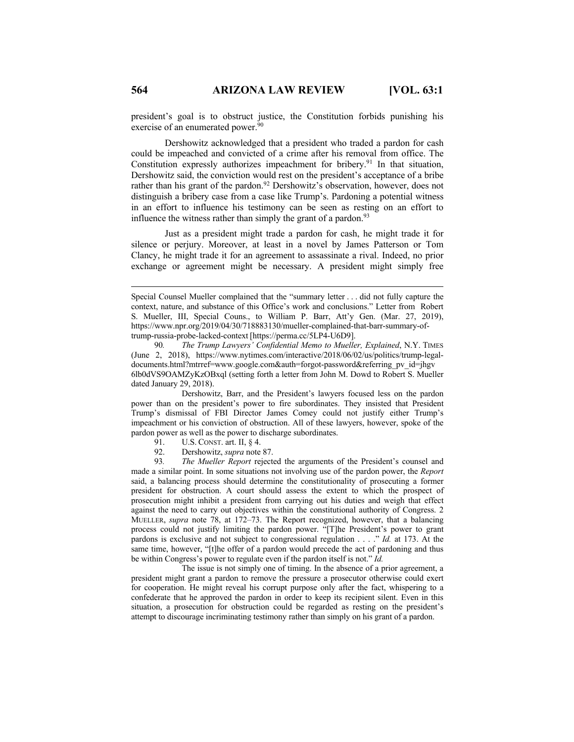president's goal is to obstruct justice, the Constitution forbids punishing his exercise of an enumerated power.[90]

Dershowitz acknowledged that a president who traded a pardon for cash could be impeached and convicted of a crime after his removal from office. The Constitution expressly authorizes impeachment for bribery.[91] In that situation, Dershowitz said, the conviction would rest on the president's acceptance of a bribe rather than his grant of the pardon.[92] Dershowitz's observation, however, does not distinguish a bribery case from a case like Trump's. Pardoning a potential witness in an effort to influence his testimony can be seen as resting on an effort to influence the witness rather than simply the grant of a pardon.[93]

Just as a president might trade a pardon for cash, he might trade it for silence or perjury. Moreover, at least in a novel by James Patterson or Tom Clancy, he might trade it for an agreement to assassinate a rival. Indeed, no prior exchange or agreement might be necessary. A president might simply free

---

Special Counsel Mueller complained that the "summary letter . . . did not fully capture the context, nature, and substance of this Office's work and conclusions." Letter from Robert S. Mueller, III, Special Couns., to William P. Barr, Att'y Gen. (Mar. 27, 2019), https://www.npr.org/2019/04/30/718883130/mueller-complained-that-barr-summary-of-trump-russia-probe-lacked-context [https://perma.cc/5LP4-U6D9].

90. *The Trump Lawyers' Confidential Memo to Mueller, Explained*, N.Y. TIMES (June 2, 2018), https://www.nytimes.com/interactive/2018/06/02/us/politics/trump-legal-documents.html?mtrref=www.google.com&auth=forgot-password&referring_pv_id=jhgv6lb0dVS9OAMZyKzOBxql (setting forth a letter from John M. Dowd to Robert S. Mueller dated January 29, 2018).

Dershowitz, Barr, and the President's lawyers focused less on the pardon power than on the president's power to fire subordinates. They insisted that President Trump's dismissal of FBI Director James Comey could not justify either Trump's impeachment or his conviction of obstruction. All of these lawyers, however, spoke of the pardon power as well as the power to discharge subordinates.

91. U.S. CONST. art. II, § 4.

92. Dershowitz, *supra* note 87.

93. *The Mueller Report* rejected the arguments of the President's counsel and made a similar point. In some situations not involving use of the pardon power, the *Report* said, a balancing process should determine the constitutionality of prosecuting a former president for obstruction. A court should assess the extent to which the prospect of prosecution might inhibit a president from carrying out his duties and weigh that effect against the need to carry out objectives within the constitutional authority of Congress. 2 MUELLER, *supra* note 78, at 172–73. The Report recognized, however, that a balancing process could not justify limiting the pardon power. "[T]he President's power to grant pardons is exclusive and not subject to congressional regulation . . . ." *Id.* at 173. At the same time, however, "[t]he offer of a pardon would precede the act of pardoning and thus be within Congress's power to regulate even if the pardon itself is not." *Id.*

The issue is not simply one of timing. In the absence of a prior agreement, a president might grant a pardon to remove the pressure a prosecutor otherwise could exert for cooperation. He might reveal his corrupt purpose only after the fact, whispering to a confederate that he approved the pardon in order to keep its recipient silent. Even in this situation, a prosecution for obstruction could be regarded as resting on the president's attempt to discourage incriminating testimony rather than simply on his grant of a pardon.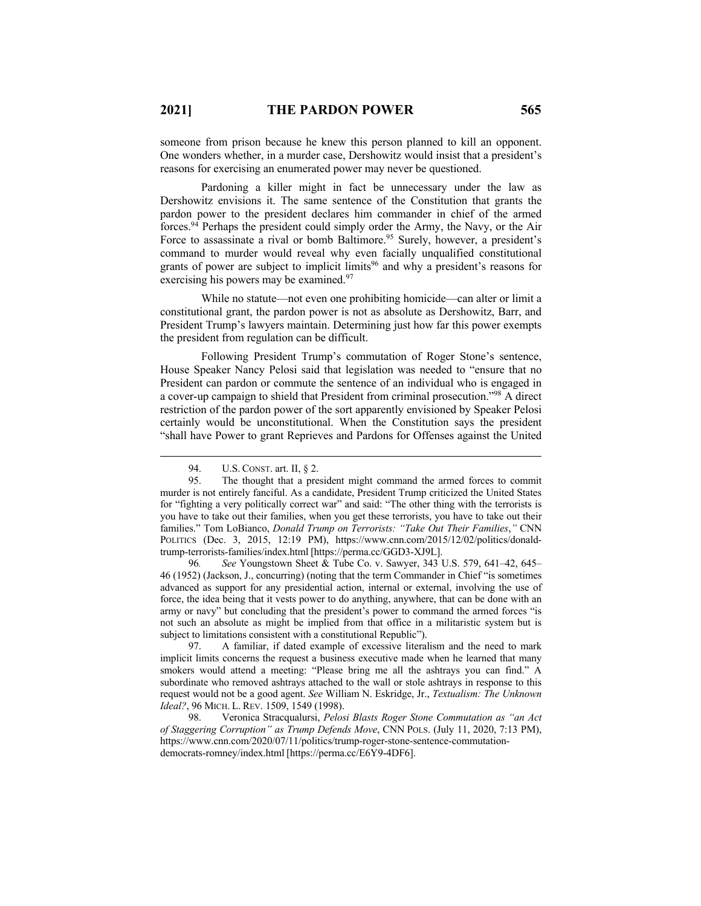someone from prison because he knew this person planned to kill an opponent. One wonders whether, in a murder case, Dershowitz would insist that a president's reasons for exercising an enumerated power may never be questioned.

Pardoning a killer might in fact be unnecessary under the law as Dershowitz envisions it. The same sentence of the Constitution that grants the pardon power to the president declares him commander in chief of the armed forces.[94] Perhaps the president could simply order the Army, the Navy, or the Air Force to assassinate a rival or bomb Baltimore.[95] Surely, however, a president's command to murder would reveal why even facially unqualified constitutional grants of power are subject to implicit limits[96] and why a president's reasons for exercising his powers may be examined.[97]

While no statute—not even one prohibiting homicide—can alter or limit a constitutional grant, the pardon power is not as absolute as Dershowitz, Barr, and President Trump's lawyers maintain. Determining just how far this power exempts the president from regulation can be difficult.

Following President Trump's commutation of Roger Stone's sentence, House Speaker Nancy Pelosi said that legislation was needed to "ensure that no President can pardon or commute the sentence of an individual who is engaged in a cover-up campaign to shield that President from criminal prosecution."[98] A direct restriction of the pardon power of the sort apparently envisioned by Speaker Pelosi certainly would be unconstitutional. When the Constitution says the president "shall have Power to grant Reprieves and Pardons for Offenses against the United

---

94. U.S. CONST. art. II, § 2.

95. The thought that a president might command the armed forces to commit murder is not entirely fanciful. As a candidate, President Trump criticized the United States for "fighting a very politically correct war" and said: "The other thing with the terrorists is you have to take out their families, when you get these terrorists, you have to take out their families." Tom LoBianco, *Donald Trump on Terrorists: "Take Out Their Families*,*"* CNN POLITICS (Dec. 3, 2015, 12:19 PM), https://www.cnn.com/2015/12/02/politics/donald-trump-terrorists-families/index.html [https://perma.cc/GGD3-XJ9L].

96. *See* Youngstown Sheet & Tube Co. v. Sawyer, 343 U.S. 579, 641–42, 645–46 (1952) (Jackson, J., concurring) (noting that the term Commander in Chief "is sometimes advanced as support for any presidential action, internal or external, involving the use of force, the idea being that it vests power to do anything, anywhere, that can be done with an army or navy" but concluding that the president's power to command the armed forces "is not such an absolute as might be implied from that office in a militaristic system but is subject to limitations consistent with a constitutional Republic").

97. A familiar, if dated example of excessive literalism and the need to mark implicit limits concerns the request a business executive made when he learned that many smokers would attend a meeting: "Please bring me all the ashtrays you can find." A subordinate who removed ashtrays attached to the wall or stole ashtrays in response to this request would not be a good agent. *See* William N. Eskridge, Jr., *Textualism: The Unknown Ideal?*, 96 MICH. L. REV. 1509, 1549 (1998).

98. Veronica Stracqualursi, *Pelosi Blasts Roger Stone Commutation as "an Act of Staggering Corruption" as Trump Defends Move*, CNN POLS. (July 11, 2020, 7:13 PM), https://www.cnn.com/2020/07/11/politics/trump-roger-stone-sentence-commutation-democrats-romney/index.html [https://perma.cc/E6Y9-4DF6].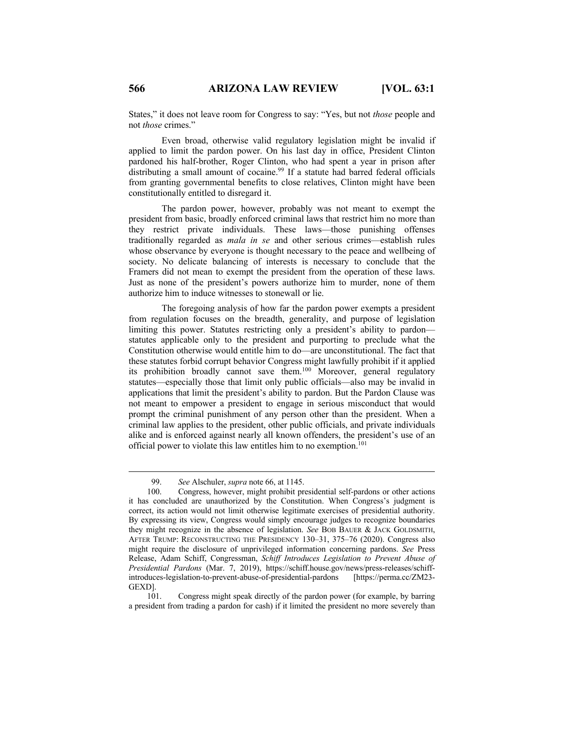States," it does not leave room for Congress to say: "Yes, but not *those* people and not *those* crimes."

Even broad, otherwise valid regulatory legislation might be invalid if applied to limit the pardon power. On his last day in office, President Clinton pardoned his half-brother, Roger Clinton, who had spent a year in prison after distributing a small amount of cocaine.[99] If a statute had barred federal officials from granting governmental benefits to close relatives, Clinton might have been constitutionally entitled to disregard it.

The pardon power, however, probably was not meant to exempt the president from basic, broadly enforced criminal laws that restrict him no more than they restrict private individuals. These laws—those punishing offenses traditionally regarded as *mala in se* and other serious crimes—establish rules whose observance by everyone is thought necessary to the peace and wellbeing of society. No delicate balancing of interests is necessary to conclude that the Framers did not mean to exempt the president from the operation of these laws. Just as none of the president's powers authorize him to murder, none of them authorize him to induce witnesses to stonewall or lie.

The foregoing analysis of how far the pardon power exempts a president from regulation focuses on the breadth, generality, and purpose of legislation limiting this power. Statutes restricting only a president's ability to pardon—statutes applicable only to the president and purporting to preclude what the Constitution otherwise would entitle him to do—are unconstitutional. The fact that these statutes forbid corrupt behavior Congress might lawfully prohibit if it applied its prohibition broadly cannot save them.[100] Moreover, general regulatory statutes—especially those that limit only public officials—also may be invalid in applications that limit the president's ability to pardon. But the Pardon Clause was not meant to empower a president to engage in serious misconduct that would prompt the criminal punishment of any person other than the president. When a criminal law applies to the president, other public officials, and private individuals alike and is enforced against nearly all known offenders, the president's use of an official power to violate this law entitles him to no exemption.[101]

---

99. *See* Alschuler, *supra* note 66, at 1145.

100. Congress, however, might prohibit presidential self-pardons or other actions it has concluded are unauthorized by the Constitution. When Congress's judgment is correct, its action would not limit otherwise legitimate exercises of presidential authority. By expressing its view, Congress would simply encourage judges to recognize boundaries they might recognize in the absence of legislation. *See* BOB BAUER & JACK GOLDSMITH, AFTER TRUMP: RECONSTRUCTING THE PRESIDENCY 130–31, 375–76 (2020). Congress also might require the disclosure of unprivileged information concerning pardons. *See* Press Release, Adam Schiff, Congressman, *Schiff Introduces Legislation to Prevent Abuse of Presidential Pardons* (Mar. 7, 2019), https://schiff.house.gov/news/press-releases/schiff-introduces-legislation-to-prevent-abuse-of-presidential-pardons [https://perma.cc/ZM23-GEXD].

101. Congress might speak directly of the pardon power (for example, by barring a president from trading a pardon for cash) if it limited the president no more severely than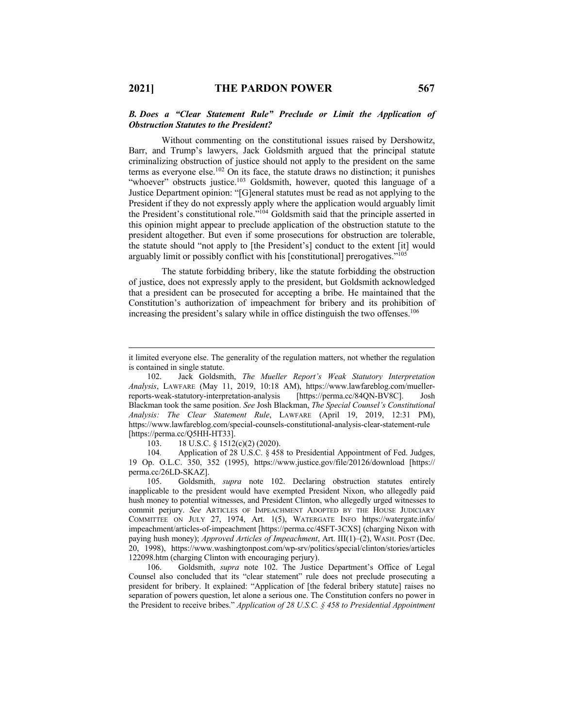### *B. Does a "Clear Statement Rule" Preclude or Limit the Application of Obstruction Statutes to the President?*

Without commenting on the constitutional issues raised by Dershowitz, Barr, and Trump's lawyers, Jack Goldsmith argued that the principal statute criminalizing obstruction of justice should not apply to the president on the same terms as everyone else.[102] On its face, the statute draws no distinction; it punishes "whoever" obstructs justice.[103] Goldsmith, however, quoted this language of a Justice Department opinion: "[G]eneral statutes must be read as not applying to the President if they do not expressly apply where the application would arguably limit the President's constitutional role."[104] Goldsmith said that the principle asserted in this opinion might appear to preclude application of the obstruction statute to the president altogether. But even if some prosecutions for obstruction are tolerable, the statute should "not apply to [the President's] conduct to the extent [it] would arguably limit or possibly conflict with his [constitutional] prerogatives."[105]

The statute forbidding bribery, like the statute forbidding the obstruction of justice, does not expressly apply to the president, but Goldsmith acknowledged that a president can be prosecuted for accepting a bribe. He maintained that the Constitution's authorization of impeachment for bribery and its prohibition of increasing the president's salary while in office distinguish the two offenses.[106]

---

it limited everyone else. The generality of the regulation matters, not whether the regulation is contained in single statute.

102. Jack Goldsmith, *The Mueller Report's Weak Statutory Interpretation Analysis*, LAWFARE (May 11, 2019, 10:18 AM), https://www.lawfareblog.com/mueller-reports-weak-statutory-interpretation-analysis [https://perma.cc/84QN-BV8C]. Josh Blackman took the same position. *See* Josh Blackman, *The Special Counsel's Constitutional Analysis: The Clear Statement Rule*, LAWFARE (April 19, 2019, 12:31 PM), https://www.lawfareblog.com/special-counsels-constitutional-analysis-clear-statement-rule [https://perma.cc/Q5HH-HT33].

103. 18 U.S.C. § 1512(c)(2) (2020).

104. Application of 28 U.S.C. § 458 to Presidential Appointment of Fed. Judges, 19 Op. O.L.C. 350, 352 (1995), https://www.justice.gov/file/20126/download [https://perma.cc/26LD-SKAZ].

105. Goldsmith, *supra* note 102. Declaring obstruction statutes entirely inapplicable to the president would have exempted President Nixon, who allegedly paid hush money to potential witnesses, and President Clinton, who allegedly urged witnesses to commit perjury. *See* ARTICLES OF IMPEACHMENT ADOPTED BY THE HOUSE JUDICIARY COMMITTEE ON JULY 27, 1974, Art. 1(5), WATERGATE INFO https://watergate.info/impeachment/articles-of-impeachment [https://perma.cc/4SFT-3CXS] (charging Nixon with paying hush money); *Approved Articles of Impeachment*, Art. III(1)–(2), WASH. POST (Dec. 20, 1998), https://www.washingtonpost.com/wp-srv/politics/special/clinton/stories/articles122098.htm (charging Clinton with encouraging perjury).

106. Goldsmith, *supra* note 102. The Justice Department's Office of Legal Counsel also concluded that its "clear statement" rule does not preclude prosecuting a president for bribery. It explained: "Application of [the federal bribery statute] raises no separation of powers question, let alone a serious one. The Constitution confers no power in the President to receive bribes." *Application of 28 U.S.C. § 458 to Presidential Appointment*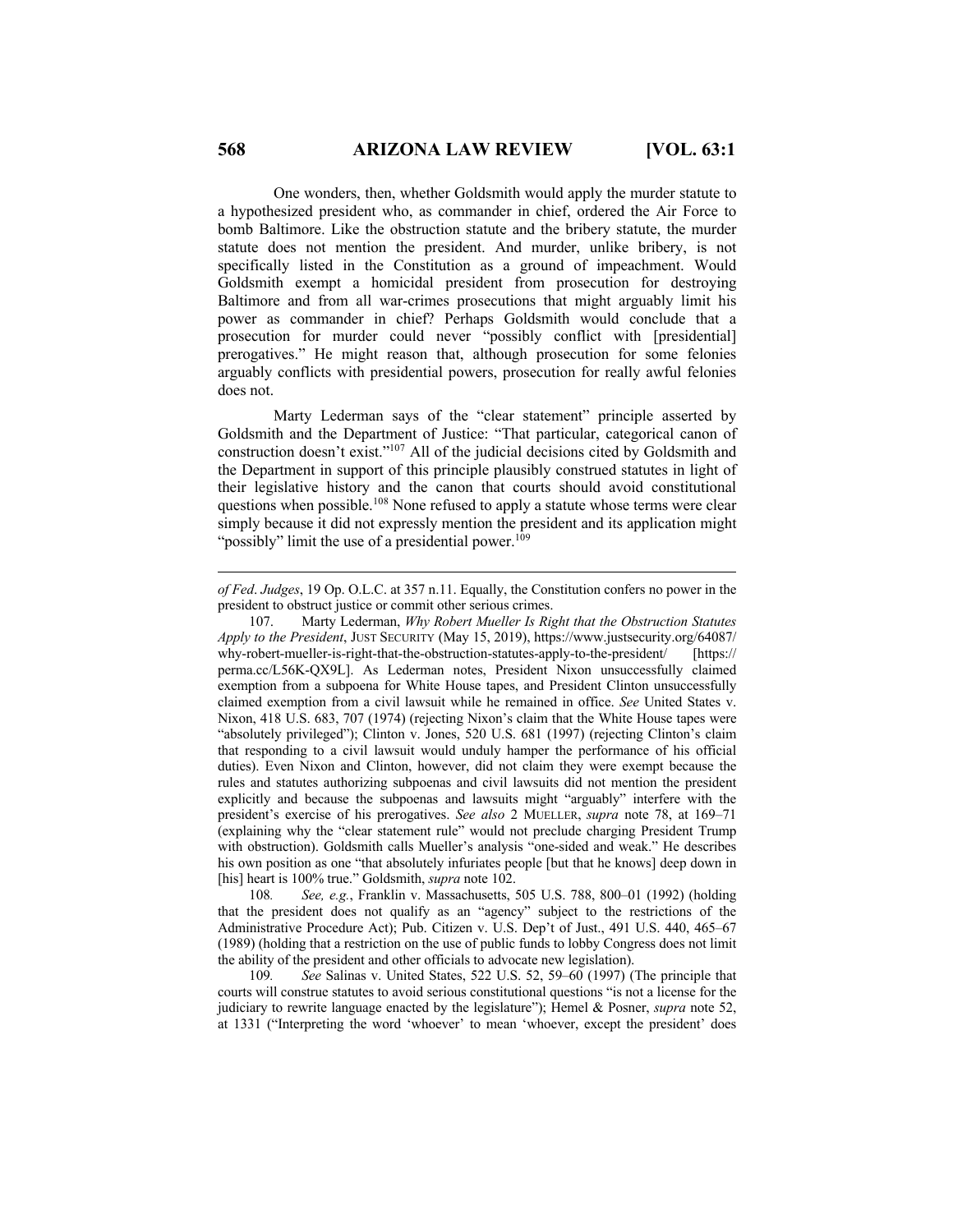One wonders, then, whether Goldsmith would apply the murder statute to a hypothesized president who, as commander in chief, ordered the Air Force to bomb Baltimore. Like the obstruction statute and the bribery statute, the murder statute does not mention the president. And murder, unlike bribery, is not specifically listed in the Constitution as a ground of impeachment. Would Goldsmith exempt a homicidal president from prosecution for destroying Baltimore and from all war-crimes prosecutions that might arguably limit his power as commander in chief? Perhaps Goldsmith would conclude that a prosecution for murder could never "possibly conflict with [presidential] prerogatives." He might reason that, although prosecution for some felonies arguably conflicts with presidential powers, prosecution for really awful felonies does not.

Marty Lederman says of the "clear statement" principle asserted by Goldsmith and the Department of Justice: "That particular, categorical canon of construction doesn't exist."[107] All of the judicial decisions cited by Goldsmith and the Department in support of this principle plausibly construed statutes in light of their legislative history and the canon that courts should avoid constitutional questions when possible.[108] None refused to apply a statute whose terms were clear simply because it did not expressly mention the president and its application might "possibly" limit the use of a presidential power.[109]

---

*of Fed. Judges*, 19 Op. O.L.C. at 357 n.11. Equally, the Constitution confers no power in the president to obstruct justice or commit other serious crimes.

107. Marty Lederman, *Why Robert Mueller Is Right that the Obstruction Statutes Apply to the President*, JUST SECURITY (May 15, 2019), https://www.justsecurity.org/64087/why-robert-mueller-is-right-that-the-obstruction-statutes-apply-to-the-president/ [https://perma.cc/L56K-QX9L]. As Lederman notes, President Nixon unsuccessfully claimed exemption from a subpoena for White House tapes, and President Clinton unsuccessfully claimed exemption from a civil lawsuit while he remained in office. *See* United States v. Nixon, 418 U.S. 683, 707 (1974) (rejecting Nixon's claim that the White House tapes were "absolutely privileged"); Clinton v. Jones, 520 U.S. 681 (1997) (rejecting Clinton's claim that responding to a civil lawsuit would unduly hamper the performance of his official duties). Even Nixon and Clinton, however, did not claim they were exempt because the rules and statutes authorizing subpoenas and civil lawsuits did not mention the president explicitly and because the subpoenas and lawsuits might "arguably" interfere with the president's exercise of his prerogatives. *See also* 2 MUELLER, *supra* note 78, at 169–71 (explaining why the "clear statement rule" would not preclude charging President Trump with obstruction). Goldsmith calls Mueller's analysis "one-sided and weak." He describes his own position as one "that absolutely infuriates people [but that he knows] deep down in [his] heart is 100% true." Goldsmith, *supra* note 102.

108. *See, e.g.*, Franklin v. Massachusetts, 505 U.S. 788, 800–01 (1992) (holding that the president does not qualify as an "agency" subject to the restrictions of the Administrative Procedure Act); Pub. Citizen v. U.S. Dep't of Just., 491 U.S. 440, 465–67 (1989) (holding that a restriction on the use of public funds to lobby Congress does not limit the ability of the president and other officials to advocate new legislation).

109. *See* Salinas v. United States, 522 U.S. 52, 59–60 (1997) (The principle that courts will construe statutes to avoid serious constitutional questions "is not a license for the judiciary to rewrite language enacted by the legislature"); Hemel & Posner, *supra* note 52, at 1331 ("Interpreting the word 'whoever' to mean 'whoever, except the president' does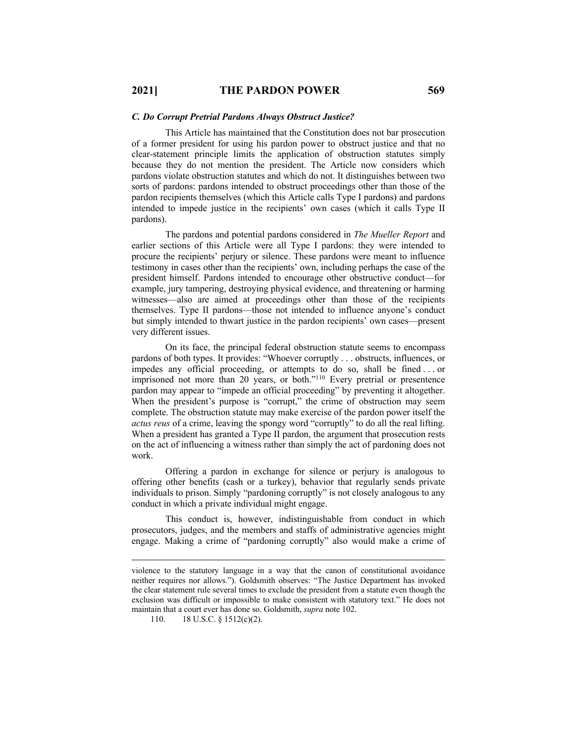### *C. Do Corrupt Pretrial Pardons Always Obstruct Justice?*

This Article has maintained that the Constitution does not bar prosecution of a former president for using his pardon power to obstruct justice and that no clear-statement principle limits the application of obstruction statutes simply because they do not mention the president. The Article now considers which pardons violate obstruction statutes and which do not. It distinguishes between two sorts of pardons: pardons intended to obstruct proceedings other than those of the pardon recipients themselves (which this Article calls Type I pardons) and pardons intended to impede justice in the recipients' own cases (which it calls Type II pardons).

The pardons and potential pardons considered in *The Mueller Report* and earlier sections of this Article were all Type I pardons: they were intended to procure the recipients' perjury or silence. These pardons were meant to influence testimony in cases other than the recipients' own, including perhaps the case of the president himself. Pardons intended to encourage other obstructive conduct—for example, jury tampering, destroying physical evidence, and threatening or harming witnesses—also are aimed at proceedings other than those of the recipients themselves. Type II pardons—those not intended to influence anyone's conduct but simply intended to thwart justice in the pardon recipients' own cases—present very different issues.

On its face, the principal federal obstruction statute seems to encompass pardons of both types. It provides: "Whoever corruptly . . . obstructs, influences, or impedes any official proceeding, or attempts to do so, shall be fined . . . or imprisoned not more than 20 years, or both."[110] Every pretrial or presentence pardon may appear to "impede an official proceeding" by preventing it altogether. When the president's purpose is "corrupt," the crime of obstruction may seem complete. The obstruction statute may make exercise of the pardon power itself the *actus reus* of a crime, leaving the spongy word "corruptly" to do all the real lifting. When a president has granted a Type II pardon, the argument that prosecution rests on the act of influencing a witness rather than simply the act of pardoning does not work.

Offering a pardon in exchange for silence or perjury is analogous to offering other benefits (cash or a turkey), behavior that regularly sends private individuals to prison. Simply "pardoning corruptly" is not closely analogous to any conduct in which a private individual might engage.

This conduct is, however, indistinguishable from conduct in which prosecutors, judges, and the members and staffs of administrative agencies might engage. Making a crime of "pardoning corruptly" also would make a crime of

---

violence to the statutory language in a way that the canon of constitutional avoidance neither requires nor allows."). Goldsmith observes: "The Justice Department has invoked the clear statement rule several times to exclude the president from a statute even though the exclusion was difficult or impossible to make consistent with statutory text." He does not maintain that a court ever has done so. Goldsmith, *supra* note 102.

110. 18 U.S.C. § 1512(c)(2).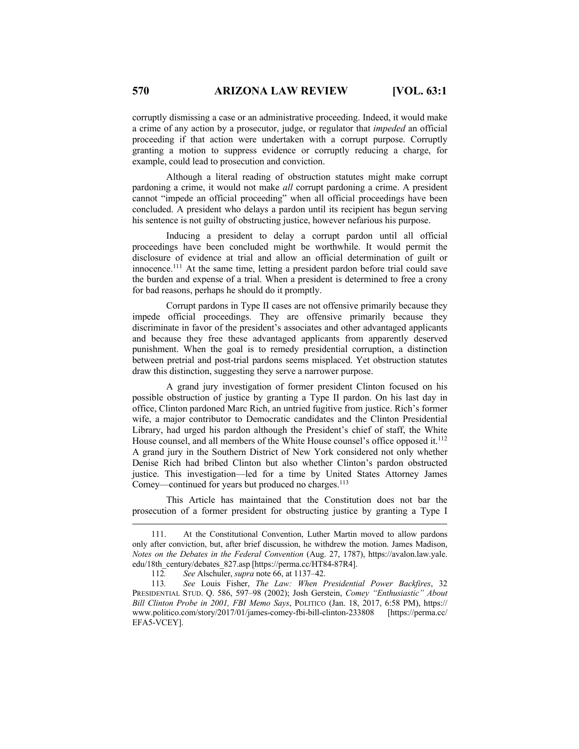corruptly dismissing a case or an administrative proceeding. Indeed, it would make a crime of any action by a prosecutor, judge, or regulator that *impeded* an official proceeding if that action were undertaken with a corrupt purpose. Corruptly granting a motion to suppress evidence or corruptly reducing a charge, for example, could lead to prosecution and conviction.

Although a literal reading of obstruction statutes might make corrupt pardoning a crime, it would not make *all* corrupt pardoning a crime. A president cannot "impede an official proceeding" when all official proceedings have been concluded. A president who delays a pardon until its recipient has begun serving his sentence is not guilty of obstructing justice, however nefarious his purpose.

Inducing a president to delay a corrupt pardon until all official proceedings have been concluded might be worthwhile. It would permit the disclosure of evidence at trial and allow an official determination of guilt or innocence.[111] At the same time, letting a president pardon before trial could save the burden and expense of a trial. When a president is determined to free a crony for bad reasons, perhaps he should do it promptly.

Corrupt pardons in Type II cases are not offensive primarily because they impede official proceedings. They are offensive primarily because they discriminate in favor of the president's associates and other advantaged applicants and because they free these advantaged applicants from apparently deserved punishment. When the goal is to remedy presidential corruption, a distinction between pretrial and post-trial pardons seems misplaced. Yet obstruction statutes draw this distinction, suggesting they serve a narrower purpose.

A grand jury investigation of former president Clinton focused on his possible obstruction of justice by granting a Type II pardon. On his last day in office, Clinton pardoned Marc Rich, an untried fugitive from justice. Rich's former wife, a major contributor to Democratic candidates and the Clinton Presidential Library, had urged his pardon although the President's chief of staff, the White House counsel, and all members of the White House counsel's office opposed it.[112] A grand jury in the Southern District of New York considered not only whether Denise Rich had bribed Clinton but also whether Clinton's pardon obstructed justice. This investigation—led for a time by United States Attorney James Comey—continued for years but produced no charges.[113]

This Article has maintained that the Constitution does not bar the prosecution of a former president for obstructing justice by granting a Type I

---

111. At the Constitutional Convention, Luther Martin moved to allow pardons only after conviction, but, after brief discussion, he withdrew the motion. James Madison, *Notes on the Debates in the Federal Convention* (Aug. 27, 1787), https://avalon.law.yale.edu/18th_century/debates_827.asp [https://perma.cc/HT84-87R4].

112. *See* Alschuler, *supra* note 66, at 1137–42.

113. *See* Louis Fisher, *The Law: When Presidential Power Backfires*, 32 PRESIDENTIAL STUD. Q. 586, 597–98 (2002); Josh Gerstein, *Comey "Enthusiastic" About Bill Clinton Probe in 2001, FBI Memo Says*, POLITICO (Jan. 18, 2017, 6:58 PM), https://www.politico.com/story/2017/01/james-comey-fbi-bill-clinton-233808 [https://perma.cc/EFA5-VCEY].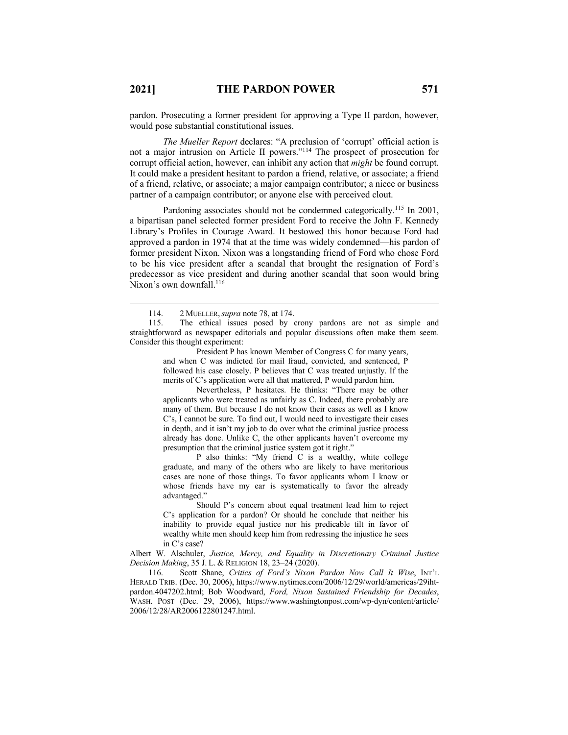pardon. Prosecuting a former president for approving a Type II pardon, however, would pose substantial constitutional issues.

*The Mueller Report* declares: "A preclusion of 'corrupt' official action is not a major intrusion on Article II powers."[114] The prospect of prosecution for corrupt official action, however, can inhibit any action that *might* be found corrupt. It could make a president hesitant to pardon a friend, relative, or associate; a friend of a friend, relative, or associate; a major campaign contributor; a niece or business partner of a campaign contributor; or anyone else with perceived clout.

Pardoning associates should not be condemned categorically.[115] In 2001, a bipartisan panel selected former president Ford to receive the John F. Kennedy Library's Profiles in Courage Award. It bestowed this honor because Ford had approved a pardon in 1974 that at the time was widely condemned—his pardon of former president Nixon. Nixon was a longstanding friend of Ford who chose Ford to be his vice president after a scandal that brought the resignation of Ford's predecessor as vice president and during another scandal that soon would bring Nixon's own downfall.[116]

---

114. 2 MUELLER, *supra* note 78, at 174.

115. The ethical issues posed by crony pardons are not as simple and straightforward as newspaper editorials and popular discussions often make them seem. Consider this thought experiment:

> President P has known Member of Congress C for many years, and when C was indicted for mail fraud, convicted, and sentenced, P followed his case closely. P believes that C was treated unjustly. If the merits of C's application were all that mattered, P would pardon him.
>
> Nevertheless, P hesitates. He thinks: "There may be other applicants who were treated as unfairly as C. Indeed, there probably are many of them. But because I do not know their cases as well as I know C's, I cannot be sure. To find out, I would need to investigate their cases in depth, and it isn't my job to do over what the criminal justice process already has done. Unlike C, the other applicants haven't overcome my presumption that the criminal justice system got it right."
>
> P also thinks: "My friend C is a wealthy, white college graduate, and many of the others who are likely to have meritorious cases are none of those things. To favor applicants whom I know or whose friends have my ear is systematically to favor the already advantaged."
>
> Should P's concern about equal treatment lead him to reject C's application for a pardon? Or should he conclude that neither his inability to provide equal justice nor his predicable tilt in favor of wealthy white men should keep him from redressing the injustice he sees in C's case?

Albert W. Alschuler, *Justice, Mercy, and Equality in Discretionary Criminal Justice Decision Making*, 35 J. L. & RELIGION 18, 23–24 (2020).

116. Scott Shane, *Critics of Ford's Nixon Pardon Now Call It Wise*, INT'L HERALD TRIB. (Dec. 30, 2006), https://www.nytimes.com/2006/12/29/world/americas/29iht-pardon.4047202.html; Bob Woodward, *Ford, Nixon Sustained Friendship for Decades*, WASH. POST (Dec. 29, 2006), https://www.washingtonpost.com/wp-dyn/content/article/2006/12/28/AR2006122801247.html.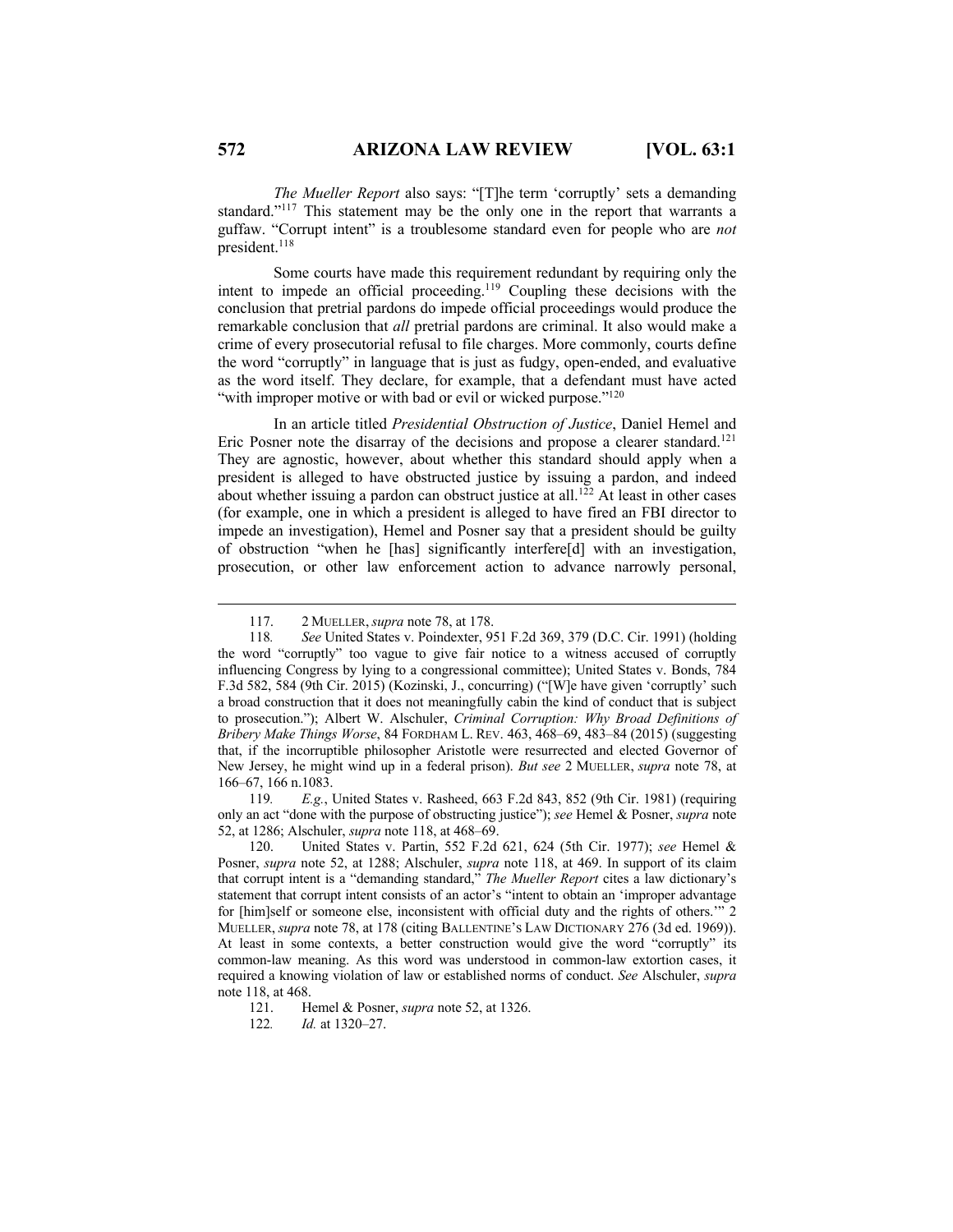*The Mueller Report* also says: "[T]he term 'corruptly' sets a demanding standard."[117] This statement may be the only one in the report that warrants a guffaw. "Corrupt intent" is a troublesome standard even for people who are *not* president.[118]

Some courts have made this requirement redundant by requiring only the intent to impede an official proceeding.[119] Coupling these decisions with the conclusion that pretrial pardons do impede official proceedings would produce the remarkable conclusion that *all* pretrial pardons are criminal. It also would make a crime of every prosecutorial refusal to file charges. More commonly, courts define the word "corruptly" in language that is just as fudgy, open-ended, and evaluative as the word itself. They declare, for example, that a defendant must have acted "with improper motive or with bad or evil or wicked purpose."[120]

In an article titled *Presidential Obstruction of Justice*, Daniel Hemel and Eric Posner note the disarray of the decisions and propose a clearer standard.[121] They are agnostic, however, about whether this standard should apply when a president is alleged to have obstructed justice by issuing a pardon, and indeed about whether issuing a pardon can obstruct justice at all.[122] At least in other cases (for example, one in which a president is alleged to have fired an FBI director to impede an investigation), Hemel and Posner say that a president should be guilty of obstruction "when he [has] significantly interfere[d] with an investigation, prosecution, or other law enforcement action to advance narrowly personal,

---

117. 2 MUELLER, *supra* note 78, at 178.

118. *See* United States v. Poindexter, 951 F.2d 369, 379 (D.C. Cir. 1991) (holding the word "corruptly" too vague to give fair notice to a witness accused of corruptly influencing Congress by lying to a congressional committee); United States v. Bonds, 784 F.3d 582, 584 (9th Cir. 2015) (Kozinski, J., concurring) ("[W]e have given 'corruptly' such a broad construction that it does not meaningfully cabin the kind of conduct that is subject to prosecution."); Albert W. Alschuler, *Criminal Corruption: Why Broad Definitions of Bribery Make Things Worse*, 84 FORDHAM L. REV. 463, 468–69, 483–84 (2015) (suggesting that, if the incorruptible philosopher Aristotle were resurrected and elected Governor of New Jersey, he might wind up in a federal prison). *But see* 2 MUELLER, *supra* note 78, at 166–67, 166 n.1083.

119. *E.g.*, United States v. Rasheed, 663 F.2d 843, 852 (9th Cir. 1981) (requiring only an act "done with the purpose of obstructing justice"); *see* Hemel & Posner, *supra* note 52, at 1286; Alschuler, *supra* note 118, at 468–69.

120. United States v. Partin, 552 F.2d 621, 624 (5th Cir. 1977); *see* Hemel & Posner, *supra* note 52, at 1288; Alschuler, *supra* note 118, at 469. In support of its claim that corrupt intent is a "demanding standard," *The Mueller Report* cites a law dictionary's statement that corrupt intent consists of an actor's "intent to obtain an 'improper advantage for [him]self or someone else, inconsistent with official duty and the rights of others.'" 2 MUELLER, *supra* note 78, at 178 (citing BALLENTINE'S LAW DICTIONARY 276 (3d ed. 1969)). At least in some contexts, a better construction would give the word "corruptly" its common-law meaning. As this word was understood in common-law extortion cases, it required a knowing violation of law or established norms of conduct. *See* Alschuler, *supra* note 118, at 468.

121. Hemel & Posner, *supra* note 52, at 1326.

122. *Id.* at 1320–27.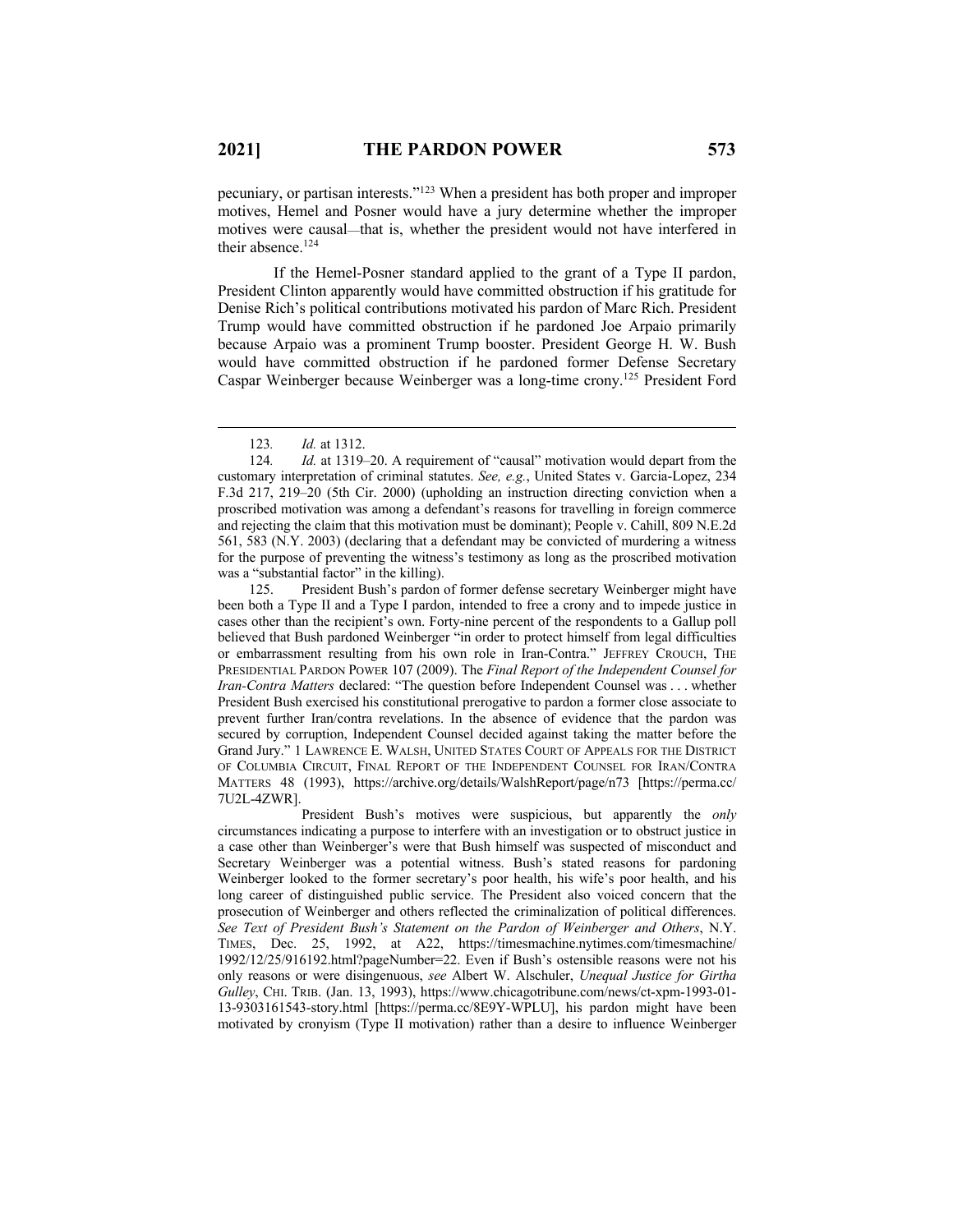pecuniary, or partisan interests."[123] When a president has both proper and improper motives, Hemel and Posner would have a jury determine whether the improper motives were causal—that is, whether the president would not have interfered in their absence.[124]

If the Hemel-Posner standard applied to the grant of a Type II pardon, President Clinton apparently would have committed obstruction if his gratitude for Denise Rich's political contributions motivated his pardon of Marc Rich. President Trump would have committed obstruction if he pardoned Joe Arpaio primarily because Arpaio was a prominent Trump booster. President George H. W. Bush would have committed obstruction if he pardoned former Defense Secretary Caspar Weinberger because Weinberger was a long-time crony.[125] President Ford

---

123. *Id.* at 1312.

124. *Id.* at 1319–20. A requirement of "causal" motivation would depart from the customary interpretation of criminal statutes. *See, e.g.*, United States v. Garcia-Lopez, 234 F.3d 217, 219–20 (5th Cir. 2000) (upholding an instruction directing conviction when a proscribed motivation was among a defendant's reasons for travelling in foreign commerce and rejecting the claim that this motivation must be dominant); People v. Cahill, 809 N.E.2d 561, 583 (N.Y. 2003) (declaring that a defendant may be convicted of murdering a witness for the purpose of preventing the witness's testimony as long as the proscribed motivation was a "substantial factor" in the killing).

125. President Bush's pardon of former defense secretary Weinberger might have been both a Type II and a Type I pardon, intended to free a crony and to impede justice in cases other than the recipient's own. Forty-nine percent of the respondents to a Gallup poll believed that Bush pardoned Weinberger "in order to protect himself from legal difficulties or embarrassment resulting from his own role in Iran-Contra." JEFFREY CROUCH, THE PRESIDENTIAL PARDON POWER 107 (2009). The *Final Report of the Independent Counsel for Iran-Contra Matters* declared: "The question before Independent Counsel was . . . whether President Bush exercised his constitutional prerogative to pardon a former close associate to prevent further Iran/contra revelations. In the absence of evidence that the pardon was secured by corruption, Independent Counsel decided against taking the matter before the Grand Jury." 1 LAWRENCE E. WALSH, UNITED STATES COURT OF APPEALS FOR THE DISTRICT OF COLUMBIA CIRCUIT, FINAL REPORT OF THE INDEPENDENT COUNSEL FOR IRAN/CONTRA MATTERS 48 (1993), https://archive.org/details/WalshReport/page/n73 [https://perma.cc/7U2L-4ZWR].

President Bush's motives were suspicious, but apparently the *only* circumstances indicating a purpose to interfere with an investigation or to obstruct justice in a case other than Weinberger's were that Bush himself was suspected of misconduct and Secretary Weinberger was a potential witness. Bush's stated reasons for pardoning Weinberger looked to the former secretary's poor health, his wife's poor health, and his long career of distinguished public service. The President also voiced concern that the prosecution of Weinberger and others reflected the criminalization of political differences. *See Text of President Bush's Statement on the Pardon of Weinberger and Others*, N.Y. TIMES, Dec. 25, 1992, at A22, https://timesmachine.nytimes.com/timesmachine/1992/12/25/916192.html?pageNumber=22. Even if Bush's ostensible reasons were not his only reasons or were disingenuous, *see* Albert W. Alschuler, *Unequal Justice for Girtha Gulley*, CHI. TRIB. (Jan. 13, 1993), https://www.chicagotribune.com/news/ct-xpm-1993-01-13-9303161543-story.html [https://perma.cc/8E9Y-WPLU], his pardon might have been motivated by cronyism (Type II motivation) rather than a desire to influence Weinberger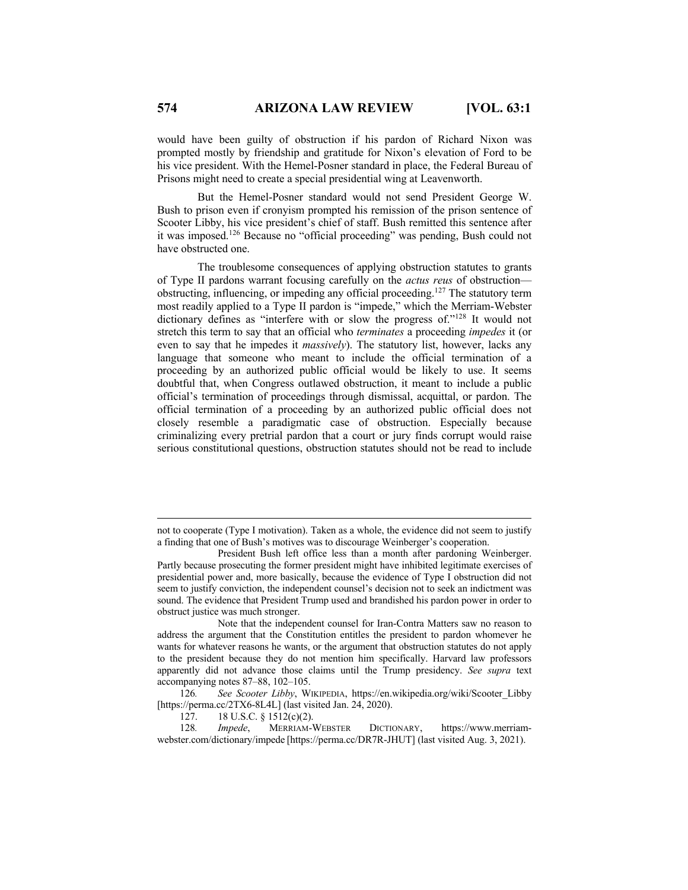would have been guilty of obstruction if his pardon of Richard Nixon was prompted mostly by friendship and gratitude for Nixon's elevation of Ford to be his vice president. With the Hemel-Posner standard in place, the Federal Bureau of Prisons might need to create a special presidential wing at Leavenworth.

But the Hemel-Posner standard would not send President George W. Bush to prison even if cronyism prompted his remission of the prison sentence of Scooter Libby, his vice president's chief of staff. Bush remitted this sentence after it was imposed.[126] Because no "official proceeding" was pending, Bush could not have obstructed one.

The troublesome consequences of applying obstruction statutes to grants of Type II pardons warrant focusing carefully on the *actus reus* of obstruction—obstructing, influencing, or impeding any official proceeding.[127] The statutory term most readily applied to a Type II pardon is "impede," which the Merriam-Webster dictionary defines as "interfere with or slow the progress of."[128] It would not stretch this term to say that an official who *terminates* a proceeding *impedes* it (or even to say that he impedes it *massively*). The statutory list, however, lacks any language that someone who meant to include the official termination of a proceeding by an authorized public official would be likely to use. It seems doubtful that, when Congress outlawed obstruction, it meant to include a public official's termination of proceedings through dismissal, acquittal, or pardon. The official termination of a proceeding by an authorized public official does not closely resemble a paradigmatic case of obstruction. Especially because criminalizing every pretrial pardon that a court or jury finds corrupt would raise serious constitutional questions, obstruction statutes should not be read to include

---

not to cooperate (Type I motivation). Taken as a whole, the evidence did not seem to justify a finding that one of Bush's motives was to discourage Weinberger's cooperation.

President Bush left office less than a month after pardoning Weinberger. Partly because prosecuting the former president might have inhibited legitimate exercises of presidential power and, more basically, because the evidence of Type I obstruction did not seem to justify conviction, the independent counsel's decision not to seek an indictment was sound. The evidence that President Trump used and brandished his pardon power in order to obstruct justice was much stronger.

Note that the independent counsel for Iran-Contra Matters saw no reason to address the argument that the Constitution entitles the president to pardon whomever he wants for whatever reasons he wants, or the argument that obstruction statutes do not apply to the president because they do not mention him specifically. Harvard law professors apparently did not advance those claims until the Trump presidency. *See supra* text accompanying notes 87–88, 102–105.

126. *See Scooter Libby*, WIKIPEDIA, https://en.wikipedia.org/wiki/Scooter_Libby [https://perma.cc/2TX6-8L4L] (last visited Jan. 24, 2020).

127. 18 U.S.C. § 1512(c)(2).

128. *Impede*, MERRIAM-WEBSTER DICTIONARY, https://www.merriam-webster.com/dictionary/impede [https://perma.cc/DR7R-JHUT] (last visited Aug. 3, 2021).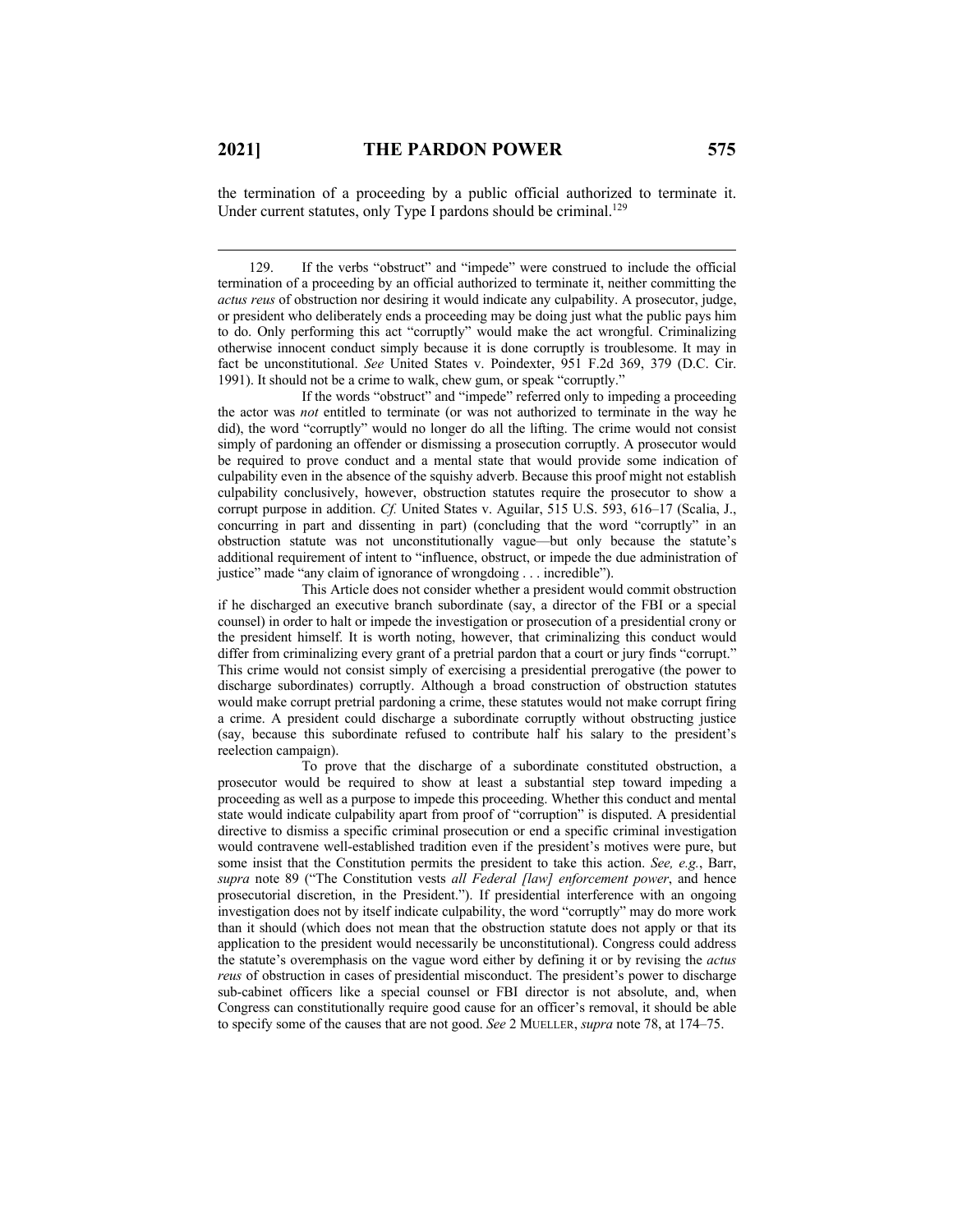the termination of a proceeding by a public official authorized to terminate it. Under current statutes, only Type I pardons should be criminal.[129]

---

129. If the verbs "obstruct" and "impede" were construed to include the official termination of a proceeding by an official authorized to terminate it, neither committing the *actus reus* of obstruction nor desiring it would indicate any culpability. A prosecutor, judge, or president who deliberately ends a proceeding may be doing just what the public pays him to do. Only performing this act "corruptly" would make the act wrongful. Criminalizing otherwise innocent conduct simply because it is done corruptly is troublesome. It may in fact be unconstitutional. *See* United States v. Poindexter, 951 F.2d 369, 379 (D.C. Cir. 1991). It should not be a crime to walk, chew gum, or speak "corruptly."

If the words "obstruct" and "impede" referred only to impeding a proceeding the actor was *not* entitled to terminate (or was not authorized to terminate in the way he did), the word "corruptly" would no longer do all the lifting. The crime would not consist simply of pardoning an offender or dismissing a prosecution corruptly. A prosecutor would be required to prove conduct and a mental state that would provide some indication of culpability even in the absence of the squishy adverb. Because this proof might not establish culpability conclusively, however, obstruction statutes require the prosecutor to show a corrupt purpose in addition. *Cf.* United States v. Aguilar, 515 U.S. 593, 616–17 (Scalia, J., concurring in part and dissenting in part) (concluding that the word "corruptly" in an obstruction statute was not unconstitutionally vague—but only because the statute's additional requirement of intent to "influence, obstruct, or impede the due administration of justice" made "any claim of ignorance of wrongdoing . . . incredible").

This Article does not consider whether a president would commit obstruction if he discharged an executive branch subordinate (say, a director of the FBI or a special counsel) in order to halt or impede the investigation or prosecution of a presidential crony or the president himself. It is worth noting, however, that criminalizing this conduct would differ from criminalizing every grant of a pretrial pardon that a court or jury finds "corrupt." This crime would not consist simply of exercising a presidential prerogative (the power to discharge subordinates) corruptly. Although a broad construction of obstruction statutes would make corrupt pretrial pardoning a crime, these statutes would not make corrupt firing a crime. A president could discharge a subordinate corruptly without obstructing justice (say, because this subordinate refused to contribute half his salary to the president's reelection campaign).

To prove that the discharge of a subordinate constituted obstruction, a prosecutor would be required to show at least a substantial step toward impeding a proceeding as well as a purpose to impede this proceeding. Whether this conduct and mental state would indicate culpability apart from proof of "corruption" is disputed. A presidential directive to dismiss a specific criminal prosecution or end a specific criminal investigation would contravene well-established tradition even if the president's motives were pure, but some insist that the Constitution permits the president to take this action. *See, e.g.*, Barr, *supra* note 89 ("The Constitution vests *all Federal [law] enforcement power*, and hence prosecutorial discretion, in the President."). If presidential interference with an ongoing investigation does not by itself indicate culpability, the word "corruptly" may do more work than it should (which does not mean that the obstruction statute does not apply or that its application to the president would necessarily be unconstitutional). Congress could address the statute's overemphasis on the vague word either by defining it or by revising the *actus reus* of obstruction in cases of presidential misconduct. The president's power to discharge sub-cabinet officers like a special counsel or FBI director is not absolute, and, when Congress can constitutionally require good cause for an officer's removal, it should be able to specify some of the causes that are not good. *See* 2 MUELLER, *supra* note 78, at 174–75.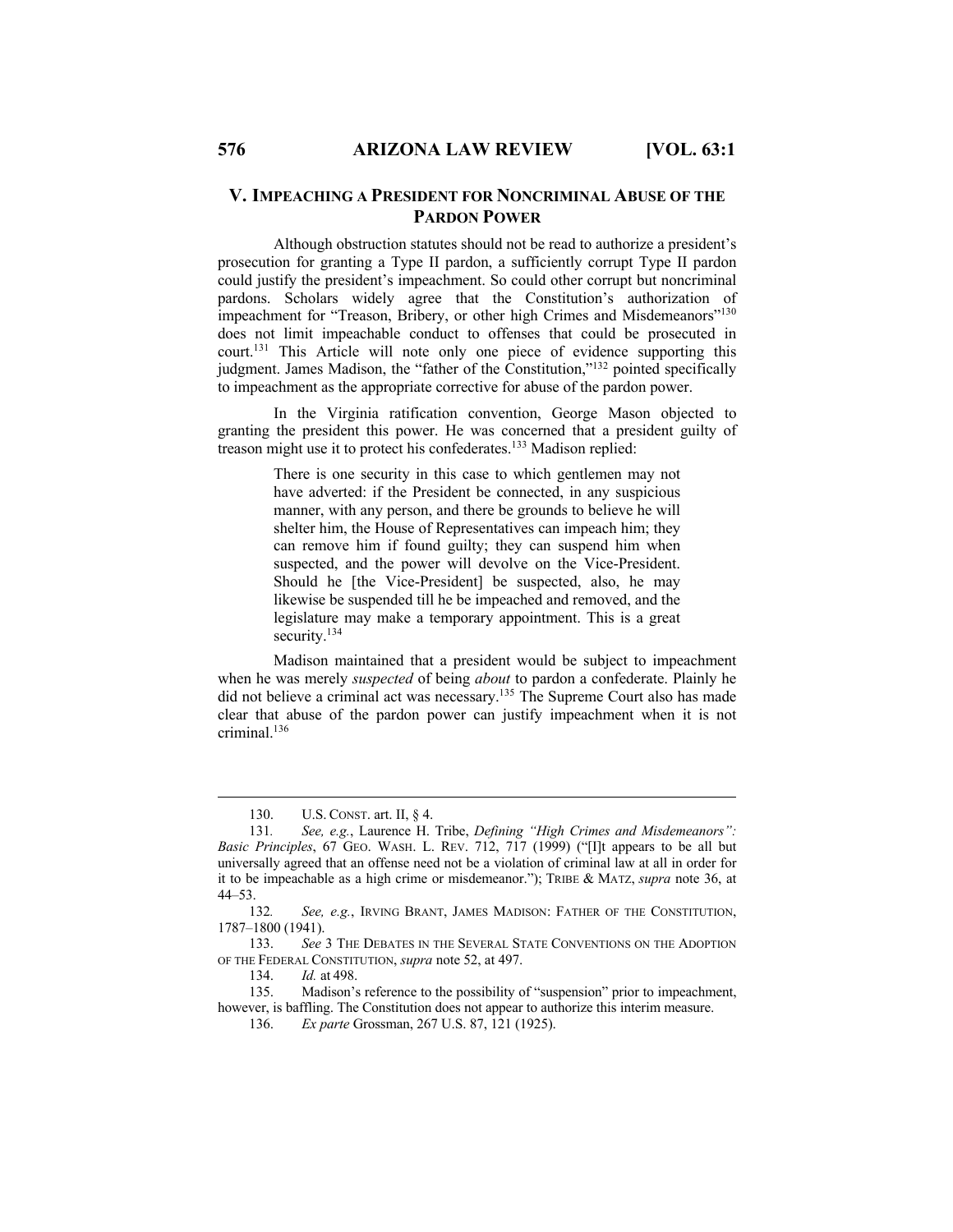## V. IMPEACHING A PRESIDENT FOR NONCRIMINAL ABUSE OF THE PARDON POWER

Although obstruction statutes should not be read to authorize a president's prosecution for granting a Type II pardon, a sufficiently corrupt Type II pardon could justify the president's impeachment. So could other corrupt but noncriminal pardons. Scholars widely agree that the Constitution's authorization of impeachment for "Treason, Bribery, or other high Crimes and Misdemeanors"[130] does not limit impeachable conduct to offenses that could be prosecuted in court.[131] This Article will note only one piece of evidence supporting this judgment. James Madison, the "father of the Constitution,"[132] pointed specifically to impeachment as the appropriate corrective for abuse of the pardon power.

In the Virginia ratification convention, George Mason objected to granting the president this power. He was concerned that a president guilty of treason might use it to protect his confederates.[133] Madison replied:

> There is one security in this case to which gentlemen may not have adverted: if the President be connected, in any suspicious manner, with any person, and there be grounds to believe he will shelter him, the House of Representatives can impeach him; they can remove him if found guilty; they can suspend him when suspected, and the power will devolve on the Vice-President. Should he [the Vice-President] be suspected, also, he may likewise be suspended till he be impeached and removed, and the legislature may make a temporary appointment. This is a great security.[134]

Madison maintained that a president would be subject to impeachment when he was merely *suspected* of being *about* to pardon a confederate. Plainly he did not believe a criminal act was necessary.[135] The Supreme Court also has made clear that abuse of the pardon power can justify impeachment when it is not criminal.[136]

---

130. U.S. CONST. art. II, § 4.

131. *See, e.g.*, Laurence H. Tribe, *Defining "High Crimes and Misdemeanors": Basic Principles*, 67 GEO. WASH. L. REV. 712, 717 (1999) ("[I]t appears to be all but universally agreed that an offense need not be a violation of criminal law at all in order for it to be impeachable as a high crime or misdemeanor."); TRIBE & MATZ, *supra* note 36, at 44–53.

132. *See, e.g.*, IRVING BRANT, JAMES MADISON: FATHER OF THE CONSTITUTION, 1787–1800 (1941).

133. *See* 3 THE DEBATES IN THE SEVERAL STATE CONVENTIONS ON THE ADOPTION OF THE FEDERAL CONSTITUTION, *supra* note 52, at 497.

134. *Id.* at 498.

135. Madison's reference to the possibility of "suspension" prior to impeachment, however, is baffling. The Constitution does not appear to authorize this interim measure.

136. *Ex parte* Grossman, 267 U.S. 87, 121 (1925).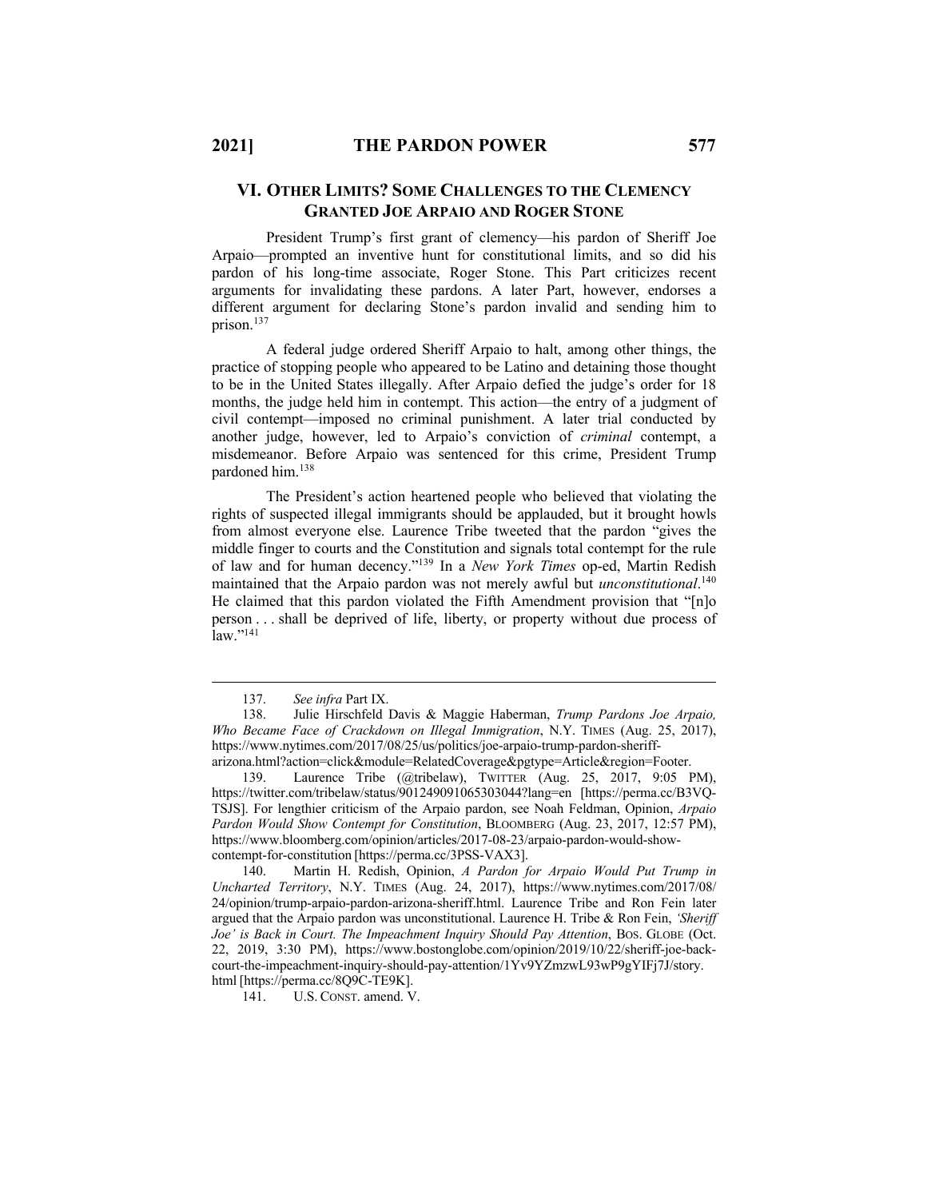## VI. OTHER LIMITS? SOME CHALLENGES TO THE CLEMENCY GRANTED JOE ARPAIO AND ROGER STONE

President Trump's first grant of clemency—his pardon of Sheriff Joe Arpaio—prompted an inventive hunt for constitutional limits, and so did his pardon of his long-time associate, Roger Stone. This Part criticizes recent arguments for invalidating these pardons. A later Part, however, endorses a different argument for declaring Stone's pardon invalid and sending him to prison.[137]

A federal judge ordered Sheriff Arpaio to halt, among other things, the practice of stopping people who appeared to be Latino and detaining those thought to be in the United States illegally. After Arpaio defied the judge's order for 18 months, the judge held him in contempt. This action—the entry of a judgment of civil contempt—imposed no criminal punishment. A later trial conducted by another judge, however, led to Arpaio's conviction of *criminal* contempt, a misdemeanor. Before Arpaio was sentenced for this crime, President Trump pardoned him.[138]

The President's action heartened people who believed that violating the rights of suspected illegal immigrants should be applauded, but it brought howls from almost everyone else. Laurence Tribe tweeted that the pardon "gives the middle finger to courts and the Constitution and signals total contempt for the rule of law and for human decency."[139] In a *New York Times* op-ed, Martin Redish maintained that the Arpaio pardon was not merely awful but *unconstitutional*.[140] He claimed that this pardon violated the Fifth Amendment provision that "[n]o person . . . shall be deprived of life, liberty, or property without due process of law."[141]

---

137. *See infra* Part IX.

138. Julie Hirschfeld Davis & Maggie Haberman, *Trump Pardons Joe Arpaio, Who Became Face of Crackdown on Illegal Immigration*, N.Y. TIMES (Aug. 25, 2017), https://www.nytimes.com/2017/08/25/us/politics/joe-arpaio-trump-pardon-sheriff-arizona.html?action=click&module=RelatedCoverage&pgtype=Article&region=Footer.

139. Laurence Tribe (@tribelaw), TWITTER (Aug. 25, 2017, 9:05 PM), https://twitter.com/tribelaw/status/901249091065303044?lang=en [https://perma.cc/B3VQ-TSJS]. For lengthier criticism of the Arpaio pardon, see Noah Feldman, Opinion, *Arpaio Pardon Would Show Contempt for Constitution*, BLOOMBERG (Aug. 23, 2017, 12:57 PM), https://www.bloomberg.com/opinion/articles/2017-08-23/arpaio-pardon-would-show-contempt-for-constitution [https://perma.cc/3PSS-VAX3].

140. Martin H. Redish, Opinion, *A Pardon for Arpaio Would Put Trump in Uncharted Territory*, N.Y. TIMES (Aug. 24, 2017), https://www.nytimes.com/2017/08/24/opinion/trump-arpaio-pardon-arizona-sheriff.html. Laurence Tribe and Ron Fein later argued that the Arpaio pardon was unconstitutional. Laurence H. Tribe & Ron Fein, *'Sheriff Joe' is Back in Court. The Impeachment Inquiry Should Pay Attention*, BOS. GLOBE (Oct. 22, 2019, 3:30 PM), https://www.bostonglobe.com/opinion/2019/10/22/sheriff-joe-back-court-the-impeachment-inquiry-should-pay-attention/1Yv9YZmzwL93wP9gYIFj7J/story.html [https://perma.cc/8Q9C-TE9K].

141. U.S. CONST. amend. V.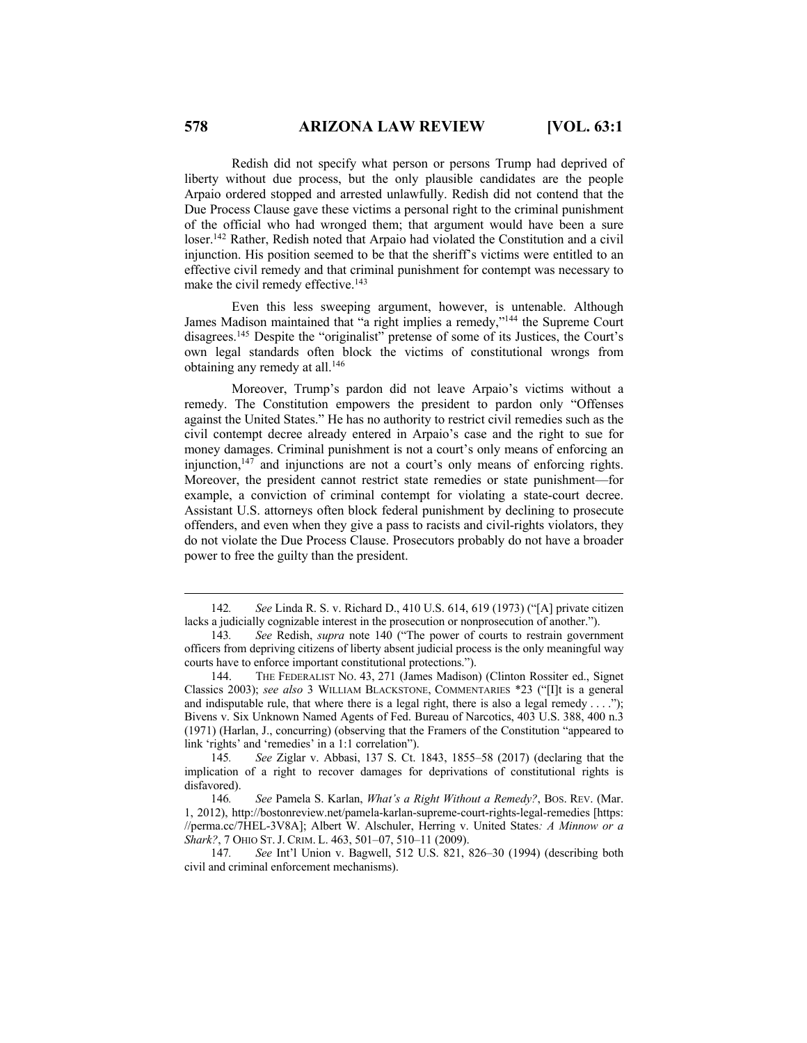Redish did not specify what person or persons Trump had deprived of liberty without due process, but the only plausible candidates are the people Arpaio ordered stopped and arrested unlawfully. Redish did not contend that the Due Process Clause gave these victims a personal right to the criminal punishment of the official who had wronged them; that argument would have been a sure loser.[142] Rather, Redish noted that Arpaio had violated the Constitution and a civil injunction. His position seemed to be that the sheriff's victims were entitled to an effective civil remedy and that criminal punishment for contempt was necessary to make the civil remedy effective.[143]

Even this less sweeping argument, however, is untenable. Although James Madison maintained that "a right implies a remedy,"[144] the Supreme Court disagrees.[145] Despite the "originalist" pretense of some of its Justices, the Court's own legal standards often block the victims of constitutional wrongs from obtaining any remedy at all.[146]

Moreover, Trump's pardon did not leave Arpaio's victims without a remedy. The Constitution empowers the president to pardon only "Offenses against the United States." He has no authority to restrict civil remedies such as the civil contempt decree already entered in Arpaio's case and the right to sue for money damages. Criminal punishment is not a court's only means of enforcing an injunction,[147] and injunctions are not a court's only means of enforcing rights. Moreover, the president cannot restrict state remedies or state punishment—for example, a conviction of criminal contempt for violating a state-court decree. Assistant U.S. attorneys often block federal punishment by declining to prosecute offenders, and even when they give a pass to racists and civil-rights violators, they do not violate the Due Process Clause. Prosecutors probably do not have a broader power to free the guilty than the president.

---

142. *See* Linda R. S. v. Richard D., 410 U.S. 614, 619 (1973) ("[A] private citizen lacks a judicially cognizable interest in the prosecution or nonprosecution of another.").

143. *See* Redish, *supra* note 140 ("The power of courts to restrain government officers from depriving citizens of liberty absent judicial process is the only meaningful way courts have to enforce important constitutional protections.").

144. THE FEDERALIST NO. 43, 271 (James Madison) (Clinton Rossiter ed., Signet Classics 2003); *see also* 3 WILLIAM BLACKSTONE, COMMENTARIES *23 ("[I]t is a general and indisputable rule, that where there is a legal right, there is also a legal remedy . . . ."); Bivens v. Six Unknown Named Agents of Fed. Bureau of Narcotics, 403 U.S. 388, 400 n.3 (1971) (Harlan, J., concurring) (observing that the Framers of the Constitution "appeared to link 'rights' and 'remedies' in a 1:1 correlation").

145. *See* Ziglar v. Abbasi, 137 S. Ct. 1843, 1855–58 (2017) (declaring that the implication of a right to recover damages for deprivations of constitutional rights is disfavored).

146. *See* Pamela S. Karlan, *What's a Right Without a Remedy?*, BOS. REV. (Mar. 1, 2012), http://bostonreview.net/pamela-karlan-supreme-court-rights-legal-remedies [https://perma.cc/7HEL-3V8A]; Albert W. Alschuler, Herring v. United States*: A Minnow or a Shark?*, 7 OHIO ST. J. CRIM. L. 463, 501–07, 510–11 (2009).

147. *See* Int'l Union v. Bagwell, 512 U.S. 821, 826–30 (1994) (describing both civil and criminal enforcement mechanisms).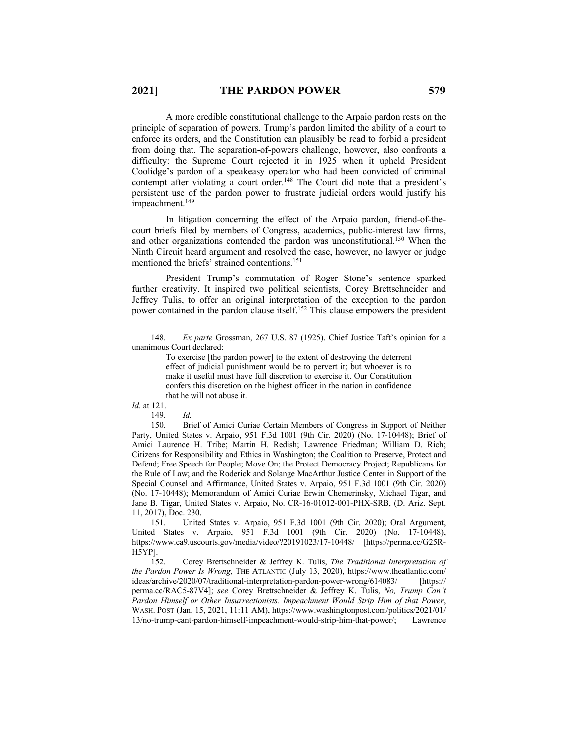A more credible constitutional challenge to the Arpaio pardon rests on the principle of separation of powers. Trump's pardon limited the ability of a court to enforce its orders, and the Constitution can plausibly be read to forbid a president from doing that. The separation-of-powers challenge, however, also confronts a difficulty: the Supreme Court rejected it in 1925 when it upheld President Coolidge's pardon of a speakeasy operator who had been convicted of criminal contempt after violating a court order.[148] The Court did note that a president's persistent use of the pardon power to frustrate judicial orders would justify his impeachment.[149]

In litigation concerning the effect of the Arpaio pardon, friend-of-the-court briefs filed by members of Congress, academics, public-interest law firms, and other organizations contended the pardon was unconstitutional.[150] When the Ninth Circuit heard argument and resolved the case, however, no lawyer or judge mentioned the briefs' strained contentions.[151]

President Trump's commutation of Roger Stone's sentence sparked further creativity. It inspired two political scientists, Corey Brettschneider and Jeffrey Tulis, to offer an original interpretation of the exception to the pardon power contained in the pardon clause itself.[152] This clause empowers the president

---

148. *Ex parte* Grossman, 267 U.S. 87 (1925). Chief Justice Taft's opinion for a unanimous Court declared:

> To exercise [the pardon power] to the extent of destroying the deterrent effect of judicial punishment would be to pervert it; but whoever is to make it useful must have full discretion to exercise it. Our Constitution confers this discretion on the highest officer in the nation in confidence that he will not abuse it.

*Id.* at 121.

149. *Id.*

150. Brief of Amici Curiae Certain Members of Congress in Support of Neither Party, United States v. Arpaio, 951 F.3d 1001 (9th Cir. 2020) (No. 17-10448); Brief of Amici Laurence H. Tribe; Martin H. Redish; Lawrence Friedman; William D. Rich; Citizens for Responsibility and Ethics in Washington; the Coalition to Preserve, Protect and Defend; Free Speech for People; Move On; the Protect Democracy Project; Republicans for the Rule of Law; and the Roderick and Solange MacArthur Justice Center in Support of the Special Counsel and Affirmance, United States v. Arpaio, 951 F.3d 1001 (9th Cir. 2020) (No. 17-10448); Memorandum of Amici Curiae Erwin Chemerinsky, Michael Tigar, and Jane B. Tigar, United States v. Arpaio, No. CR-16-01012-001-PHX-SRB, (D. Ariz. Sept. 11, 2017), Doc. 230.

151. United States v. Arpaio, 951 F.3d 1001 (9th Cir. 2020); Oral Argument, United States v. Arpaio, 951 F.3d 1001 (9th Cir. 2020) (No. 17-10448), https://www.ca9.uscourts.gov/media/video/?20191023/17-10448/ [https://perma.cc/G25R-H5YP].

152. Corey Brettschneider & Jeffrey K. Tulis, *The Traditional Interpretation of the Pardon Power Is Wrong*, THE ATLANTIC (July 13, 2020), https://www.theatlantic.com/ideas/archive/2020/07/traditional-interpretation-pardon-power-wrong/614083/ [https://perma.cc/RAC5-87V4]; *see* Corey Brettschneider & Jeffrey K. Tulis, *No, Trump Can't Pardon Himself or Other Insurrectionists. Impeachment Would Strip Him of that Power*, WASH. POST (Jan. 15, 2021, 11:11 AM), https://www.washingtonpost.com/politics/2021/01/13/no-trump-cant-pardon-himself-impeachment-would-strip-him-that-power/; Lawrence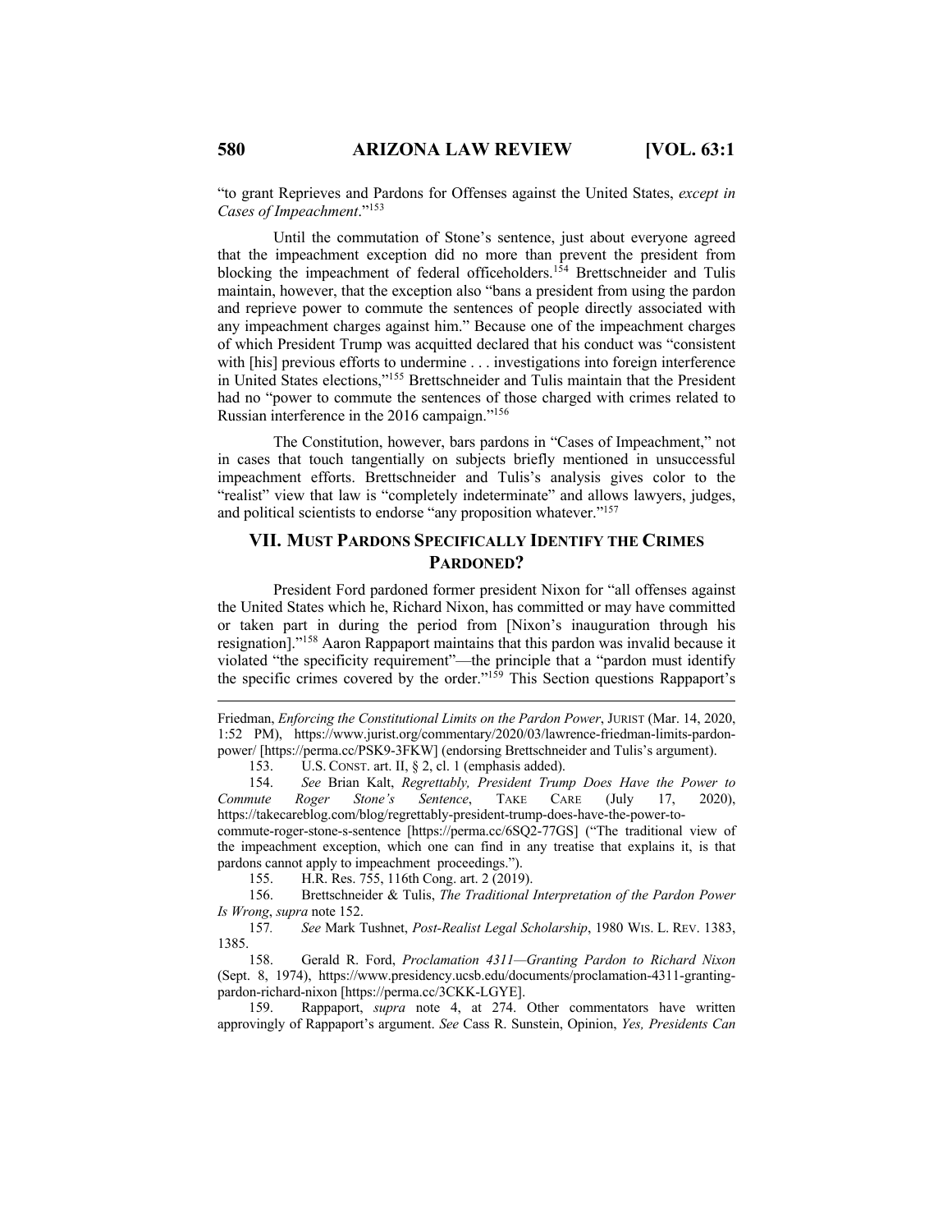"to grant Reprieves and Pardons for Offenses against the United States, *except in Cases of Impeachment*."[153]

Until the commutation of Stone's sentence, just about everyone agreed that the impeachment exception did no more than prevent the president from blocking the impeachment of federal officeholders.[154] Brettschneider and Tulis maintain, however, that the exception also "bans a president from using the pardon and reprieve power to commute the sentences of people directly associated with any impeachment charges against him." Because one of the impeachment charges of which President Trump was acquitted declared that his conduct was "consistent with [his] previous efforts to undermine . . . investigations into foreign interference in United States elections,"[155] Brettschneider and Tulis maintain that the President had no "power to commute the sentences of those charged with crimes related to Russian interference in the 2016 campaign."[156]

The Constitution, however, bars pardons in "Cases of Impeachment," not in cases that touch tangentially on subjects briefly mentioned in unsuccessful impeachment efforts. Brettschneider and Tulis's analysis gives color to the "realist" view that law is "completely indeterminate" and allows lawyers, judges, and political scientists to endorse "any proposition whatever."[157]

## VII. MUST PARDONS SPECIFICALLY IDENTIFY THE CRIMES PARDONED?

President Ford pardoned former president Nixon for "all offenses against the United States which he, Richard Nixon, has committed or may have committed or taken part in during the period from [Nixon's inauguration through his resignation]."[158] Aaron Rappaport maintains that this pardon was invalid because it violated "the specificity requirement"—the principle that a "pardon must identify the specific crimes covered by the order."[159] This Section questions Rappaport's

---

Friedman, *Enforcing the Constitutional Limits on the Pardon Power*, JURIST (Mar. 14, 2020, 1:52 PM), https://www.jurist.org/commentary/2020/03/lawrence-friedman-limits-pardon-power/ [https://perma.cc/PSK9-3FKW] (endorsing Brettschneider and Tulis's argument).

153. U.S. CONST. art. II, § 2, cl. 1 (emphasis added).

154. *See* Brian Kalt, *Regrettably, President Trump Does Have the Power to Commute Roger Stone's Sentence*, TAKE CARE (July 17, 2020), https://takecareblog.com/blog/regrettably-president-trump-does-have-the-power-to-commute-roger-stone-s-sentence [https://perma.cc/6SQ2-77GS] ("The traditional view of the impeachment exception, which one can find in any treatise that explains it, is that pardons cannot apply to impeachment proceedings.").

155. H.R. Res. 755, 116th Cong. art. 2 (2019).

156. Brettschneider & Tulis, *The Traditional Interpretation of the Pardon Power Is Wrong*, *supra* note 152.

157. *See* Mark Tushnet, *Post-Realist Legal Scholarship*, 1980 WIS. L. REV. 1383, 1385.

158. Gerald R. Ford, *Proclamation 4311—Granting Pardon to Richard Nixon* (Sept. 8, 1974), https://www.presidency.ucsb.edu/documents/proclamation-4311-granting-pardon-richard-nixon [https://perma.cc/3CKK-LGYE].

159. Rappaport, *supra* note 4, at 274. Other commentators have written approvingly of Rappaport's argument. *See* Cass R. Sunstein, Opinion, *Yes, Presidents Can*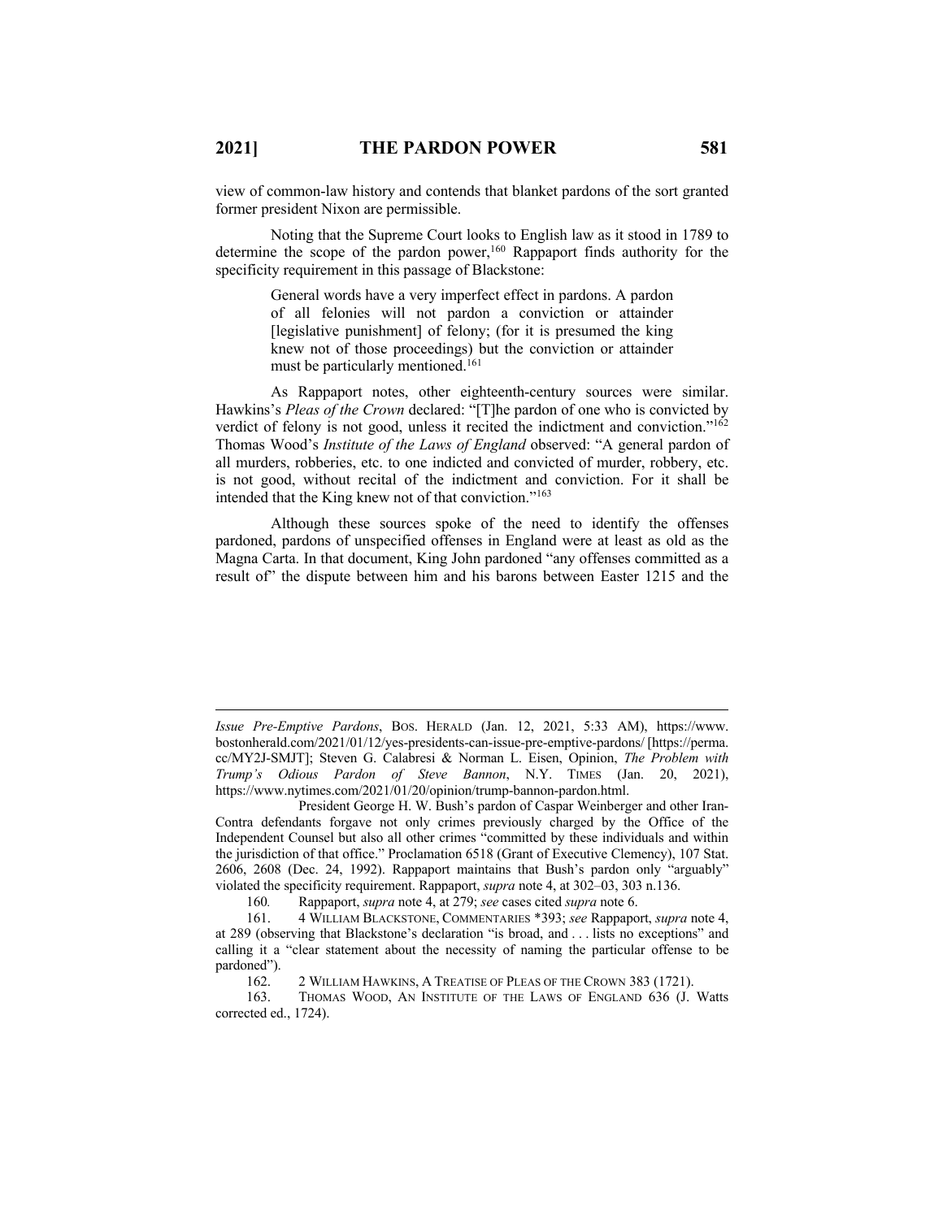view of common-law history and contends that blanket pardons of the sort granted former president Nixon are permissible.

Noting that the Supreme Court looks to English law as it stood in 1789 to determine the scope of the pardon power,[160] Rappaport finds authority for the specificity requirement in this passage of Blackstone:

> General words have a very imperfect effect in pardons. A pardon of all felonies will not pardon a conviction or attainder [legislative punishment] of felony; (for it is presumed the king knew not of those proceedings) but the conviction or attainder must be particularly mentioned.[161]

As Rappaport notes, other eighteenth-century sources were similar. Hawkins's *Pleas of the Crown* declared: "[T]he pardon of one who is convicted by verdict of felony is not good, unless it recited the indictment and conviction."[162] Thomas Wood's *Institute of the Laws of England* observed: "A general pardon of all murders, robberies, etc. to one indicted and convicted of murder, robbery, etc. is not good, without recital of the indictment and conviction. For it shall be intended that the King knew not of that conviction."[163]

Although these sources spoke of the need to identify the offenses pardoned, pardons of unspecified offenses in England were at least as old as the Magna Carta. In that document, King John pardoned "any offenses committed as a result of" the dispute between him and his barons between Easter 1215 and the

---

*Issue Pre-Emptive Pardons*, BOS. HERALD (Jan. 12, 2021, 5:33 AM), https://www.bostonherald.com/2021/01/12/yes-presidents-can-issue-pre-emptive-pardons/ [https://perma.cc/MY2J-SMJT]; Steven G. Calabresi & Norman L. Eisen, Opinion, *The Problem with Trump's Odious Pardon of Steve Bannon*, N.Y. TIMES (Jan. 20, 2021), https://www.nytimes.com/2021/01/20/opinion/trump-bannon-pardon.html.

President George H. W. Bush's pardon of Caspar Weinberger and other Iran-Contra defendants forgave not only crimes previously charged by the Office of the Independent Counsel but also all other crimes "committed by these individuals and within the jurisdiction of that office." Proclamation 6518 (Grant of Executive Clemency), 107 Stat. 2606, 2608 (Dec. 24, 1992). Rappaport maintains that Bush's pardon only "arguably" violated the specificity requirement. Rappaport, *supra* note 4, at 302–03, 303 n.136.

160. Rappaport, *supra* note 4, at 279; *see* cases cited *supra* note 6.

161. 4 WILLIAM BLACKSTONE, COMMENTARIES \*393; *see* Rappaport, *supra* note 4, at 289 (observing that Blackstone's declaration "is broad, and . . . lists no exceptions" and calling it a "clear statement about the necessity of naming the particular offense to be pardoned").

162. 2 WILLIAM HAWKINS, A TREATISE OF PLEAS OF THE CROWN 383 (1721).

163. THOMAS WOOD, AN INSTITUTE OF THE LAWS OF ENGLAND 636 (J. Watts corrected ed., 1724).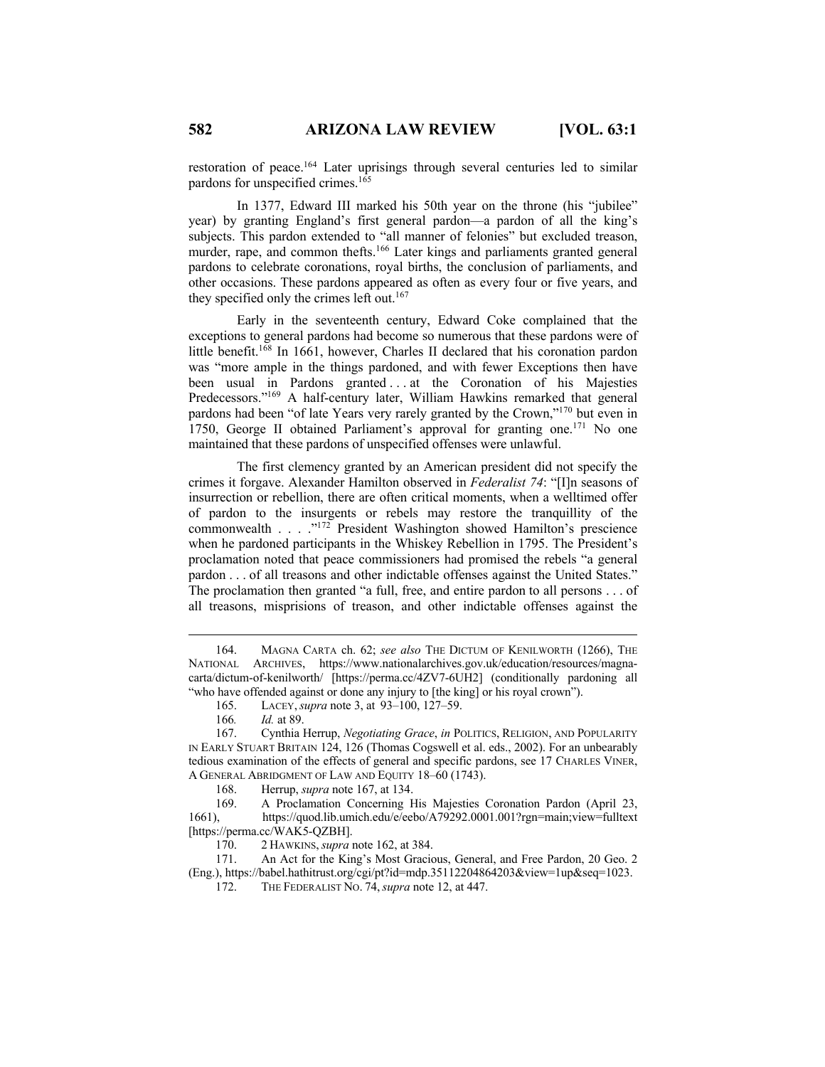restoration of peace.[164] Later uprisings through several centuries led to similar pardons for unspecified crimes.[165]

In 1377, Edward III marked his 50th year on the throne (his "jubilee" year) by granting England's first general pardon—a pardon of all the king's subjects. This pardon extended to "all manner of felonies" but excluded treason, murder, rape, and common thefts.[166] Later kings and parliaments granted general pardons to celebrate coronations, royal births, the conclusion of parliaments, and other occasions. These pardons appeared as often as every four or five years, and they specified only the crimes left out.[167]

Early in the seventeenth century, Edward Coke complained that the exceptions to general pardons had become so numerous that these pardons were of little benefit.[168] In 1661, however, Charles II declared that his coronation pardon was "more ample in the things pardoned, and with fewer Exceptions then have been usual in Pardons granted . . . at the Coronation of his Majesties Predecessors."[169] A half-century later, William Hawkins remarked that general pardons had been "of late Years very rarely granted by the Crown,"[170] but even in 1750, George II obtained Parliament's approval for granting one.[171] No one maintained that these pardons of unspecified offenses were unlawful.

The first clemency granted by an American president did not specify the crimes it forgave. Alexander Hamilton observed in *Federalist 74*: "[I]n seasons of insurrection or rebellion, there are often critical moments, when a welltimed offer of pardon to the insurgents or rebels may restore the tranquillity of the commonwealth . . . ."[172] President Washington showed Hamilton's prescience when he pardoned participants in the Whiskey Rebellion in 1795. The President's proclamation noted that peace commissioners had promised the rebels "a general pardon . . . of all treasons and other indictable offenses against the United States." The proclamation then granted "a full, free, and entire pardon to all persons . . . of all treasons, misprisions of treason, and other indictable offenses against the

---

164. MAGNA CARTA ch. 62; *see also* THE DICTUM OF KENILWORTH (1266), THE NATIONAL ARCHIVES, https://www.nationalarchives.gov.uk/education/resources/magna-carta/dictum-of-kenilworth/ [https://perma.cc/4ZV7-6UH2] (conditionally pardoning all "who have offended against or done any injury to [the king] or his royal crown").

165. LACEY, *supra* note 3, at 93–100, 127–59.

166. *Id.* at 89.

167. Cynthia Herrup, *Negotiating Grace*, *in* POLITICS, RELIGION, AND POPULARITY IN EARLY STUART BRITAIN 124, 126 (Thomas Cogswell et al. eds., 2002). For an unbearably tedious examination of the effects of general and specific pardons, see 17 CHARLES VINER, A GENERAL ABRIDGMENT OF LAW AND EQUITY 18–60 (1743).

168. Herrup, *supra* note 167, at 134.

169. A Proclamation Concerning His Majesties Coronation Pardon (April 23, 1661), https://quod.lib.umich.edu/e/eebo/A79292.0001.001?rgn=main;view=fulltext [https://perma.cc/WAK5-QZBH].

170. 2 HAWKINS, *supra* note 162, at 384.

171. An Act for the King's Most Gracious, General, and Free Pardon, 20 Geo. 2 (Eng.), https://babel.hathitrust.org/cgi/pt?id=mdp.35112204864203&view=1up&seq=1023.

172. THE FEDERALIST NO. 74, *supra* note 12, at 447.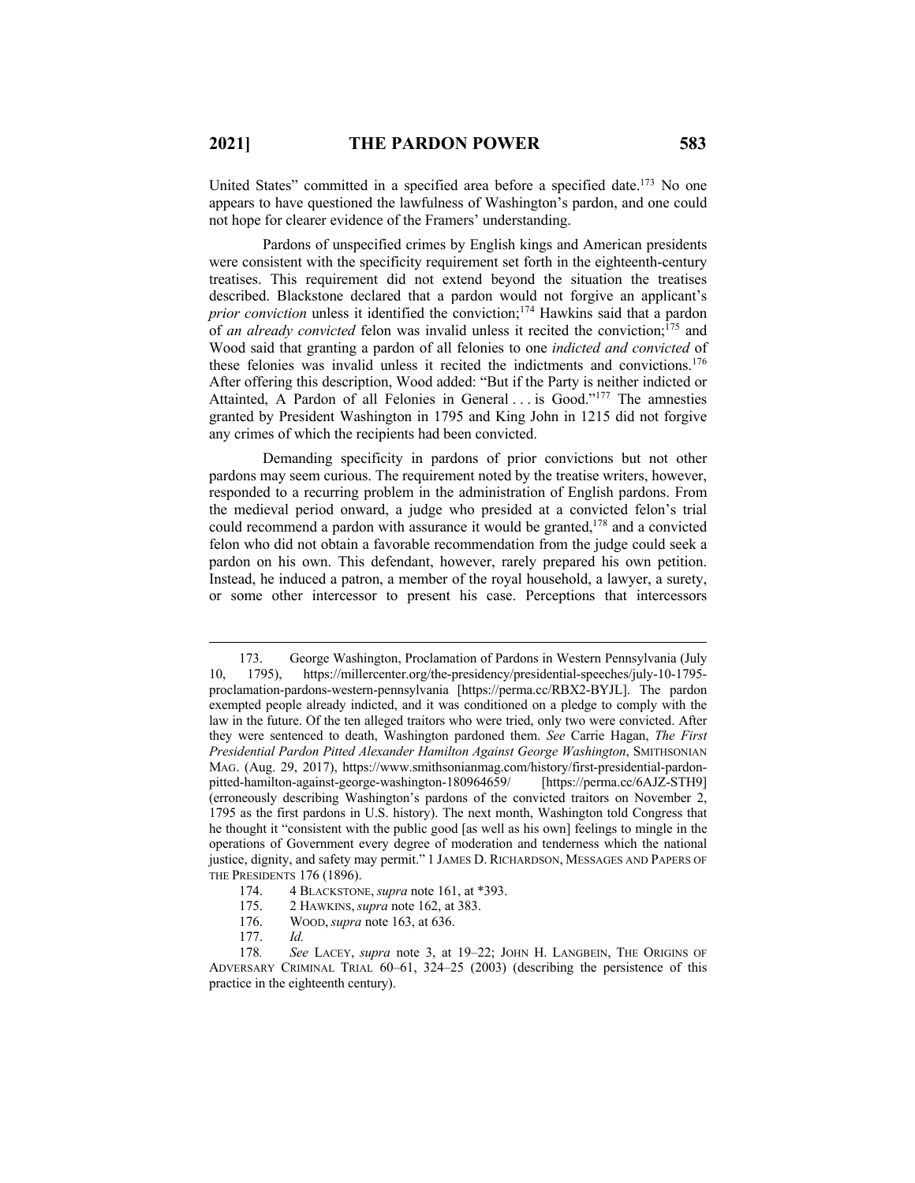United States" committed in a specified area before a specified date.[173] No one appears to have questioned the lawfulness of Washington's pardon, and one could not hope for clearer evidence of the Framers' understanding.

Pardons of unspecified crimes by English kings and American presidents were consistent with the specificity requirement set forth in the eighteenth-century treatises. This requirement did not extend beyond the situation the treatises described. Blackstone declared that a pardon would not forgive an applicant's *prior conviction* unless it identified the conviction;[174] Hawkins said that a pardon of *an already convicted* felon was invalid unless it recited the conviction;[175] and Wood said that granting a pardon of all felonies to one *indicted and convicted* of these felonies was invalid unless it recited the indictments and convictions.[176] After offering this description, Wood added: "But if the Party is neither indicted or Attainted, A Pardon of all Felonies in General . . . is Good."[177] The amnesties granted by President Washington in 1795 and King John in 1215 did not forgive any crimes of which the recipients had been convicted.

Demanding specificity in pardons of prior convictions but not other pardons may seem curious. The requirement noted by the treatise writers, however, responded to a recurring problem in the administration of English pardons. From the medieval period onward, a judge who presided at a convicted felon's trial could recommend a pardon with assurance it would be granted,[178] and a convicted felon who did not obtain a favorable recommendation from the judge could seek a pardon on his own. This defendant, however, rarely prepared his own petition. Instead, he induced a patron, a member of the royal household, a lawyer, a surety, or some other intercessor to present his case. Perceptions that intercessors

---

173. George Washington, Proclamation of Pardons in Western Pennsylvania (July 10, 1795), https://millercenter.org/the-presidency/presidential-speeches/july-10-1795-proclamation-pardons-western-pennsylvania [https://perma.cc/RBX2-BYJL]. The pardon exempted people already indicted, and it was conditioned on a pledge to comply with the law in the future. Of the ten alleged traitors who were tried, only two were convicted. After they were sentenced to death, Washington pardoned them. *See* Carrie Hagan, *The First Presidential Pardon Pitted Alexander Hamilton Against George Washington*, SMITHSONIAN MAG. (Aug. 29, 2017), https://www.smithsonianmag.com/history/first-presidential-pardon-pitted-hamilton-against-george-washington-180964659/ [https://perma.cc/6AJZ-STH9] (erroneously describing Washington's pardons of the convicted traitors on November 2, 1795 as the first pardons in U.S. history). The next month, Washington told Congress that he thought it "consistent with the public good [as well as his own] feelings to mingle in the operations of Government every degree of moderation and tenderness which the national justice, dignity, and safety may permit." 1 JAMES D. RICHARDSON, MESSAGES AND PAPERS OF THE PRESIDENTS 176 (1896).

174. 4 BLACKSTONE, *supra* note 161, at *393.

175. 2 HAWKINS, *supra* note 162, at 383.

176. WOOD, *supra* note 163, at 636.

177. *Id.*

178. *See* LACEY, *supra* note 3, at 19–22; JOHN H. LANGBEIN, THE ORIGINS OF ADVERSARY CRIMINAL TRIAL 60–61, 324–25 (2003) (describing the persistence of this practice in the eighteenth century).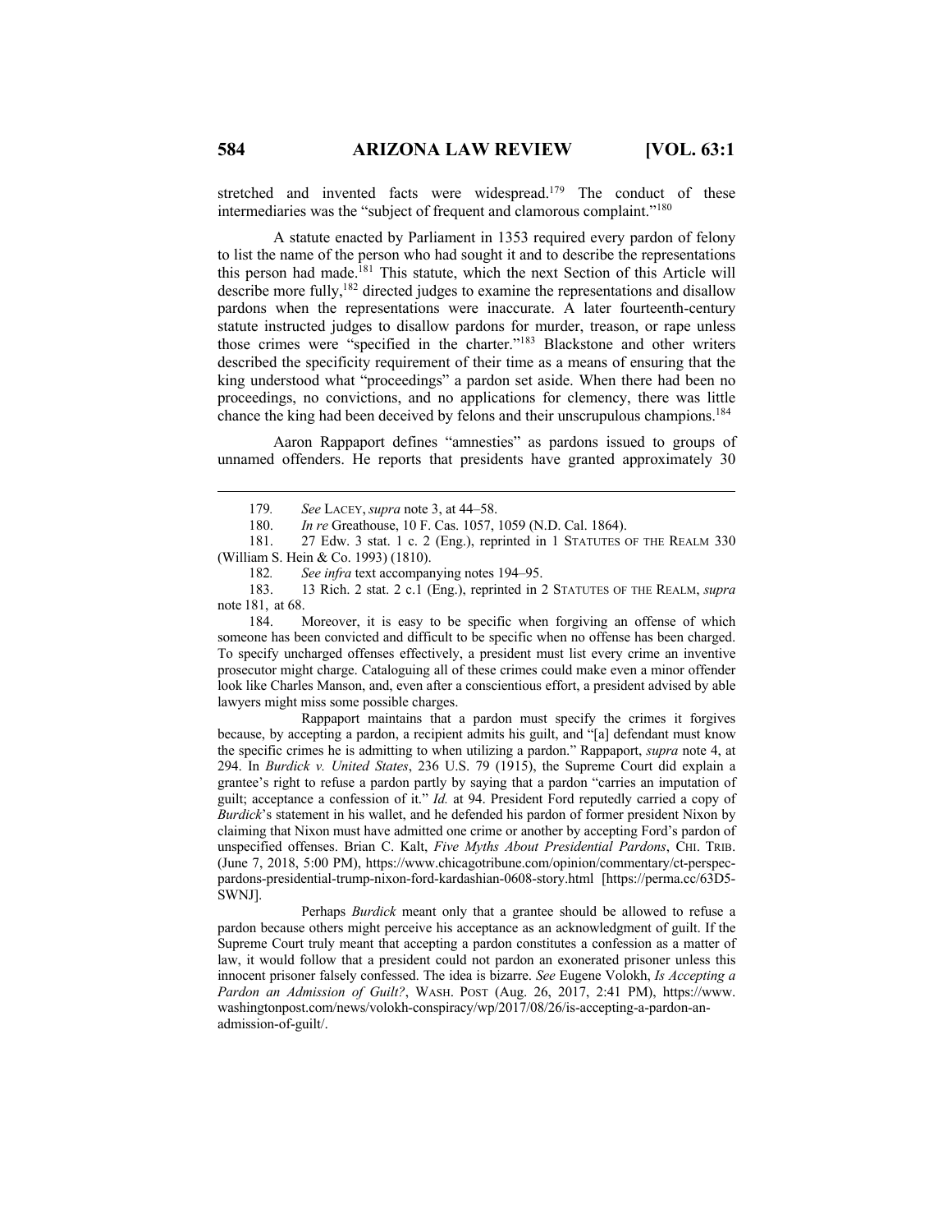stretched and invented facts were widespread.[179] The conduct of these intermediaries was the "subject of frequent and clamorous complaint."[180]

A statute enacted by Parliament in 1353 required every pardon of felony to list the name of the person who had sought it and to describe the representations this person had made.[181] This statute, which the next Section of this Article will describe more fully,[182] directed judges to examine the representations and disallow pardons when the representations were inaccurate. A later fourteenth-century statute instructed judges to disallow pardons for murder, treason, or rape unless those crimes were "specified in the charter."[183] Blackstone and other writers described the specificity requirement of their time as a means of ensuring that the king understood what "proceedings" a pardon set aside. When there had been no proceedings, no convictions, and no applications for clemency, there was little chance the king had been deceived by felons and their unscrupulous champions.[184]

Aaron Rappaport defines "amnesties" as pardons issued to groups of unnamed offenders. He reports that presidents have granted approximately 30

---

179. *See* LACEY, *supra* note 3, at 44–58.

180. *In re* Greathouse, 10 F. Cas. 1057, 1059 (N.D. Cal. 1864).

181. 27 Edw. 3 stat. 1 c. 2 (Eng.), reprinted in 1 STATUTES OF THE REALM 330 (William S. Hein & Co. 1993) (1810).

182. *See infra* text accompanying notes 194–95.

183. 13 Rich. 2 stat. 2 c.1 (Eng.), reprinted in 2 STATUTES OF THE REALM, *supra* note 181, at 68.

184. Moreover, it is easy to be specific when forgiving an offense of which someone has been convicted and difficult to be specific when no offense has been charged. To specify uncharged offenses effectively, a president must list every crime an inventive prosecutor might charge. Cataloguing all of these crimes could make even a minor offender look like Charles Manson, and, even after a conscientious effort, a president advised by able lawyers might miss some possible charges.

Rappaport maintains that a pardon must specify the crimes it forgives because, by accepting a pardon, a recipient admits his guilt, and "[a] defendant must know the specific crimes he is admitting to when utilizing a pardon." Rappaport, *supra* note 4, at 294. In *Burdick v. United States*, 236 U.S. 79 (1915), the Supreme Court did explain a grantee's right to refuse a pardon partly by saying that a pardon "carries an imputation of guilt; acceptance a confession of it." *Id.* at 94. President Ford reputedly carried a copy of *Burdick*'s statement in his wallet, and he defended his pardon of former president Nixon by claiming that Nixon must have admitted one crime or another by accepting Ford's pardon of unspecified offenses. Brian C. Kalt, *Five Myths About Presidential Pardons*, CHI. TRIB. (June 7, 2018, 5:00 PM), https://www.chicagotribune.com/opinion/commentary/ct-perspec-pardons-presidential-trump-nixon-ford-kardashian-0608-story.html [https://perma.cc/63D5-SWNJ].

Perhaps *Burdick* meant only that a grantee should be allowed to refuse a pardon because others might perceive his acceptance as an acknowledgment of guilt. If the Supreme Court truly meant that accepting a pardon constitutes a confession as a matter of law, it would follow that a president could not pardon an exonerated prisoner unless this innocent prisoner falsely confessed. The idea is bizarre. *See* Eugene Volokh, *Is Accepting a Pardon an Admission of Guilt?*, WASH. POST (Aug. 26, 2017, 2:41 PM), https://www.washingtonpost.com/news/volokh-conspiracy/wp/2017/08/26/is-accepting-a-pardon-an-admission-of-guilt/.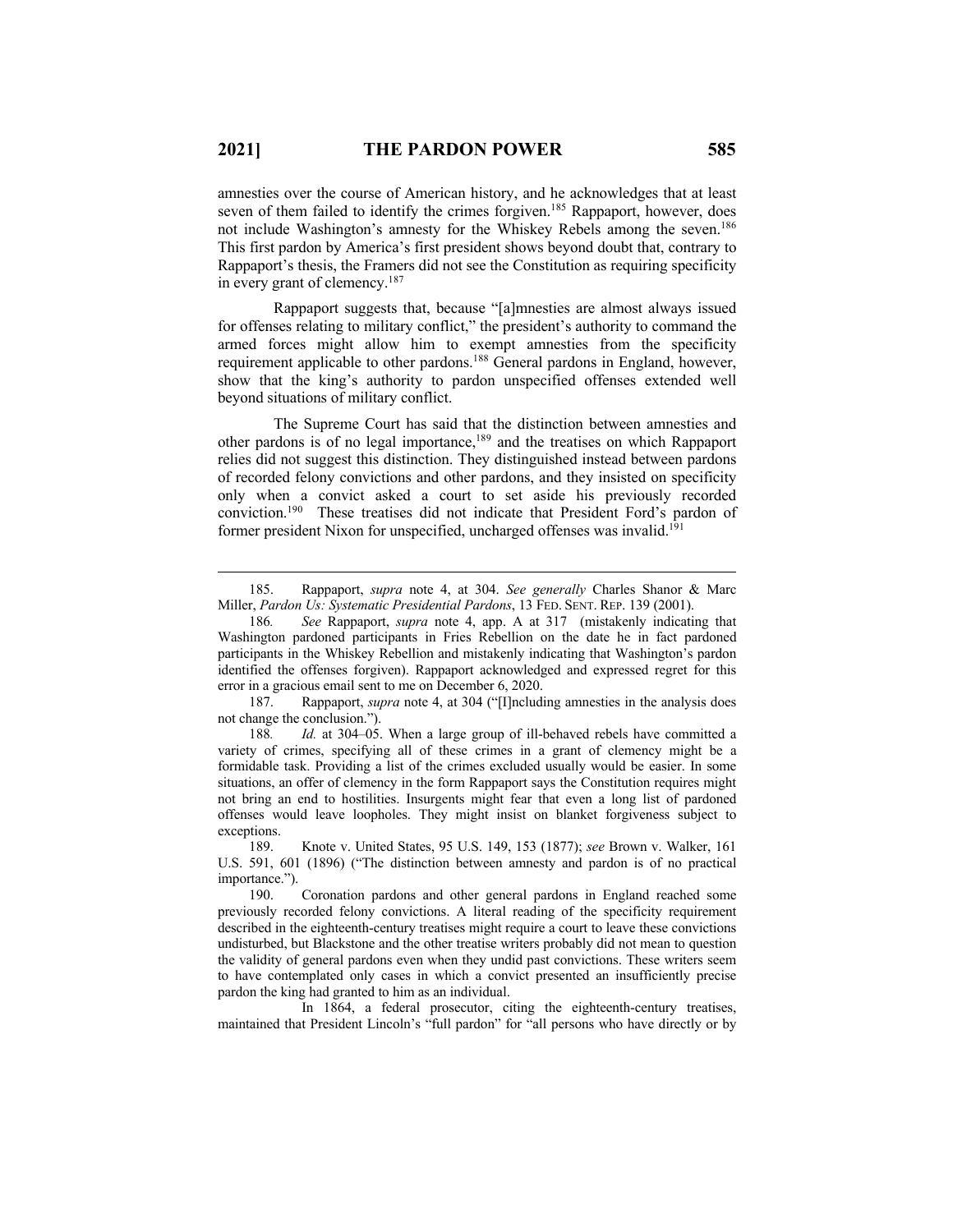amnesties over the course of American history, and he acknowledges that at least seven of them failed to identify the crimes forgiven.[185] Rappaport, however, does not include Washington's amnesty for the Whiskey Rebels among the seven.[186] This first pardon by America's first president shows beyond doubt that, contrary to Rappaport's thesis, the Framers did not see the Constitution as requiring specificity in every grant of clemency.[187]

Rappaport suggests that, because "[a]mnesties are almost always issued for offenses relating to military conflict," the president's authority to command the armed forces might allow him to exempt amnesties from the specificity requirement applicable to other pardons.[188] General pardons in England, however, show that the king's authority to pardon unspecified offenses extended well beyond situations of military conflict.

The Supreme Court has said that the distinction between amnesties and other pardons is of no legal importance,[189] and the treatises on which Rappaport relies did not suggest this distinction. They distinguished instead between pardons of recorded felony convictions and other pardons, and they insisted on specificity only when a convict asked a court to set aside his previously recorded conviction.[190] These treatises did not indicate that President Ford's pardon of former president Nixon for unspecified, uncharged offenses was invalid.[191]

---

185. Rappaport, *supra* note 4, at 304. *See generally* Charles Shanor & Marc Miller, *Pardon Us: Systematic Presidential Pardons*, 13 FED. SENT. REP. 139 (2001).

186. *See* Rappaport, *supra* note 4, app. A at 317 (mistakenly indicating that Washington pardoned participants in Fries Rebellion on the date he in fact pardoned participants in the Whiskey Rebellion and mistakenly indicating that Washington's pardon identified the offenses forgiven). Rappaport acknowledged and expressed regret for this error in a gracious email sent to me on December 6, 2020.

187. Rappaport, *supra* note 4, at 304 ("[I]ncluding amnesties in the analysis does not change the conclusion.").

188. *Id.* at 304–05. When a large group of ill-behaved rebels have committed a variety of crimes, specifying all of these crimes in a grant of clemency might be a formidable task. Providing a list of the crimes excluded usually would be easier. In some situations, an offer of clemency in the form Rappaport says the Constitution requires might not bring an end to hostilities. Insurgents might fear that even a long list of pardoned offenses would leave loopholes. They might insist on blanket forgiveness subject to exceptions.

189. Knote v. United States, 95 U.S. 149, 153 (1877); *see* Brown v. Walker, 161 U.S. 591, 601 (1896) ("The distinction between amnesty and pardon is of no practical importance.").

190. Coronation pardons and other general pardons in England reached some previously recorded felony convictions. A literal reading of the specificity requirement described in the eighteenth-century treatises might require a court to leave these convictions undisturbed, but Blackstone and the other treatise writers probably did not mean to question the validity of general pardons even when they undid past convictions. These writers seem to have contemplated only cases in which a convict presented an insufficiently precise pardon the king had granted to him as an individual.

In 1864, a federal prosecutor, citing the eighteenth-century treatises, maintained that President Lincoln's "full pardon" for "all persons who have directly or by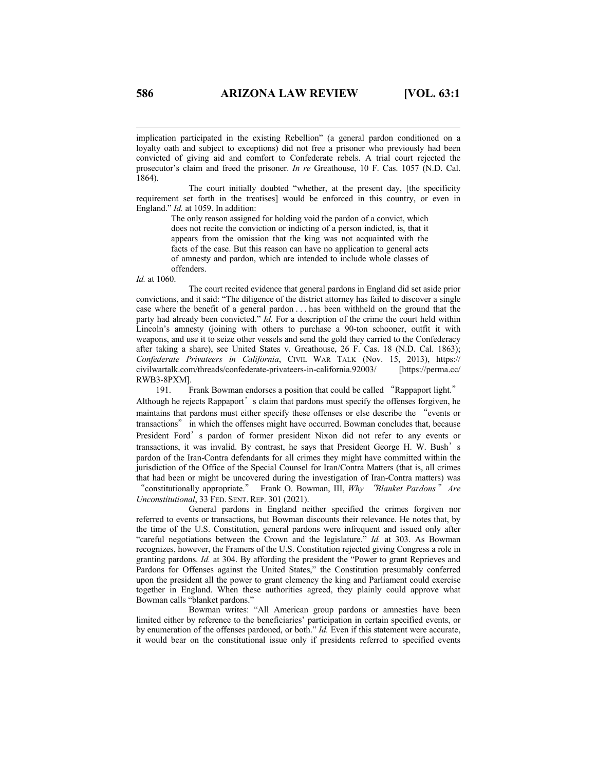implication participated in the existing Rebellion" (a general pardon conditioned on a loyalty oath and subject to exceptions) did not free a prisoner who previously had been convicted of giving aid and comfort to Confederate rebels. A trial court rejected the prosecutor's claim and freed the prisoner. *In re* Greathouse, 10 F. Cas. 1057 (N.D. Cal. 1864).

The court initially doubted "whether, at the present day, [the specificity requirement set forth in the treatises] would be enforced in this country, or even in England." *Id.* at 1059. In addition:

> The only reason assigned for holding void the pardon of a convict, which does not recite the conviction or indicting of a person indicted, is, that it appears from the omission that the king was not acquainted with the facts of the case. But this reason can have no application to general acts of amnesty and pardon, which are intended to include whole classes of offenders.

*Id.* at 1060.

The court recited evidence that general pardons in England did set aside prior convictions, and it said: "The diligence of the district attorney has failed to discover a single case where the benefit of a general pardon . . . has been withheld on the ground that the party had already been convicted." *Id.* For a description of the crime the court held within Lincoln's amnesty (joining with others to purchase a 90-ton schooner, outfit it with weapons, and use it to seize other vessels and send the gold they carried to the Confederacy after taking a share), see United States v. Greathouse, 26 F. Cas. 18 (N.D. Cal. 1863); *Confederate Privateers in California*, CIVIL WAR TALK (Nov. 15, 2013), https://civilwartalk.com/threads/confederate-privateers-in-california.92003/ [https://perma.cc/RWB3-8PXM].

191. Frank Bowman endorses a position that could be called "Rappaport light." Although he rejects Rappaport's claim that pardons must specify the offenses forgiven, he maintains that pardons must either specify these offenses or else describe the "events or transactions" in which the offenses might have occurred. Bowman concludes that, because President Ford's pardon of former president Nixon did not refer to any events or transactions, it was invalid. By contrast, he says that President George H. W. Bush's pardon of the Iran-Contra defendants for all crimes they might have committed within the jurisdiction of the Office of the Special Counsel for Iran/Contra Matters (that is, all crimes that had been or might be uncovered during the investigation of Iran-Contra matters) was "constitutionally appropriate." Frank O. Bowman, III, *Why "Blanket Pardons" Are Unconstitutional*, 33 FED. SENT. REP. 301 (2021).

General pardons in England neither specified the crimes forgiven nor referred to events or transactions, but Bowman discounts their relevance. He notes that, by the time of the U.S. Constitution, general pardons were infrequent and issued only after "careful negotiations between the Crown and the legislature." *Id.* at 303. As Bowman recognizes, however, the Framers of the U.S. Constitution rejected giving Congress a role in granting pardons. *Id.* at 304. By affording the president the "Power to grant Reprieves and Pardons for Offenses against the United States," the Constitution presumably conferred upon the president all the power to grant clemency the king and Parliament could exercise together in England. When these authorities agreed, they plainly could approve what Bowman calls "blanket pardons."

Bowman writes: "All American group pardons or amnesties have been limited either by reference to the beneficiaries' participation in certain specified events, or by enumeration of the offenses pardoned, or both." *Id.* Even if this statement were accurate, it would bear on the constitutional issue only if presidents referred to specified events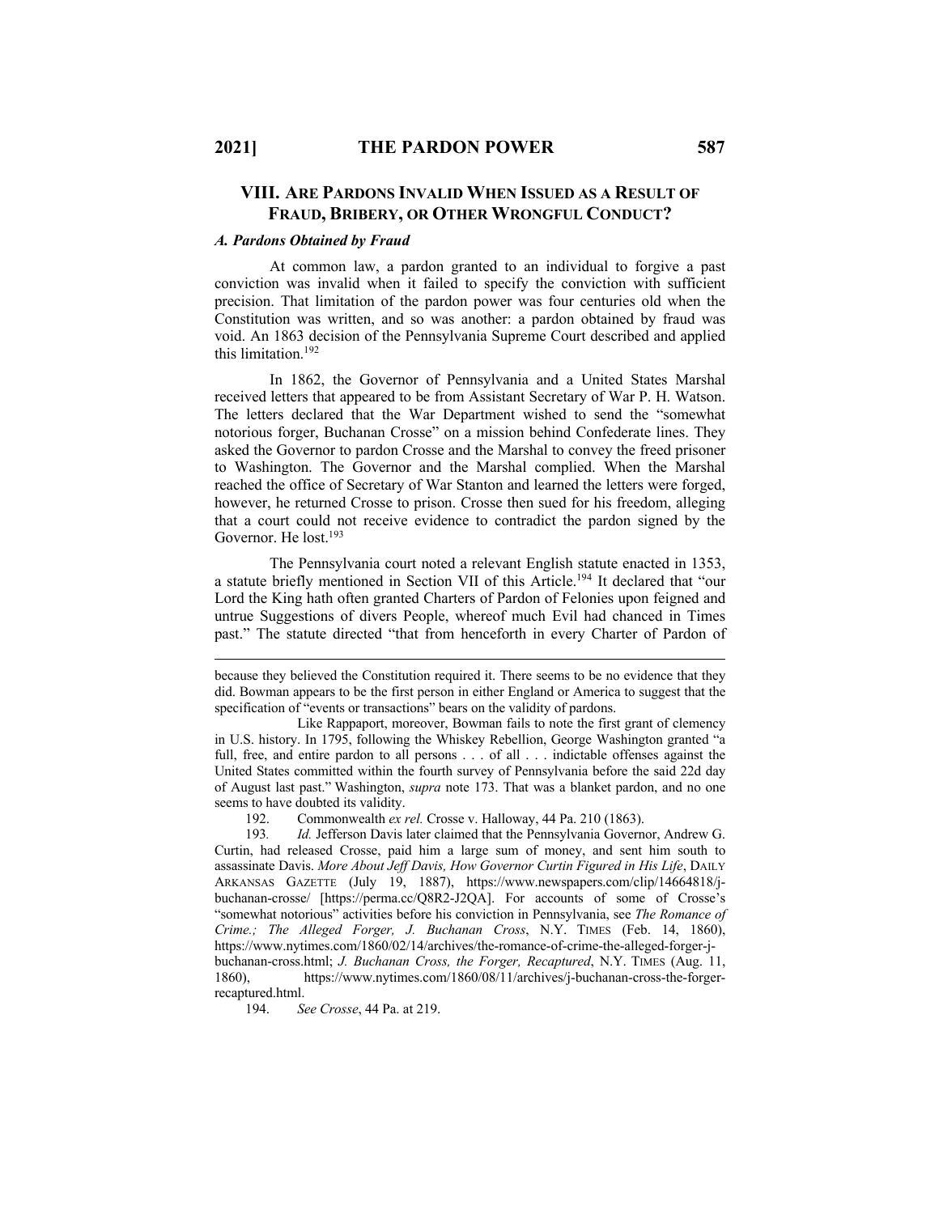## VIII. ARE PARDONS INVALID WHEN ISSUED AS A RESULT OF FRAUD, BRIBERY, OR OTHER WRONGFUL CONDUCT?

### *A. Pardons Obtained by Fraud*

At common law, a pardon granted to an individual to forgive a past conviction was invalid when it failed to specify the conviction with sufficient precision. That limitation of the pardon power was four centuries old when the Constitution was written, and so was another: a pardon obtained by fraud was void. An 1863 decision of the Pennsylvania Supreme Court described and applied this limitation.[192]

In 1862, the Governor of Pennsylvania and a United States Marshal received letters that appeared to be from Assistant Secretary of War P. H. Watson. The letters declared that the War Department wished to send the "somewhat notorious forger, Buchanan Crosse" on a mission behind Confederate lines. They asked the Governor to pardon Crosse and the Marshal to convey the freed prisoner to Washington. The Governor and the Marshal complied. When the Marshal reached the office of Secretary of War Stanton and learned the letters were forged, however, he returned Crosse to prison. Crosse then sued for his freedom, alleging that a court could not receive evidence to contradict the pardon signed by the Governor. He lost.[193]

The Pennsylvania court noted a relevant English statute enacted in 1353, a statute briefly mentioned in Section VII of this Article.[194] It declared that "our Lord the King hath often granted Charters of Pardon of Felonies upon feigned and untrue Suggestions of divers People, whereof much Evil had chanced in Times past." The statute directed "that from henceforth in every Charter of Pardon of

---

because they believed the Constitution required it. There seems to be no evidence that they did. Bowman appears to be the first person in either England or America to suggest that the specification of "events or transactions" bears on the validity of pardons.

Like Rappaport, moreover, Bowman fails to note the first grant of clemency in U.S. history. In 1795, following the Whiskey Rebellion, George Washington granted "a full, free, and entire pardon to all persons . . . of all . . . indictable offenses against the United States committed within the fourth survey of Pennsylvania before the said 22d day of August last past." Washington, *supra* note 173. That was a blanket pardon, and no one seems to have doubted its validity.

192. Commonwealth *ex rel.* Crosse v. Halloway, 44 Pa. 210 (1863).

193. *Id.* Jefferson Davis later claimed that the Pennsylvania Governor, Andrew G. Curtin, had released Crosse, paid him a large sum of money, and sent him south to assassinate Davis. *More About Jeff Davis, How Governor Curtin Figured in His Life*, DAILY ARKANSAS GAZETTE (July 19, 1887), https://www.newspapers.com/clip/14664818/j-buchanan-crosse/ [https://perma.cc/Q8R2-J2QA]. For accounts of some of Crosse's "somewhat notorious" activities before his conviction in Pennsylvania, see *The Romance of Crime.; The Alleged Forger, J. Buchanan Cross*, N.Y. TIMES (Feb. 14, 1860), https://www.nytimes.com/1860/02/14/archives/the-romance-of-crime-the-alleged-forger-j-buchanan-cross.html; *J. Buchanan Cross, the Forger, Recaptured*, N.Y. TIMES (Aug. 11, 1860), https://www.nytimes.com/1860/08/11/archives/j-buchanan-cross-the-forger-recaptured.html.

194. *See Crosse*, 44 Pa. at 219.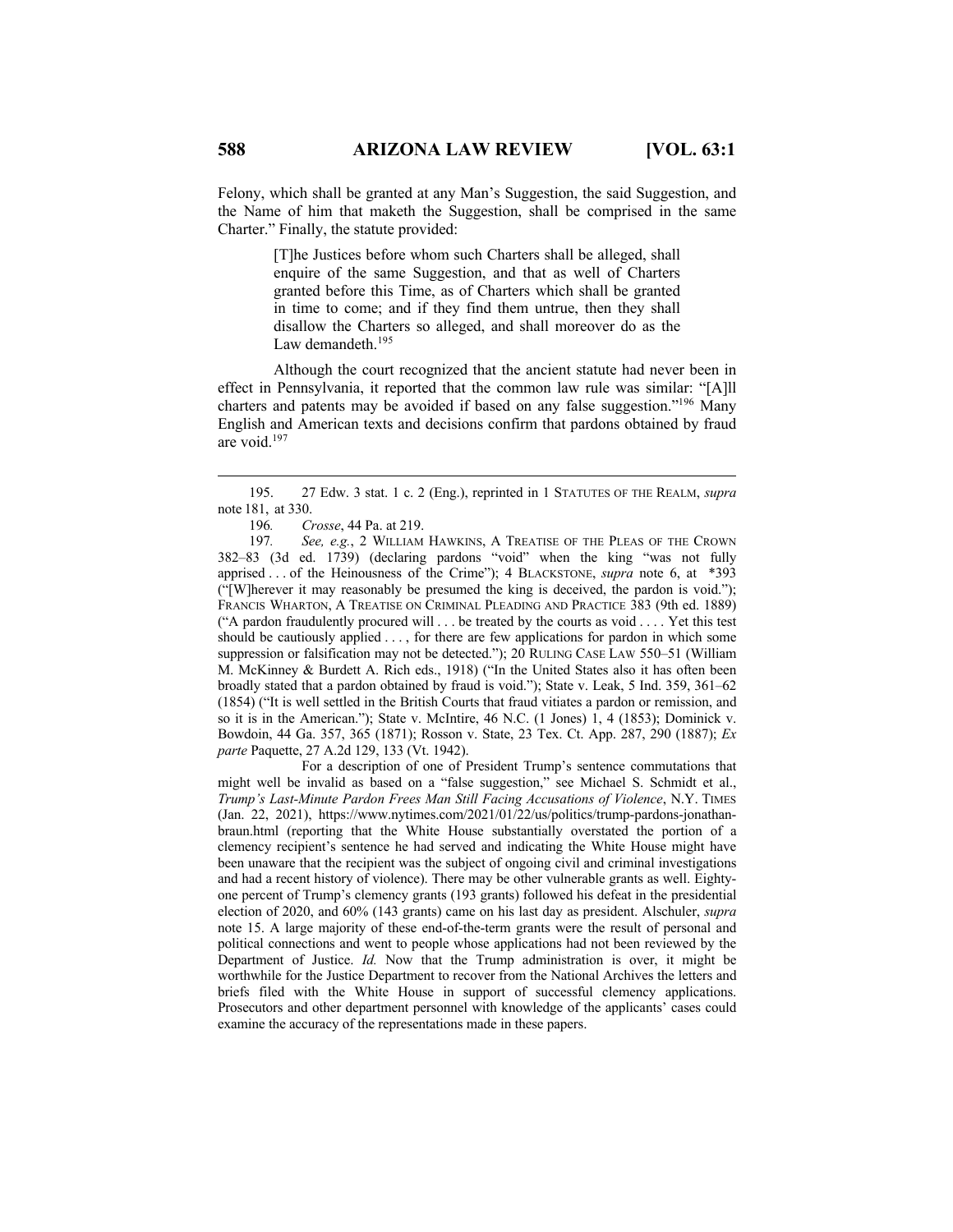Felony, which shall be granted at any Man's Suggestion, the said Suggestion, and the Name of him that maketh the Suggestion, shall be comprised in the same Charter." Finally, the statute provided:

> [T]he Justices before whom such Charters shall be alleged, shall enquire of the same Suggestion, and that as well of Charters granted before this Time, as of Charters which shall be granted in time to come; and if they find them untrue, then they shall disallow the Charters so alleged, and shall moreover do as the Law demandeth.[195]

Although the court recognized that the ancient statute had never been in effect in Pennsylvania, it reported that the common law rule was similar: "[A]ll charters and patents may be avoided if based on any false suggestion."[196] Many English and American texts and decisions confirm that pardons obtained by fraud are void.[197]

---

195. 27 Edw. 3 stat. 1 c. 2 (Eng.), reprinted in 1 STATUTES OF THE REALM, *supra* note 181, at 330.

196. *Crosse*, 44 Pa. at 219.

197. *See, e.g.*, 2 WILLIAM HAWKINS, A TREATISE OF THE PLEAS OF THE CROWN 382–83 (3d ed. 1739) (declaring pardons "void" when the king "was not fully apprised . . . of the Heinousness of the Crime"); 4 BLACKSTONE, *supra* note 6, at \*393 ("[W]herever it may reasonably be presumed the king is deceived, the pardon is void."); FRANCIS WHARTON, A TREATISE ON CRIMINAL PLEADING AND PRACTICE 383 (9th ed. 1889) ("A pardon fraudulently procured will . . . be treated by the courts as void . . . . Yet this test should be cautiously applied . . . , for there are few applications for pardon in which some suppression or falsification may not be detected."); 20 RULING CASE LAW 550–51 (William M. McKinney & Burdett A. Rich eds., 1918) ("In the United States also it has often been broadly stated that a pardon obtained by fraud is void."); State v. Leak, 5 Ind. 359, 361–62 (1854) ("It is well settled in the British Courts that fraud vitiates a pardon or remission, and so it is in the American."); State v. McIntire, 46 N.C. (1 Jones) 1, 4 (1853); Dominick v. Bowdoin, 44 Ga. 357, 365 (1871); Rosson v. State, 23 Tex. Ct. App. 287, 290 (1887); *Ex parte* Paquette, 27 A.2d 129, 133 (Vt. 1942).

For a description of one of President Trump's sentence commutations that might well be invalid as based on a "false suggestion," see Michael S. Schmidt et al., *Trump's Last-Minute Pardon Frees Man Still Facing Accusations of Violence*, N.Y. TIMES (Jan. 22, 2021), https://www.nytimes.com/2021/01/22/us/politics/trump-pardons-jonathan-braun.html (reporting that the White House substantially overstated the portion of a clemency recipient's sentence he had served and indicating the White House might have been unaware that the recipient was the subject of ongoing civil and criminal investigations and had a recent history of violence). There may be other vulnerable grants as well. Eighty-one percent of Trump's clemency grants (193 grants) followed his defeat in the presidential election of 2020, and 60% (143 grants) came on his last day as president. Alschuler, *supra* note 15. A large majority of these end-of-the-term grants were the result of personal and political connections and went to people whose applications had not been reviewed by the Department of Justice. *Id.* Now that the Trump administration is over, it might be worthwhile for the Justice Department to recover from the National Archives the letters and briefs filed with the White House in support of successful clemency applications. Prosecutors and other department personnel with knowledge of the applicants' cases could examine the accuracy of the representations made in these papers.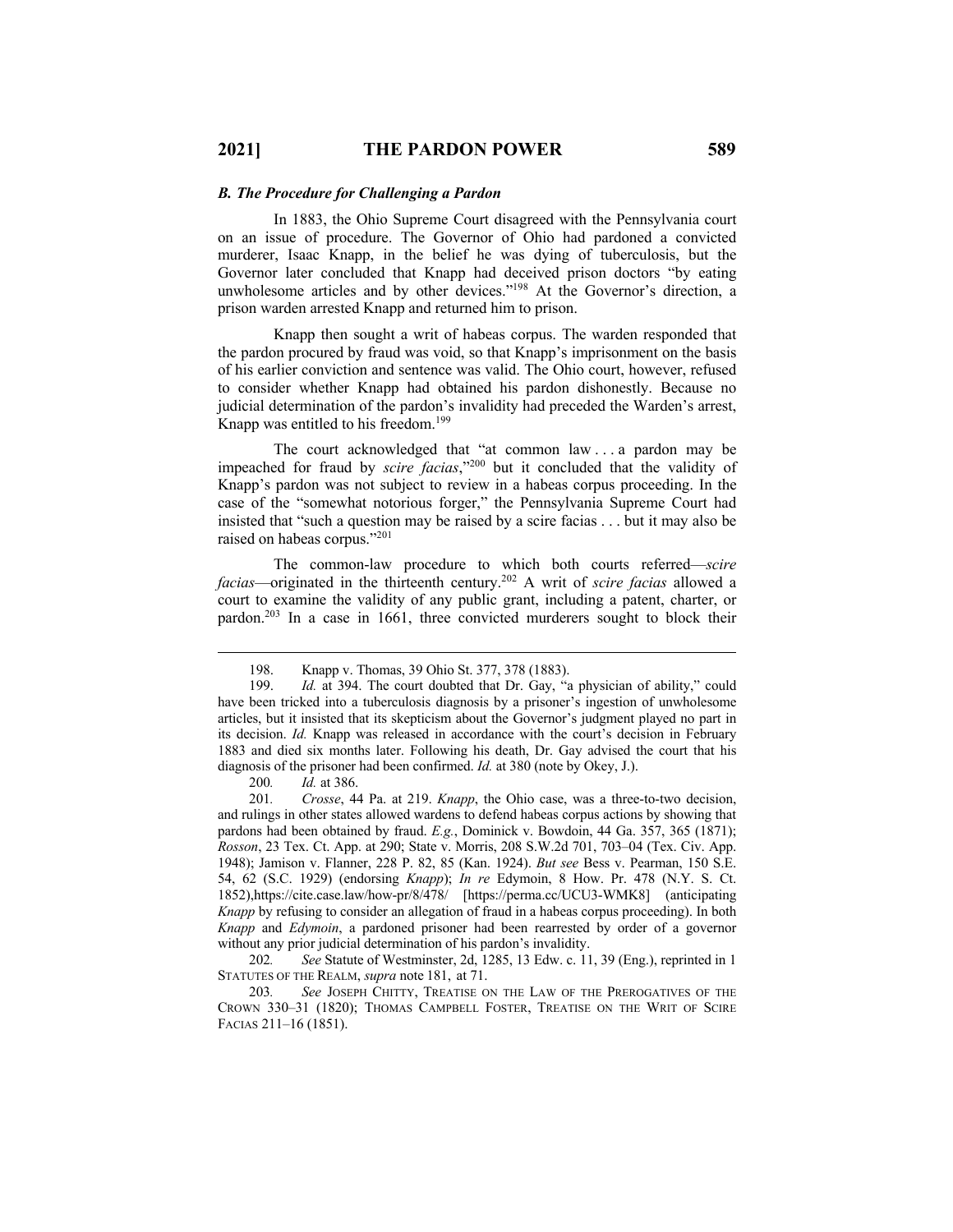### *B. The Procedure for Challenging a Pardon*

In 1883, the Ohio Supreme Court disagreed with the Pennsylvania court on an issue of procedure. The Governor of Ohio had pardoned a convicted murderer, Isaac Knapp, in the belief he was dying of tuberculosis, but the Governor later concluded that Knapp had deceived prison doctors "by eating unwholesome articles and by other devices."[198] At the Governor's direction, a prison warden arrested Knapp and returned him to prison.

Knapp then sought a writ of habeas corpus. The warden responded that the pardon procured by fraud was void, so that Knapp's imprisonment on the basis of his earlier conviction and sentence was valid. The Ohio court, however, refused to consider whether Knapp had obtained his pardon dishonestly. Because no judicial determination of the pardon's invalidity had preceded the Warden's arrest, Knapp was entitled to his freedom.[199]

The court acknowledged that "at common law . . . a pardon may be impeached for fraud by *scire facias*,"[200] but it concluded that the validity of Knapp's pardon was not subject to review in a habeas corpus proceeding. In the case of the "somewhat notorious forger," the Pennsylvania Supreme Court had insisted that "such a question may be raised by a scire facias . . . but it may also be raised on habeas corpus."[201]

The common-law procedure to which both courts referred—*scire facias*—originated in the thirteenth century.[202] A writ of *scire facias* allowed a court to examine the validity of any public grant, including a patent, charter, or pardon.[203] In a case in 1661, three convicted murderers sought to block their

---

198. Knapp v. Thomas, 39 Ohio St. 377, 378 (1883).

199. *Id.* at 394. The court doubted that Dr. Gay, "a physician of ability," could have been tricked into a tuberculosis diagnosis by a prisoner's ingestion of unwholesome articles, but it insisted that its skepticism about the Governor's judgment played no part in its decision. *Id.* Knapp was released in accordance with the court's decision in February 1883 and died six months later. Following his death, Dr. Gay advised the court that his diagnosis of the prisoner had been confirmed. *Id.* at 380 (note by Okey, J.).

200. *Id.* at 386.

201. *Crosse*, 44 Pa. at 219. *Knapp*, the Ohio case, was a three-to-two decision, and rulings in other states allowed wardens to defend habeas corpus actions by showing that pardons had been obtained by fraud. *E.g.*, Dominick v. Bowdoin, 44 Ga. 357, 365 (1871); *Rosson*, 23 Tex. Ct. App. at 290; State v. Morris, 208 S.W.2d 701, 703–04 (Tex. Civ. App. 1948); Jamison v. Flanner, 228 P. 82, 85 (Kan. 1924). *But see* Bess v. Pearman, 150 S.E. 54, 62 (S.C. 1929) (endorsing *Knapp*); *In re* Edymoin, 8 How. Pr. 478 (N.Y. S. Ct. 1852),https://cite.case.law/how-pr/8/478/ [https://perma.cc/UCU3-WMK8] (anticipating *Knapp* by refusing to consider an allegation of fraud in a habeas corpus proceeding). In both *Knapp* and *Edymoin*, a pardoned prisoner had been rearrested by order of a governor without any prior judicial determination of his pardon's invalidity.

202. *See* Statute of Westminster, 2d, 1285, 13 Edw. c. 11, 39 (Eng.), reprinted in 1 STATUTES OF THE REALM, *supra* note 181, at 71.

203. *See* JOSEPH CHITTY, TREATISE ON THE LAW OF THE PREROGATIVES OF THE CROWN 330–31 (1820); THOMAS CAMPBELL FOSTER, TREATISE ON THE WRIT OF SCIRE FACIAS 211–16 (1851).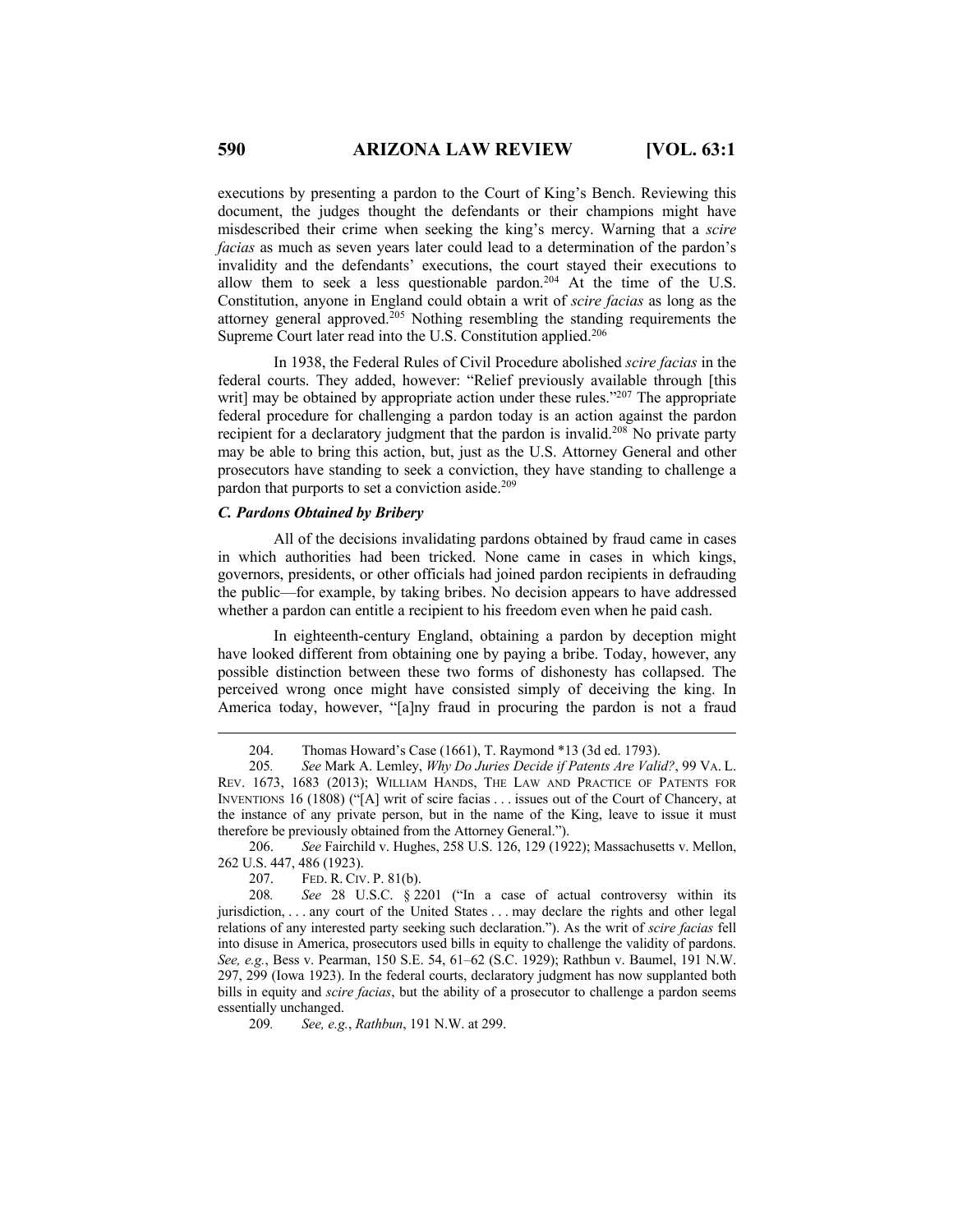executions by presenting a pardon to the Court of King's Bench. Reviewing this document, the judges thought the defendants or their champions might have misdescribed their crime when seeking the king's mercy. Warning that a *scire facias* as much as seven years later could lead to a determination of the pardon's invalidity and the defendants' executions, the court stayed their executions to allow them to seek a less questionable pardon.[204] At the time of the U.S. Constitution, anyone in England could obtain a writ of *scire facias* as long as the attorney general approved.[205] Nothing resembling the standing requirements the Supreme Court later read into the U.S. Constitution applied.[206]

In 1938, the Federal Rules of Civil Procedure abolished *scire facias* in the federal courts. They added, however: "Relief previously available through [this writ] may be obtained by appropriate action under these rules."[207] The appropriate federal procedure for challenging a pardon today is an action against the pardon recipient for a declaratory judgment that the pardon is invalid.[208] No private party may be able to bring this action, but, just as the U.S. Attorney General and other prosecutors have standing to seek a conviction, they have standing to challenge a pardon that purports to set a conviction aside.[209]

### *C. Pardons Obtained by Bribery*

All of the decisions invalidating pardons obtained by fraud came in cases in which authorities had been tricked. None came in cases in which kings, governors, presidents, or other officials had joined pardon recipients in defrauding the public—for example, by taking bribes. No decision appears to have addressed whether a pardon can entitle a recipient to his freedom even when he paid cash.

In eighteenth-century England, obtaining a pardon by deception might have looked different from obtaining one by paying a bribe. Today, however, any possible distinction between these two forms of dishonesty has collapsed. The perceived wrong once might have consisted simply of deceiving the king. In America today, however, "[a]ny fraud in procuring the pardon is not a fraud

---

204. Thomas Howard's Case (1661), T. Raymond *13 (3d ed. 1793).

205. *See* Mark A. Lemley, *Why Do Juries Decide if Patents Are Valid?*, 99 VA. L. REV. 1673, 1683 (2013); WILLIAM HANDS, THE LAW AND PRACTICE OF PATENTS FOR INVENTIONS 16 (1808) ("[A] writ of scire facias . . . issues out of the Court of Chancery, at the instance of any private person, but in the name of the King, leave to issue it must therefore be previously obtained from the Attorney General.").

206. *See* Fairchild v. Hughes, 258 U.S. 126, 129 (1922); Massachusetts v. Mellon, 262 U.S. 447, 486 (1923).

207. FED. R. CIV. P. 81(b).

208. *See* 28 U.S.C. § 2201 ("In a case of actual controversy within its jurisdiction, . . . any court of the United States . . . may declare the rights and other legal relations of any interested party seeking such declaration."). As the writ of *scire facias* fell into disuse in America, prosecutors used bills in equity to challenge the validity of pardons. *See, e.g.*, Bess v. Pearman, 150 S.E. 54, 61–62 (S.C. 1929); Rathbun v. Baumel, 191 N.W. 297, 299 (Iowa 1923). In the federal courts, declaratory judgment has now supplanted both bills in equity and *scire facias*, but the ability of a prosecutor to challenge a pardon seems essentially unchanged.

209. *See, e.g.*, *Rathbun*, 191 N.W. at 299.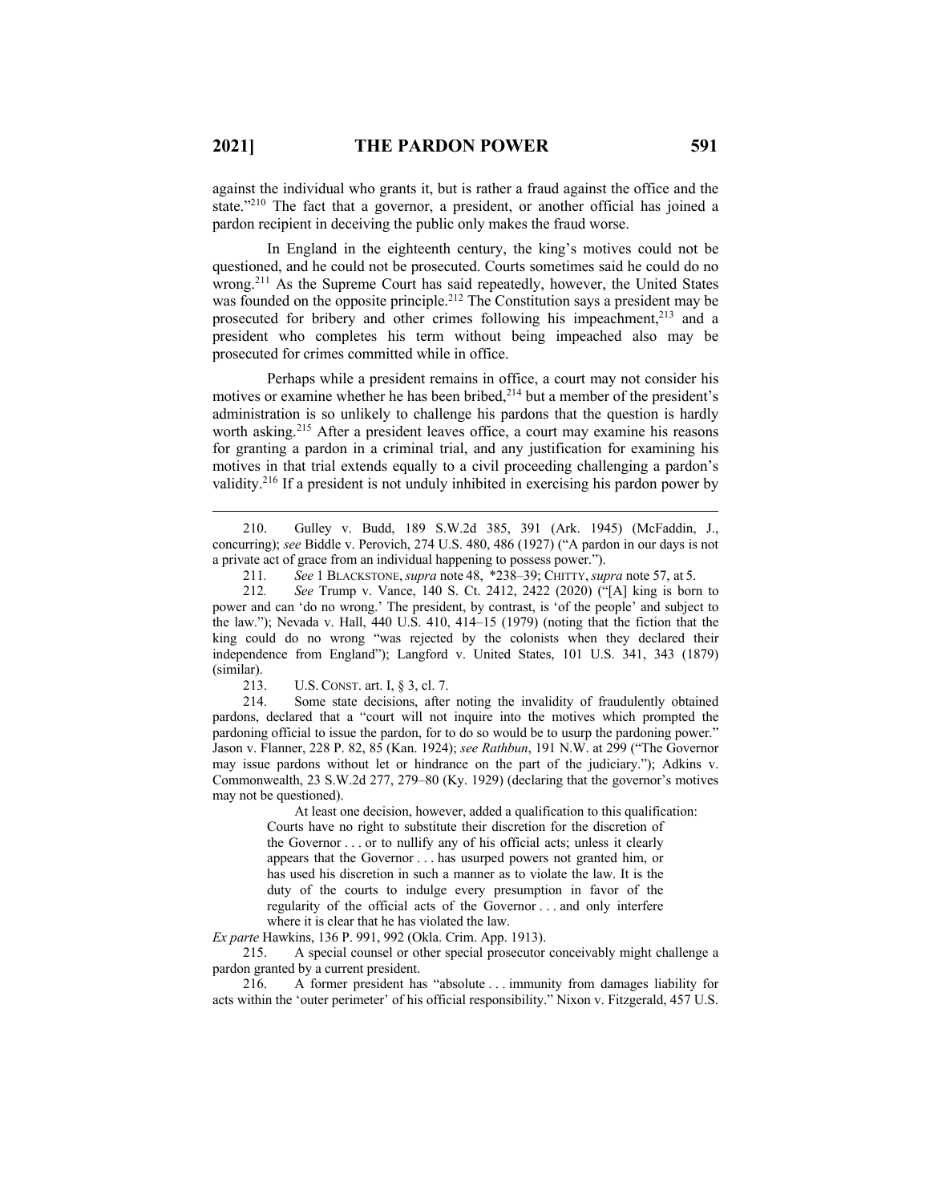against the individual who grants it, but is rather a fraud against the office and the state."[210] The fact that a governor, a president, or another official has joined a pardon recipient in deceiving the public only makes the fraud worse.

In England in the eighteenth century, the king's motives could not be questioned, and he could not be prosecuted. Courts sometimes said he could do no wrong.[211] As the Supreme Court has said repeatedly, however, the United States was founded on the opposite principle.[212] The Constitution says a president may be prosecuted for bribery and other crimes following his impeachment,[213] and a president who completes his term without being impeached also may be prosecuted for crimes committed while in office.

Perhaps while a president remains in office, a court may not consider his motives or examine whether he has been bribed,[214] but a member of the president's administration is so unlikely to challenge his pardons that the question is hardly worth asking.[215] After a president leaves office, a court may examine his reasons for granting a pardon in a criminal trial, and any justification for examining his motives in that trial extends equally to a civil proceeding challenging a pardon's validity.[216] If a president is not unduly inhibited in exercising his pardon power by

---

210. Gulley v. Budd, 189 S.W.2d 385, 391 (Ark. 1945) (McFaddin, J., concurring); *see* Biddle v. Perovich, 274 U.S. 480, 486 (1927) ("A pardon in our days is not a private act of grace from an individual happening to possess power.").

211. *See* 1 BLACKSTONE, *supra* note 48, *238–39; CHITTY, *supra* note 57, at 5.

212. *See* Trump v. Vance, 140 S. Ct. 2412, 2422 (2020) ("[A] king is born to power and can 'do no wrong.' The president, by contrast, is 'of the people' and subject to the law."); Nevada v. Hall, 440 U.S. 410, 414–15 (1979) (noting that the fiction that the king could do no wrong "was rejected by the colonists when they declared their independence from England"); Langford v. United States, 101 U.S. 341, 343 (1879) (similar).

213. U.S. CONST. art. I, § 3, cl. 7.

214. Some state decisions, after noting the invalidity of fraudulently obtained pardons, declared that a "court will not inquire into the motives which prompted the pardoning official to issue the pardon, for to do so would be to usurp the pardoning power." Jason v. Flanner, 228 P. 82, 85 (Kan. 1924); *see Rathbun*, 191 N.W. at 299 ("The Governor may issue pardons without let or hindrance on the part of the judiciary."); Adkins v. Commonwealth, 23 S.W.2d 277, 279–80 (Ky. 1929) (declaring that the governor's motives may not be questioned).

At least one decision, however, added a qualification to this qualification:

> Courts have no right to substitute their discretion for the discretion of the Governor . . . or to nullify any of his official acts; unless it clearly appears that the Governor . . . has usurped powers not granted him, or has used his discretion in such a manner as to violate the law. It is the duty of the courts to indulge every presumption in favor of the regularity of the official acts of the Governor . . . and only interfere where it is clear that he has violated the law.

*Ex parte* Hawkins, 136 P. 991, 992 (Okla. Crim. App. 1913).

215. A special counsel or other special prosecutor conceivably might challenge a pardon granted by a current president.

216. A former president has "absolute . . . immunity from damages liability for acts within the 'outer perimeter' of his official responsibility." Nixon v. Fitzgerald, 457 U.S.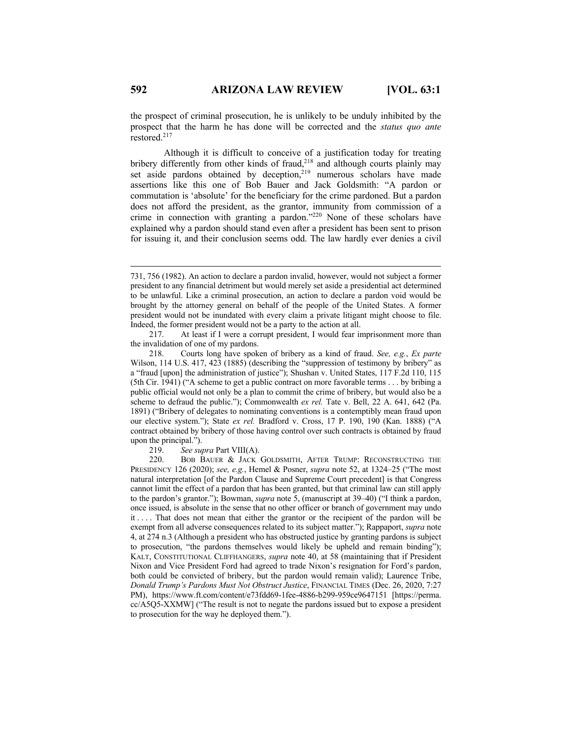the prospect of criminal prosecution, he is unlikely to be unduly inhibited by the prospect that the harm he has done will be corrected and the *status quo ante* restored.[217]

Although it is difficult to conceive of a justification today for treating bribery differently from other kinds of fraud,[218] and although courts plainly may set aside pardons obtained by deception,[219] numerous scholars have made assertions like this one of Bob Bauer and Jack Goldsmith: "A pardon or commutation is 'absolute' for the beneficiary for the crime pardoned. But a pardon does not afford the president, as the grantor, immunity from commission of a crime in connection with granting a pardon."[220] None of these scholars have explained why a pardon should stand even after a president has been sent to prison for issuing it, and their conclusion seems odd. The law hardly ever denies a civil

---

731, 756 (1982). An action to declare a pardon invalid, however, would not subject a former president to any financial detriment but would merely set aside a presidential act determined to be unlawful. Like a criminal prosecution, an action to declare a pardon void would be brought by the attorney general on behalf of the people of the United States. A former president would not be inundated with every claim a private litigant might choose to file. Indeed, the former president would not be a party to the action at all.

217. At least if I were a corrupt president, I would fear imprisonment more than the invalidation of one of my pardons.

218. Courts long have spoken of bribery as a kind of fraud. *See, e.g.*, *Ex parte* Wilson, 114 U.S. 417, 423 (1885) (describing the "suppression of testimony by bribery" as a "fraud [upon] the administration of justice"); Shushan v. United States, 117 F.2d 110, 115 (5th Cir. 1941) ("A scheme to get a public contract on more favorable terms . . . by bribing a public official would not only be a plan to commit the crime of bribery, but would also be a scheme to defraud the public."); Commonwealth *ex rel.* Tate v. Bell, 22 A. 641, 642 (Pa. 1891) ("Bribery of delegates to nominating conventions is a contemptibly mean fraud upon our elective system."); State *ex rel.* Bradford v. Cross, 17 P. 190, 190 (Kan. 1888) ("A contract obtained by bribery of those having control over such contracts is obtained by fraud upon the principal.").

219. *See supra* Part VIII(A).

220. BOB BAUER & JACK GOLDSMITH, AFTER TRUMP: RECONSTRUCTING THE PRESIDENCY 126 (2020); *see, e.g.*, Hemel & Posner, *supra* note 52, at 1324–25 ("The most natural interpretation [of the Pardon Clause and Supreme Court precedent] is that Congress cannot limit the effect of a pardon that has been granted, but that criminal law can still apply to the pardon's grantor."); Bowman, *supra* note 5, (manuscript at 39–40) ("I think a pardon, once issued, is absolute in the sense that no other officer or branch of government may undo it . . . . That does not mean that either the grantor or the recipient of the pardon will be exempt from all adverse consequences related to its subject matter."); Rappaport, *supra* note 4, at 274 n.3 (Although a president who has obstructed justice by granting pardons is subject to prosecution, "the pardons themselves would likely be upheld and remain binding"); KALT, CONSTITUTIONAL CLIFFHANGERS, *supra* note 40, at 58 (maintaining that if President Nixon and Vice President Ford had agreed to trade Nixon's resignation for Ford's pardon, both could be convicted of bribery, but the pardon would remain valid); Laurence Tribe, *Donald Trump's Pardons Must Not Obstruct Justice*, FINANCIAL TIMES (Dec. 26, 2020, 7:27 PM), https://www.ft.com/content/e73fdd69-1fee-4886-b299-959ce9647151 [https://perma.cc/A5Q5-XXMW] ("The result is not to negate the pardons issued but to expose a president to prosecution for the way he deployed them.").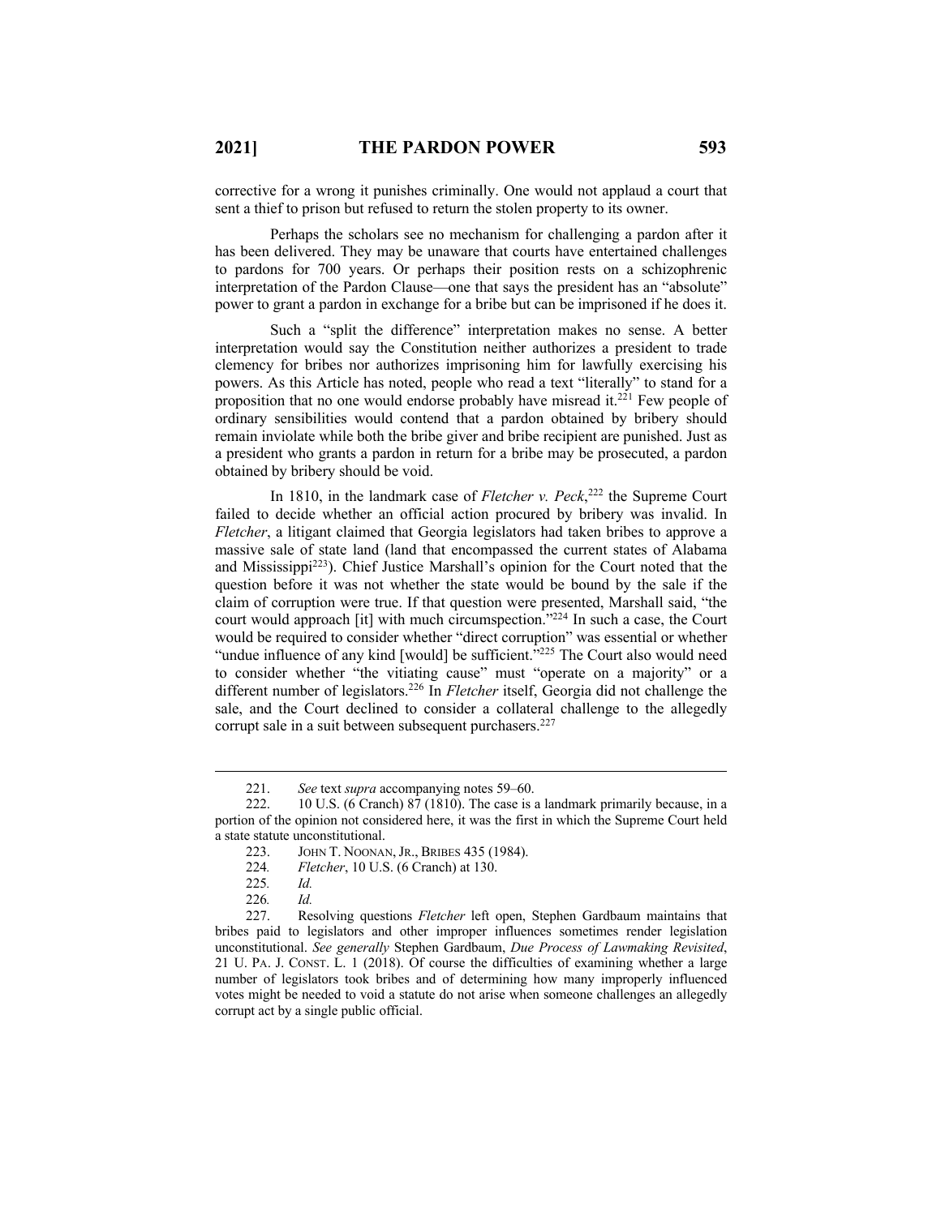corrective for a wrong it punishes criminally. One would not applaud a court that sent a thief to prison but refused to return the stolen property to its owner.

Perhaps the scholars see no mechanism for challenging a pardon after it has been delivered. They may be unaware that courts have entertained challenges to pardons for 700 years. Or perhaps their position rests on a schizophrenic interpretation of the Pardon Clause—one that says the president has an "absolute" power to grant a pardon in exchange for a bribe but can be imprisoned if he does it.

Such a "split the difference" interpretation makes no sense. A better interpretation would say the Constitution neither authorizes a president to trade clemency for bribes nor authorizes imprisoning him for lawfully exercising his powers. As this Article has noted, people who read a text "literally" to stand for a proposition that no one would endorse probably have misread it.[221] Few people of ordinary sensibilities would contend that a pardon obtained by bribery should remain inviolate while both the bribe giver and bribe recipient are punished. Just as a president who grants a pardon in return for a bribe may be prosecuted, a pardon obtained by bribery should be void.

In 1810, in the landmark case of *Fletcher v. Peck*,[222] the Supreme Court failed to decide whether an official action procured by bribery was invalid. In *Fletcher*, a litigant claimed that Georgia legislators had taken bribes to approve a massive sale of state land (land that encompassed the current states of Alabama and Mississippi[223]). Chief Justice Marshall's opinion for the Court noted that the question before it was not whether the state would be bound by the sale if the claim of corruption were true. If that question were presented, Marshall said, "the court would approach [it] with much circumspection."[224] In such a case, the Court would be required to consider whether "direct corruption" was essential or whether "undue influence of any kind [would] be sufficient."[225] The Court also would need to consider whether "the vitiating cause" must "operate on a majority" or a different number of legislators.[226] In *Fletcher* itself, Georgia did not challenge the sale, and the Court declined to consider a collateral challenge to the allegedly corrupt sale in a suit between subsequent purchasers.[227]

---

221. *See* text *supra* accompanying notes 59–60.

222. 10 U.S. (6 Cranch) 87 (1810). The case is a landmark primarily because, in a portion of the opinion not considered here, it was the first in which the Supreme Court held a state statute unconstitutional.

223. JOHN T. NOONAN, JR., BRIBES 435 (1984).

224. *Fletcher*, 10 U.S. (6 Cranch) at 130.

225. *Id.*

226. *Id.*

227. Resolving questions *Fletcher* left open, Stephen Gardbaum maintains that bribes paid to legislators and other improper influences sometimes render legislation unconstitutional. *See generally* Stephen Gardbaum, *Due Process of Lawmaking Revisited*, 21 U. PA. J. CONST. L. 1 (2018). Of course the difficulties of examining whether a large number of legislators took bribes and of determining how many improperly influenced votes might be needed to void a statute do not arise when someone challenges an allegedly corrupt act by a single public official.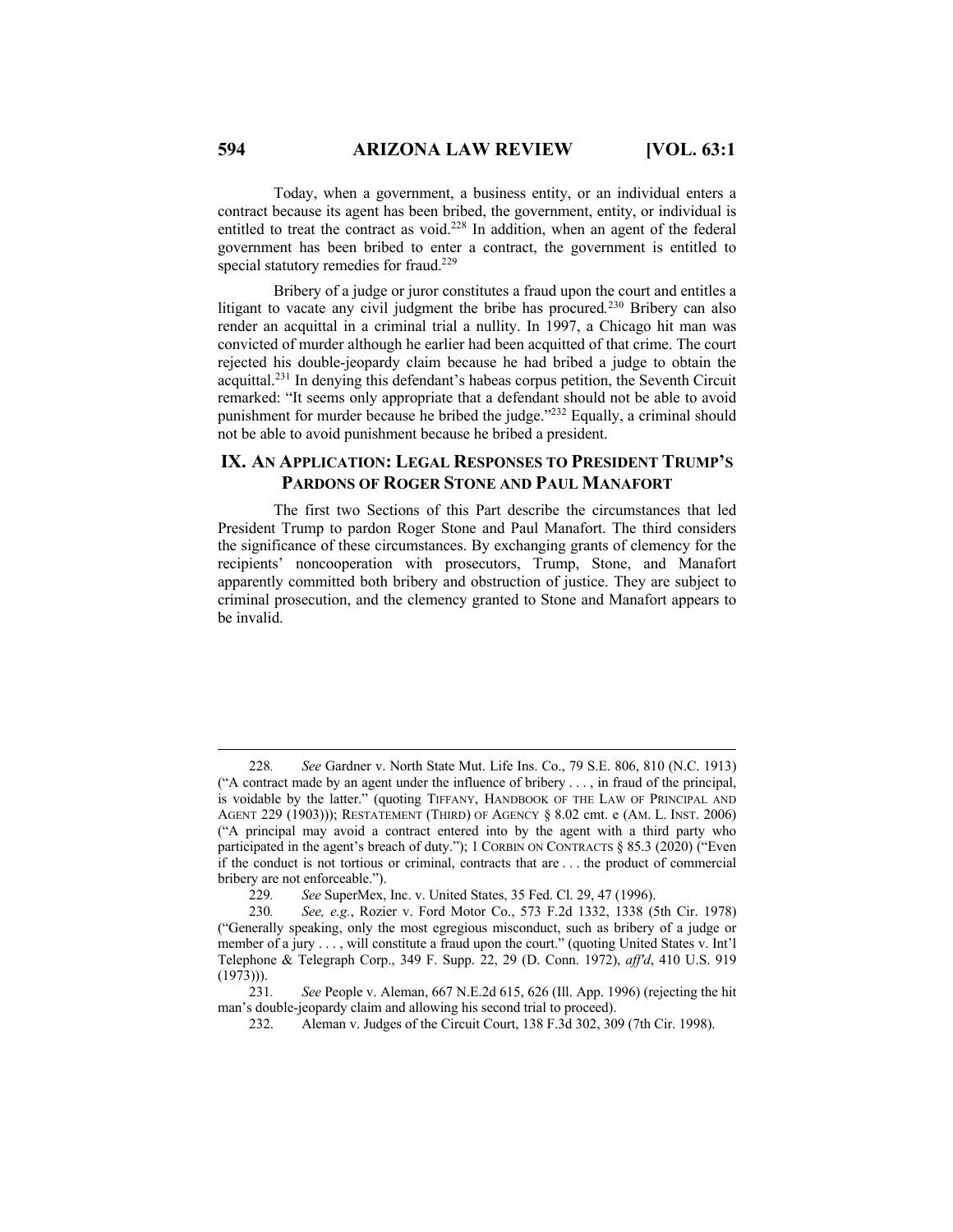Today, when a government, a business entity, or an individual enters a contract because its agent has been bribed, the government, entity, or individual is entitled to treat the contract as void.[228] In addition, when an agent of the federal government has been bribed to enter a contract, the government is entitled to special statutory remedies for fraud.[229]

Bribery of a judge or juror constitutes a fraud upon the court and entitles a litigant to vacate any civil judgment the bribe has procured.[230] Bribery can also render an acquittal in a criminal trial a nullity. In 1997, a Chicago hit man was convicted of murder although he earlier had been acquitted of that crime. The court rejected his double-jeopardy claim because he had bribed a judge to obtain the acquittal.[231] In denying this defendant's habeas corpus petition, the Seventh Circuit remarked: "It seems only appropriate that a defendant should not be able to avoid punishment for murder because he bribed the judge."[232] Equally, a criminal should not be able to avoid punishment because he bribed a president.

## IX. An Application: Legal Responses to President Trump's Pardons of Roger Stone and Paul Manafort

The first two Sections of this Part describe the circumstances that led President Trump to pardon Roger Stone and Paul Manafort. The third considers the significance of these circumstances. By exchanging grants of clemency for the recipients' noncooperation with prosecutors, Trump, Stone, and Manafort apparently committed both bribery and obstruction of justice. They are subject to criminal prosecution, and the clemency granted to Stone and Manafort appears to be invalid.

---

228. *See* Gardner v. North State Mut. Life Ins. Co., 79 S.E. 806, 810 (N.C. 1913) ("A contract made by an agent under the influence of bribery . . . , in fraud of the principal, is voidable by the latter." (quoting Tiffany, Handbook of the Law of Principal and Agent 229 (1903))); Restatement (Third) of Agency § 8.02 cmt. e (Am. L. Inst. 2006) ("A principal may avoid a contract entered into by the agent with a third party who participated in the agent's breach of duty."); 1 Corbin on Contracts § 85.3 (2020) ("Even if the conduct is not tortious or criminal, contracts that are . . . the product of commercial bribery are not enforceable.").

229. *See* SuperMex, Inc. v. United States, 35 Fed. Cl. 29, 47 (1996).

230. *See, e.g.*, Rozier v. Ford Motor Co., 573 F.2d 1332, 1338 (5th Cir. 1978) ("Generally speaking, only the most egregious misconduct, such as bribery of a judge or member of a jury . . . , will constitute a fraud upon the court." (quoting United States v. Int'l Telephone & Telegraph Corp., 349 F. Supp. 22, 29 (D. Conn. 1972), *aff'd*, 410 U.S. 919 (1973))).

231. *See* People v. Aleman, 667 N.E.2d 615, 626 (Ill. App. 1996) (rejecting the hit man's double-jeopardy claim and allowing his second trial to proceed).

232. Aleman v. Judges of the Circuit Court, 138 F.3d 302, 309 (7th Cir. 1998).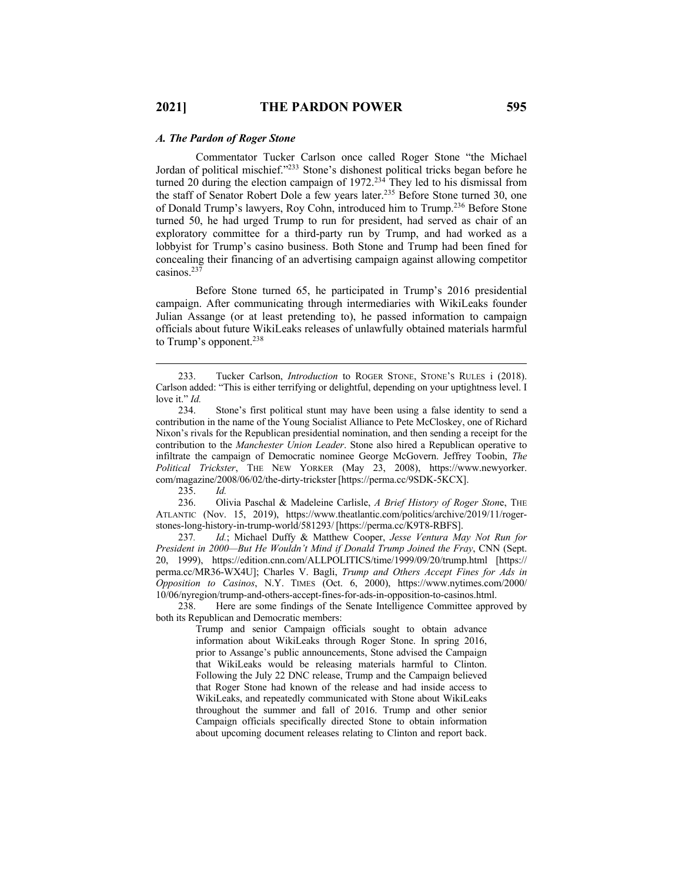### *A. The Pardon of Roger Stone*

Commentator Tucker Carlson once called Roger Stone "the Michael Jordan of political mischief."[233] Stone's dishonest political tricks began before he turned 20 during the election campaign of 1972.[234] They led to his dismissal from the staff of Senator Robert Dole a few years later.[235] Before Stone turned 30, one of Donald Trump's lawyers, Roy Cohn, introduced him to Trump.[236] Before Stone turned 50, he had urged Trump to run for president, had served as chair of an exploratory committee for a third-party run by Trump, and had worked as a lobbyist for Trump's casino business. Both Stone and Trump had been fined for concealing their financing of an advertising campaign against allowing competitor casinos.[237]

Before Stone turned 65, he participated in Trump's 2016 presidential campaign. After communicating through intermediaries with WikiLeaks founder Julian Assange (or at least pretending to), he passed information to campaign officials about future WikiLeaks releases of unlawfully obtained materials harmful to Trump's opponent.[238]

---

233. Tucker Carlson, *Introduction* to ROGER STONE, STONE'S RULES i (2018). Carlson added: "This is either terrifying or delightful, depending on your uptightness level. I love it." *Id.*

234. Stone's first political stunt may have been using a false identity to send a contribution in the name of the Young Socialist Alliance to Pete McCloskey, one of Richard Nixon's rivals for the Republican presidential nomination, and then sending a receipt for the contribution to the *Manchester Union Leader*. Stone also hired a Republican operative to infiltrate the campaign of Democratic nominee George McGovern. Jeffrey Toobin, *The Political Trickster*, THE NEW YORKER (May 23, 2008), https://www.newyorker.com/magazine/2008/06/02/the-dirty-trickster [https://perma.cc/9SDK-5KCX].

235. *Id.*

236. Olivia Paschal & Madeleine Carlisle, *A Brief History of Roger Stone*, THE ATLANTIC (Nov. 15, 2019), https://www.theatlantic.com/politics/archive/2019/11/roger-stones-long-history-in-trump-world/581293/ [https://perma.cc/K9T8-RBFS].

237. *Id.*; Michael Duffy & Matthew Cooper, *Jesse Ventura May Not Run for President in 2000—But He Wouldn't Mind if Donald Trump Joined the Fray*, CNN (Sept. 20, 1999), https://edition.cnn.com/ALLPOLITICS/time/1999/09/20/trump.html [https://perma.cc/MR36-WX4U]; Charles V. Bagli, *Trump and Others Accept Fines for Ads in Opposition to Casinos*, N.Y. TIMES (Oct. 6, 2000), https://www.nytimes.com/2000/10/06/nyregion/trump-and-others-accept-fines-for-ads-in-opposition-to-casinos.html.

238. Here are some findings of the Senate Intelligence Committee approved by both its Republican and Democratic members:

> Trump and senior Campaign officials sought to obtain advance information about WikiLeaks through Roger Stone. In spring 2016, prior to Assange's public announcements, Stone advised the Campaign that WikiLeaks would be releasing materials harmful to Clinton. Following the July 22 DNC release, Trump and the Campaign believed that Roger Stone had known of the release and had inside access to WikiLeaks, and repeatedly communicated with Stone about WikiLeaks throughout the summer and fall of 2016. Trump and other senior Campaign officials specifically directed Stone to obtain information about upcoming document releases relating to Clinton and report back.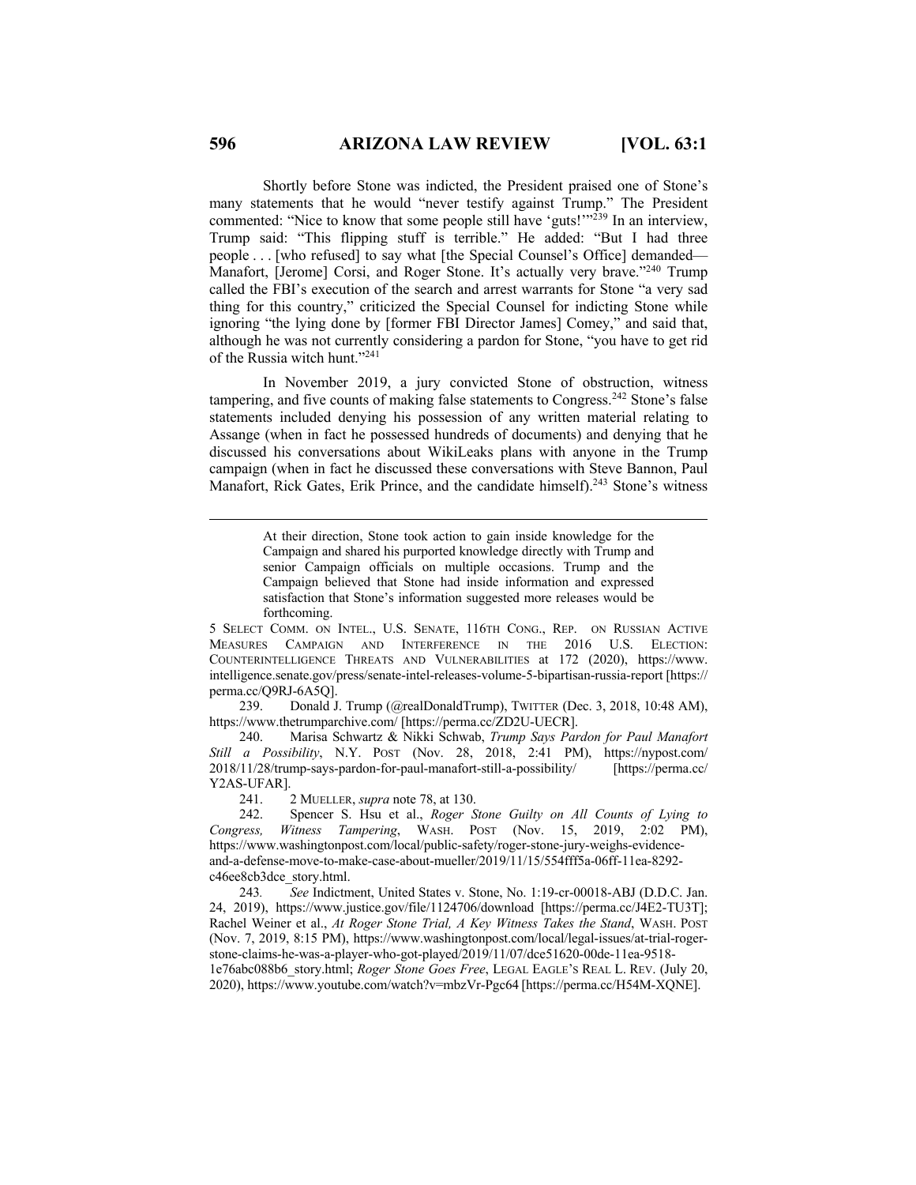Shortly before Stone was indicted, the President praised one of Stone's many statements that he would "never testify against Trump." The President commented: "Nice to know that some people still have 'guts!'"[239] In an interview, Trump said: "This flipping stuff is terrible." He added: "But I had three people . . . [who refused] to say what [the Special Counsel's Office] demanded—Manafort, [Jerome] Corsi, and Roger Stone. It's actually very brave."[240] Trump called the FBI's execution of the search and arrest warrants for Stone "a very sad thing for this country," criticized the Special Counsel for indicting Stone while ignoring "the lying done by [former FBI Director James] Comey," and said that, although he was not currently considering a pardon for Stone, "you have to get rid of the Russia witch hunt."[241]

In November 2019, a jury convicted Stone of obstruction, witness tampering, and five counts of making false statements to Congress.[242] Stone's false statements included denying his possession of any written material relating to Assange (when in fact he possessed hundreds of documents) and denying that he discussed his conversations about WikiLeaks plans with anyone in the Trump campaign (when in fact he discussed these conversations with Steve Bannon, Paul Manafort, Rick Gates, Erik Prince, and the candidate himself).[243] Stone's witness

---

> At their direction, Stone took action to gain inside knowledge for the Campaign and shared his purported knowledge directly with Trump and senior Campaign officials on multiple occasions. Trump and the Campaign believed that Stone had inside information and expressed satisfaction that Stone's information suggested more releases would be forthcoming.

5 SELECT COMM. ON INTEL., U.S. SENATE, 116TH CONG., REP. ON RUSSIAN ACTIVE MEASURES CAMPAIGN AND INTERFERENCE IN THE 2016 U.S. ELECTION: COUNTERINTELLIGENCE THREATS AND VULNERABILITIES at 172 (2020), https://www.intelligence.senate.gov/press/senate-intel-releases-volume-5-bipartisan-russia-report [https://perma.cc/Q9RJ-6A5Q].

239. Donald J. Trump (@realDonaldTrump), TWITTER (Dec. 3, 2018, 10:48 AM), https://www.thetrumparchive.com/ [https://perma.cc/ZD2U-UECR].

240. Marisa Schwartz & Nikki Schwab, *Trump Says Pardon for Paul Manafort Still a Possibility*, N.Y. POST (Nov. 28, 2018, 2:41 PM), https://nypost.com/2018/11/28/trump-says-pardon-for-paul-manafort-still-a-possibility/ [https://perma.cc/Y2AS-UFAR].

241. 2 MUELLER, *supra* note 78, at 130.

242. Spencer S. Hsu et al., *Roger Stone Guilty on All Counts of Lying to Congress, Witness Tampering*, WASH. POST (Nov. 15, 2019, 2:02 PM), https://www.washingtonpost.com/local/public-safety/roger-stone-jury-weighs-evidence-and-a-defense-move-to-make-case-about-mueller/2019/11/15/554fff5a-06ff-11ea-8292-c46ee8cb3dce_story.html.

243. *See* Indictment, United States v. Stone, No. 1:19-cr-00018-ABJ (D.D.C. Jan. 24, 2019), https://www.justice.gov/file/1124706/download [https://perma.cc/J4E2-TU3T]; Rachel Weiner et al., *At Roger Stone Trial, A Key Witness Takes the Stand*, WASH. POST (Nov. 7, 2019, 8:15 PM), https://www.washingtonpost.com/local/legal-issues/at-trial-roger-stone-claims-he-was-a-player-who-got-played/2019/11/07/dce51620-00de-11ea-9518-1e76abc088b6_story.html; *Roger Stone Goes Free*, LEGAL EAGLE'S REAL L. REV. (July 20, 2020), https://www.youtube.com/watch?v=mbzVr-Pgc64 [https://perma.cc/H54M-XQNE].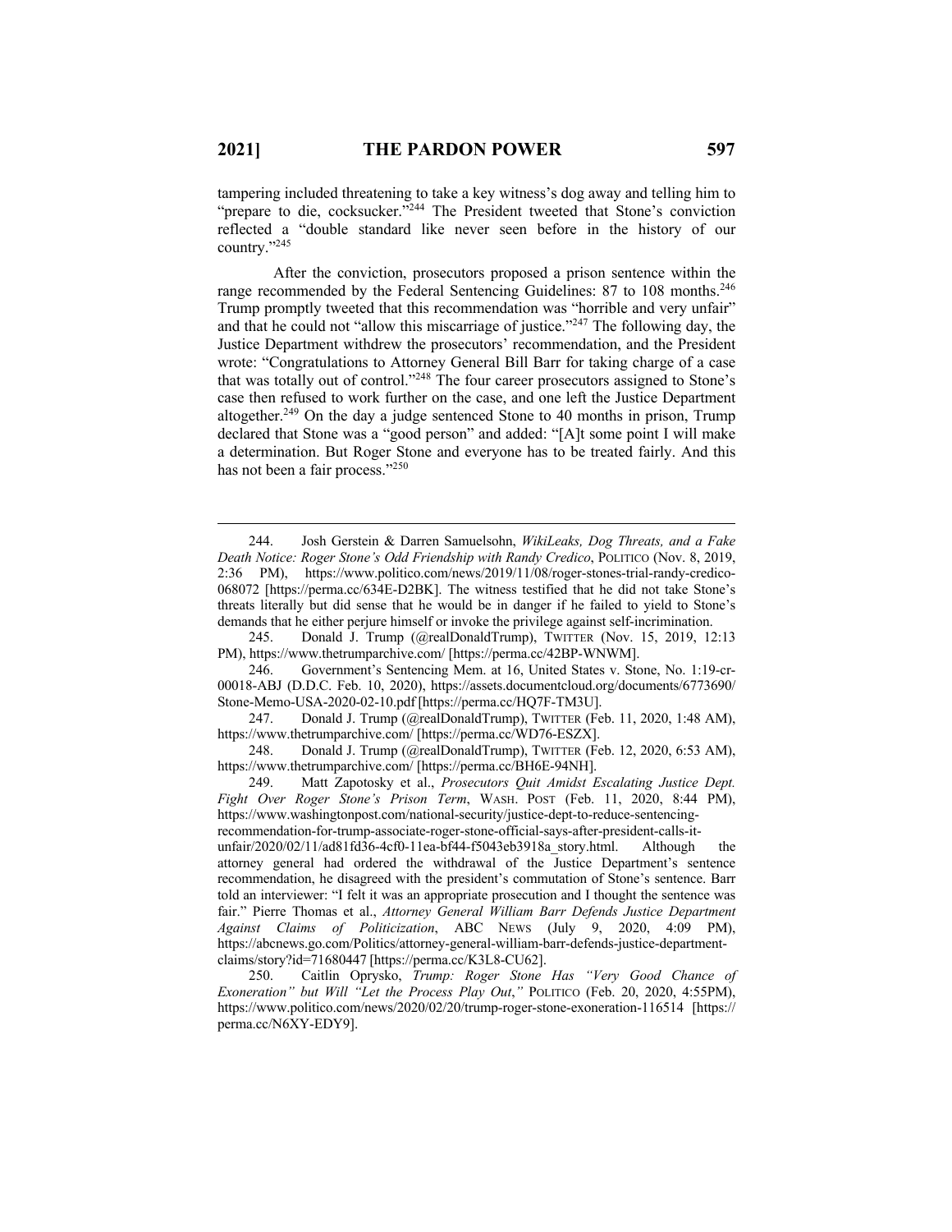tampering included threatening to take a key witness's dog away and telling him to "prepare to die, cocksucker."[244] The President tweeted that Stone's conviction reflected a "double standard like never seen before in the history of our country."[245]

After the conviction, prosecutors proposed a prison sentence within the range recommended by the Federal Sentencing Guidelines: 87 to 108 months.[246] Trump promptly tweeted that this recommendation was "horrible and very unfair" and that he could not "allow this miscarriage of justice."[247] The following day, the Justice Department withdrew the prosecutors' recommendation, and the President wrote: "Congratulations to Attorney General Bill Barr for taking charge of a case that was totally out of control."[248] The four career prosecutors assigned to Stone's case then refused to work further on the case, and one left the Justice Department altogether.[249] On the day a judge sentenced Stone to 40 months in prison, Trump declared that Stone was a "good person" and added: "[A]t some point I will make a determination. But Roger Stone and everyone has to be treated fairly. And this has not been a fair process."[250]

---

244. Josh Gerstein & Darren Samuelsohn, *WikiLeaks, Dog Threats, and a Fake Death Notice: Roger Stone's Odd Friendship with Randy Credico*, POLITICO (Nov. 8, 2019, 2:36 PM), https://www.politico.com/news/2019/11/08/roger-stones-trial-randy-credico-068072 [https://perma.cc/634E-D2BK]. The witness testified that he did not take Stone's threats literally but did sense that he would be in danger if he failed to yield to Stone's demands that he either perjure himself or invoke the privilege against self-incrimination.

245. Donald J. Trump (@realDonaldTrump), TWITTER (Nov. 15, 2019, 12:13 PM), https://www.thetrumparchive.com/ [https://perma.cc/42BP-WNWM].

246. Government's Sentencing Mem. at 16, United States v. Stone, No. 1:19-cr-00018-ABJ (D.D.C. Feb. 10, 2020), https://assets.documentcloud.org/documents/6773690/Stone-Memo-USA-2020-02-10.pdf [https://perma.cc/HQ7F-TM3U].

247. Donald J. Trump (@realDonaldTrump), TWITTER (Feb. 11, 2020, 1:48 AM), https://www.thetrumparchive.com/ [https://perma.cc/WD76-ESZX].

248. Donald J. Trump (@realDonaldTrump), TWITTER (Feb. 12, 2020, 6:53 AM), https://www.thetrumparchive.com/ [https://perma.cc/BH6E-94NH].

249. Matt Zapotosky et al., *Prosecutors Quit Amidst Escalating Justice Dept. Fight Over Roger Stone's Prison Term*, WASH. POST (Feb. 11, 2020, 8:44 PM), https://www.washingtonpost.com/national-security/justice-dept-to-reduce-sentencing-recommendation-for-trump-associate-roger-stone-official-says-after-president-calls-it-unfair/2020/02/11/ad81fd36-4cf0-11ea-bf44-f5043eb3918a_story.html. Although the attorney general had ordered the withdrawal of the Justice Department's sentence recommendation, he disagreed with the president's commutation of Stone's sentence. Barr told an interviewer: "I felt it was an appropriate prosecution and I thought the sentence was fair." Pierre Thomas et al., *Attorney General William Barr Defends Justice Department Against Claims of Politicization*, ABC NEWS (July 9, 2020, 4:09 PM), https://abcnews.go.com/Politics/attorney-general-william-barr-defends-justice-department-claims/story?id=71680447 [https://perma.cc/K3L8-CU62].

250. Caitlin Oprysko, *Trump: Roger Stone Has "Very Good Chance of Exoneration" but Will "Let the Process Play Out*,*"* POLITICO (Feb. 20, 2020, 4:55PM), https://www.politico.com/news/2020/02/20/trump-roger-stone-exoneration-116514 [https://perma.cc/N6XY-EDY9].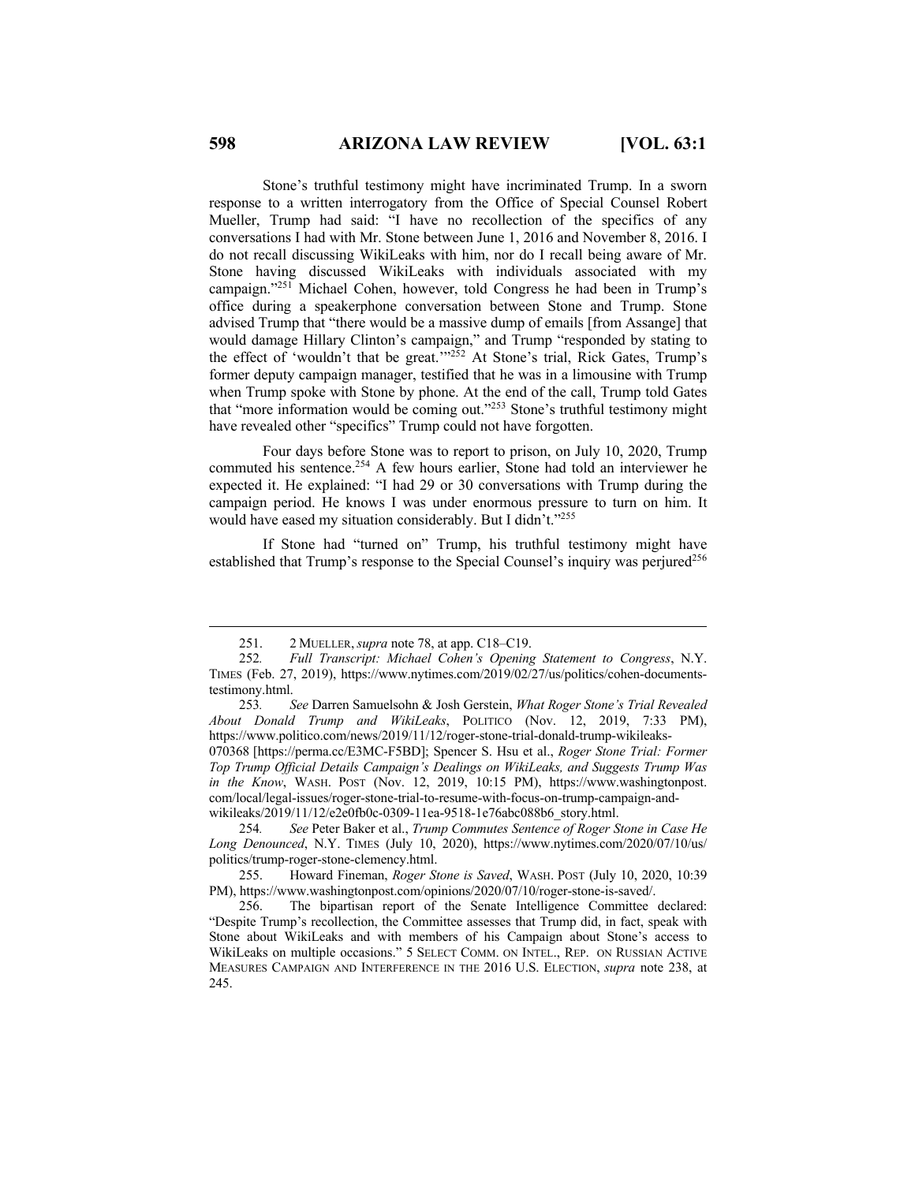Stone's truthful testimony might have incriminated Trump. In a sworn response to a written interrogatory from the Office of Special Counsel Robert Mueller, Trump had said: "I have no recollection of the specifics of any conversations I had with Mr. Stone between June 1, 2016 and November 8, 2016. I do not recall discussing WikiLeaks with him, nor do I recall being aware of Mr. Stone having discussed WikiLeaks with individuals associated with my campaign."[251] Michael Cohen, however, told Congress he had been in Trump's office during a speakerphone conversation between Stone and Trump. Stone advised Trump that "there would be a massive dump of emails [from Assange] that would damage Hillary Clinton's campaign," and Trump "responded by stating to the effect of 'wouldn't that be great.'"[252] At Stone's trial, Rick Gates, Trump's former deputy campaign manager, testified that he was in a limousine with Trump when Trump spoke with Stone by phone. At the end of the call, Trump told Gates that "more information would be coming out."[253] Stone's truthful testimony might have revealed other "specifics" Trump could not have forgotten.

Four days before Stone was to report to prison, on July 10, 2020, Trump commuted his sentence.[254] A few hours earlier, Stone had told an interviewer he expected it. He explained: "I had 29 or 30 conversations with Trump during the campaign period. He knows I was under enormous pressure to turn on him. It would have eased my situation considerably. But I didn't."[255]

If Stone had "turned on" Trump, his truthful testimony might have established that Trump's response to the Special Counsel's inquiry was perjured[256]

---

251. 2 MUELLER, *supra* note 78, at app. C18–C19.

252. *Full Transcript: Michael Cohen's Opening Statement to Congress*, N.Y. TIMES (Feb. 27, 2019), https://www.nytimes.com/2019/02/27/us/politics/cohen-documents-testimony.html.

253. *See* Darren Samuelsohn & Josh Gerstein, *What Roger Stone's Trial Revealed About Donald Trump and WikiLeaks*, POLITICO (Nov. 12, 2019, 7:33 PM), https://www.politico.com/news/2019/11/12/roger-stone-trial-donald-trump-wikileaks-070368 [https://perma.cc/E3MC-F5BD]; Spencer S. Hsu et al., *Roger Stone Trial: Former Top Trump Official Details Campaign's Dealings on WikiLeaks, and Suggests Trump Was in the Know*, WASH. POST (Nov. 12, 2019, 10:15 PM), https://www.washingtonpost.com/local/legal-issues/roger-stone-trial-to-resume-with-focus-on-trump-campaign-and-wikileaks/2019/11/12/e2e0fb0c-0309-11ea-9518-1e76abc088b6_story.html.

254. *See* Peter Baker et al., *Trump Commutes Sentence of Roger Stone in Case He Long Denounced*, N.Y. TIMES (July 10, 2020), https://www.nytimes.com/2020/07/10/us/politics/trump-roger-stone-clemency.html.

255. Howard Fineman, *Roger Stone is Saved*, WASH. POST (July 10, 2020, 10:39 PM), https://www.washingtonpost.com/opinions/2020/07/10/roger-stone-is-saved/.

256. The bipartisan report of the Senate Intelligence Committee declared: "Despite Trump's recollection, the Committee assesses that Trump did, in fact, speak with Stone about WikiLeaks and with members of his Campaign about Stone's access to WikiLeaks on multiple occasions." 5 SELECT COMM. ON INTEL., REP. ON RUSSIAN ACTIVE MEASURES CAMPAIGN AND INTERFERENCE IN THE 2016 U.S. ELECTION, *supra* note 238, at 245.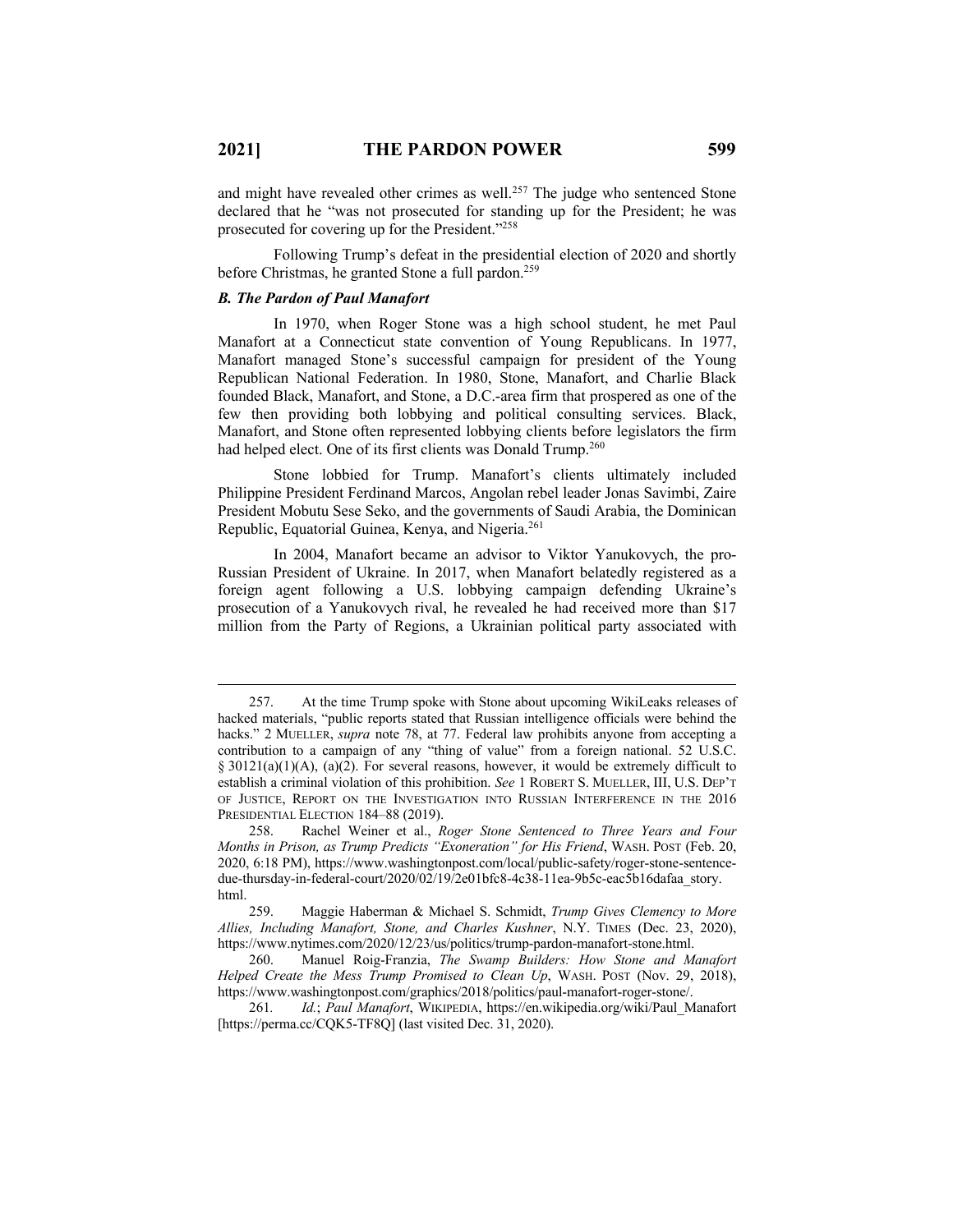and might have revealed other crimes as well.[257] The judge who sentenced Stone declared that he "was not prosecuted for standing up for the President; he was prosecuted for covering up for the President."[258]

Following Trump's defeat in the presidential election of 2020 and shortly before Christmas, he granted Stone a full pardon.[259]

### *B. The Pardon of Paul Manafort*

In 1970, when Roger Stone was a high school student, he met Paul Manafort at a Connecticut state convention of Young Republicans. In 1977, Manafort managed Stone's successful campaign for president of the Young Republican National Federation. In 1980, Stone, Manafort, and Charlie Black founded Black, Manafort, and Stone, a D.C.-area firm that prospered as one of the few then providing both lobbying and political consulting services. Black, Manafort, and Stone often represented lobbying clients before legislators the firm had helped elect. One of its first clients was Donald Trump.[260]

Stone lobbied for Trump. Manafort's clients ultimately included Philippine President Ferdinand Marcos, Angolan rebel leader Jonas Savimbi, Zaire President Mobutu Sese Seko, and the governments of Saudi Arabia, the Dominican Republic, Equatorial Guinea, Kenya, and Nigeria.[261]

In 2004, Manafort became an advisor to Viktor Yanukovych, the pro-Russian President of Ukraine. In 2017, when Manafort belatedly registered as a foreign agent following a U.S. lobbying campaign defending Ukraine's prosecution of a Yanukovych rival, he revealed he had received more than $17 million from the Party of Regions, a Ukrainian political party associated with

---

257. At the time Trump spoke with Stone about upcoming WikiLeaks releases of hacked materials, "public reports stated that Russian intelligence officials were behind the hacks." 2 MUELLER, *supra* note 78, at 77. Federal law prohibits anyone from accepting a contribution to a campaign of any "thing of value" from a foreign national. 52 U.S.C. § 30121(a)(1)(A), (a)(2). For several reasons, however, it would be extremely difficult to establish a criminal violation of this prohibition. *See* 1 ROBERT S. MUELLER, III, U.S. DEP'T OF JUSTICE, REPORT ON THE INVESTIGATION INTO RUSSIAN INTERFERENCE IN THE 2016 PRESIDENTIAL ELECTION 184–88 (2019).

258. Rachel Weiner et al., *Roger Stone Sentenced to Three Years and Four Months in Prison, as Trump Predicts "Exoneration" for His Friend*, WASH. POST (Feb. 20, 2020, 6:18 PM), https://www.washingtonpost.com/local/public-safety/roger-stone-sentence-due-thursday-in-federal-court/2020/02/19/2e01bfc8-4c38-11ea-9b5c-eac5b16dafaa_story.html.

259. Maggie Haberman & Michael S. Schmidt, *Trump Gives Clemency to More Allies, Including Manafort, Stone, and Charles Kushner*, N.Y. TIMES (Dec. 23, 2020), https://www.nytimes.com/2020/12/23/us/politics/trump-pardon-manafort-stone.html.

260. Manuel Roig-Franzia, *The Swamp Builders: How Stone and Manafort Helped Create the Mess Trump Promised to Clean Up*, WASH. POST (Nov. 29, 2018), https://www.washingtonpost.com/graphics/2018/politics/paul-manafort-roger-stone/.

261. *Id.*; *Paul Manafort*, WIKIPEDIA, https://en.wikipedia.org/wiki/Paul_Manafort [https://perma.cc/CQK5-TF8Q] (last visited Dec. 31, 2020).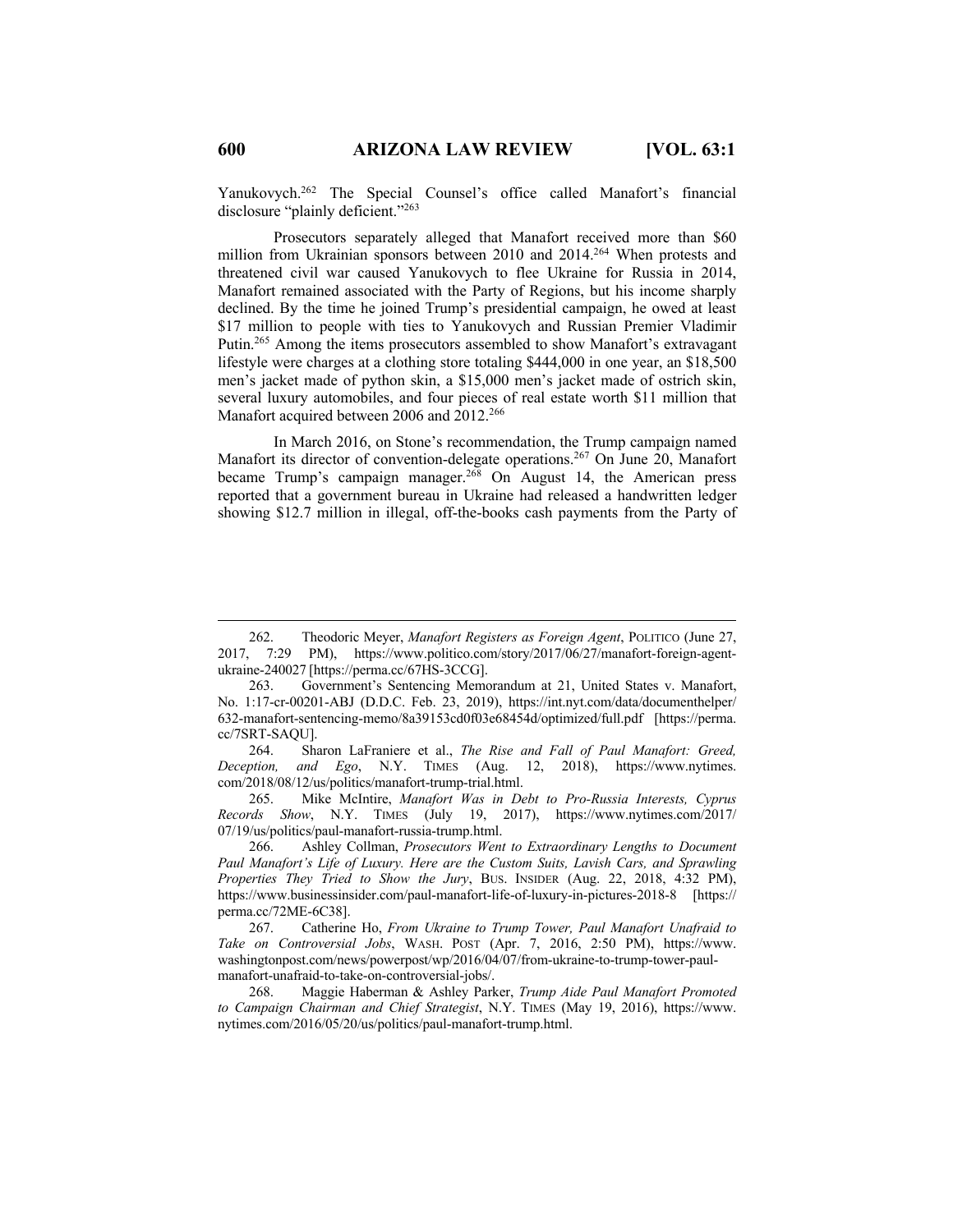Yanukovych.[262] The Special Counsel's office called Manafort's financial disclosure "plainly deficient."[263]

Prosecutors separately alleged that Manafort received more than $60 million from Ukrainian sponsors between 2010 and 2014.[264] When protests and threatened civil war caused Yanukovych to flee Ukraine for Russia in 2014, Manafort remained associated with the Party of Regions, but his income sharply declined. By the time he joined Trump's presidential campaign, he owed at least $17 million to people with ties to Yanukovych and Russian Premier Vladimir Putin.[265] Among the items prosecutors assembled to show Manafort's extravagant lifestyle were charges at a clothing store totaling $444,000 in one year, an $18,500 men's jacket made of python skin, a $15,000 men's jacket made of ostrich skin, several luxury automobiles, and four pieces of real estate worth $11 million that Manafort acquired between 2006 and 2012.[266]

In March 2016, on Stone's recommendation, the Trump campaign named Manafort its director of convention-delegate operations.[267] On June 20, Manafort became Trump's campaign manager.[268] On August 14, the American press reported that a government bureau in Ukraine had released a handwritten ledger showing $12.7 million in illegal, off-the-books cash payments from the Party of

---

262. Theodoric Meyer, *Manafort Registers as Foreign Agent*, POLITICO (June 27, 2017, 7:29 PM), https://www.politico.com/story/2017/06/27/manafort-foreign-agent-ukraine-240027 [https://perma.cc/67HS-3CCG].

263. Government's Sentencing Memorandum at 21, United States v. Manafort, No. 1:17-cr-00201-ABJ (D.D.C. Feb. 23, 2019), https://int.nyt.com/data/documenthelper/632-manafort-sentencing-memo/8a39153cd0f03e68454d/optimized/full.pdf [https://perma.cc/7SRT-SAQU].

264. Sharon LaFraniere et al., *The Rise and Fall of Paul Manafort: Greed, Deception, and Ego*, N.Y. TIMES (Aug. 12, 2018), https://www.nytimes.com/2018/08/12/us/politics/manafort-trump-trial.html.

265. Mike McIntire, *Manafort Was in Debt to Pro-Russia Interests, Cyprus Records Show*, N.Y. TIMES (July 19, 2017), https://www.nytimes.com/2017/07/19/us/politics/paul-manafort-russia-trump.html.

266. Ashley Collman, *Prosecutors Went to Extraordinary Lengths to Document Paul Manafort's Life of Luxury. Here are the Custom Suits, Lavish Cars, and Sprawling Properties They Tried to Show the Jury*, BUS. INSIDER (Aug. 22, 2018, 4:32 PM), https://www.businessinsider.com/paul-manafort-life-of-luxury-in-pictures-2018-8 [https://perma.cc/72ME-6C38].

267. Catherine Ho, *From Ukraine to Trump Tower, Paul Manafort Unafraid to Take on Controversial Jobs*, WASH. POST (Apr. 7, 2016, 2:50 PM), https://www.washingtonpost.com/news/powerpost/wp/2016/04/07/from-ukraine-to-trump-tower-paul-manafort-unafraid-to-take-on-controversial-jobs/.

268. Maggie Haberman & Ashley Parker, *Trump Aide Paul Manafort Promoted to Campaign Chairman and Chief Strategist*, N.Y. TIMES (May 19, 2016), https://www.nytimes.com/2016/05/20/us/politics/paul-manafort-trump.html.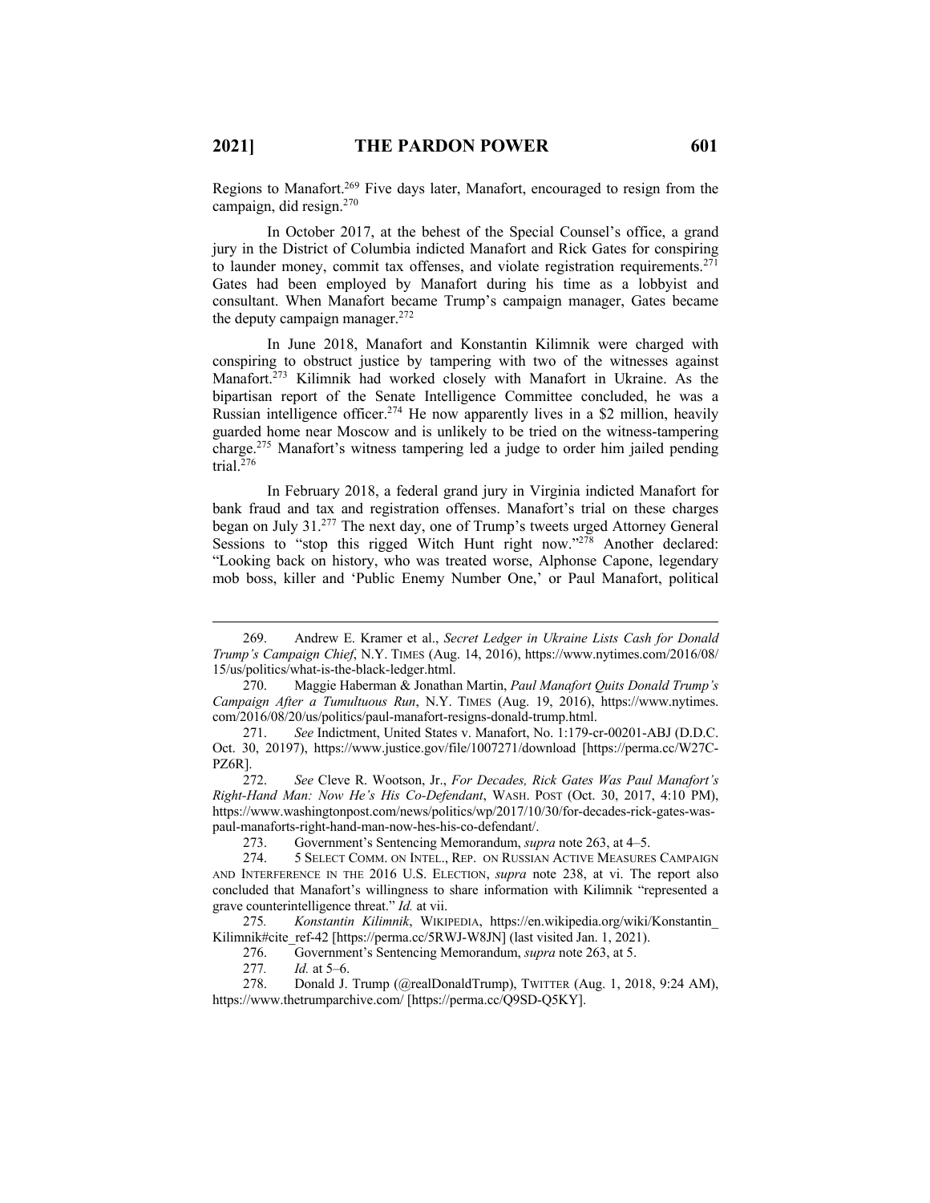Regions to Manafort.[269] Five days later, Manafort, encouraged to resign from the campaign, did resign.[270]

In October 2017, at the behest of the Special Counsel's office, a grand jury in the District of Columbia indicted Manafort and Rick Gates for conspiring to launder money, commit tax offenses, and violate registration requirements.[271] Gates had been employed by Manafort during his time as a lobbyist and consultant. When Manafort became Trump's campaign manager, Gates became the deputy campaign manager.[272]

In June 2018, Manafort and Konstantin Kilimnik were charged with conspiring to obstruct justice by tampering with two of the witnesses against Manafort.[273] Kilimnik had worked closely with Manafort in Ukraine. As the bipartisan report of the Senate Intelligence Committee concluded, he was a Russian intelligence officer.[274] He now apparently lives in a $2 million, heavily guarded home near Moscow and is unlikely to be tried on the witness-tampering charge.[275] Manafort's witness tampering led a judge to order him jailed pending trial.[276]

In February 2018, a federal grand jury in Virginia indicted Manafort for bank fraud and tax and registration offenses. Manafort's trial on these charges began on July 31.[277] The next day, one of Trump's tweets urged Attorney General Sessions to "stop this rigged Witch Hunt right now."[278] Another declared: "Looking back on history, who was treated worse, Alphonse Capone, legendary mob boss, killer and 'Public Enemy Number One,' or Paul Manafort, political

---

269. Andrew E. Kramer et al., *Secret Ledger in Ukraine Lists Cash for Donald Trump's Campaign Chief*, N.Y. TIMES (Aug. 14, 2016), https://www.nytimes.com/2016/08/15/us/politics/what-is-the-black-ledger.html.

270. Maggie Haberman & Jonathan Martin, *Paul Manafort Quits Donald Trump's Campaign After a Tumultuous Run*, N.Y. TIMES (Aug. 19, 2016), https://www.nytimes.com/2016/08/20/us/politics/paul-manafort-resigns-donald-trump.html.

271. *See* Indictment, United States v. Manafort, No. 1:179-cr-00201-ABJ (D.D.C. Oct. 30, 20197), https://www.justice.gov/file/1007271/download [https://perma.cc/W27C-PZ6R].

272. *See* Cleve R. Wootson, Jr., *For Decades, Rick Gates Was Paul Manafort's Right-Hand Man: Now He's His Co-Defendant*, WASH. POST (Oct. 30, 2017, 4:10 PM), https://www.washingtonpost.com/news/politics/wp/2017/10/30/for-decades-rick-gates-was-paul-manaforts-right-hand-man-now-hes-his-co-defendant/.

273. Government's Sentencing Memorandum, *supra* note 263, at 4–5.

274. 5 SELECT COMM. ON INTEL., REP. ON RUSSIAN ACTIVE MEASURES CAMPAIGN AND INTERFERENCE IN THE 2016 U.S. ELECTION, *supra* note 238, at vi. The report also concluded that Manafort's willingness to share information with Kilimnik "represented a grave counterintelligence threat." *Id.* at vii.

275. *Konstantin Kilimnik*, WIKIPEDIA, https://en.wikipedia.org/wiki/Konstantin_Kilimnik#cite_ref-42 [https://perma.cc/5RWJ-W8JN] (last visited Jan. 1, 2021).

276. Government's Sentencing Memorandum, *supra* note 263, at 5.

277. *Id.* at 5–6.

278. Donald J. Trump (@realDonaldTrump), TWITTER (Aug. 1, 2018, 9:24 AM), https://www.thetrumparchive.com/ [https://perma.cc/Q9SD-Q5KY].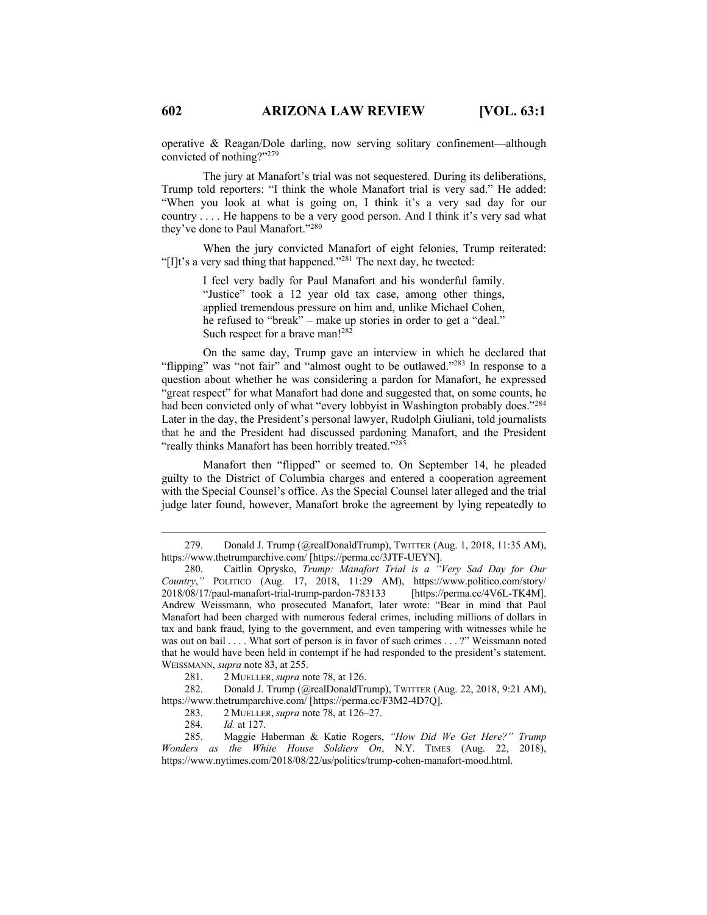operative & Reagan/Dole darling, now serving solitary confinement—although convicted of nothing?"[279]

The jury at Manafort's trial was not sequestered. During its deliberations, Trump told reporters: "I think the whole Manafort trial is very sad." He added: "When you look at what is going on, I think it's a very sad day for our country . . . . He happens to be a very good person. And I think it's very sad what they've done to Paul Manafort."[280]

When the jury convicted Manafort of eight felonies, Trump reiterated: "[I]t's a very sad thing that happened."[281] The next day, he tweeted:

> I feel very badly for Paul Manafort and his wonderful family. "Justice" took a 12 year old tax case, among other things, applied tremendous pressure on him and, unlike Michael Cohen, he refused to "break" – make up stories in order to get a "deal." Such respect for a brave man![282]

On the same day, Trump gave an interview in which he declared that "flipping" was "not fair" and "almost ought to be outlawed."[283] In response to a question about whether he was considering a pardon for Manafort, he expressed "great respect" for what Manafort had done and suggested that, on some counts, he had been convicted only of what "every lobbyist in Washington probably does."[284] Later in the day, the President's personal lawyer, Rudolph Giuliani, told journalists that he and the President had discussed pardoning Manafort, and the President "really thinks Manafort has been horribly treated."[285]

Manafort then "flipped" or seemed to. On September 14, he pleaded guilty to the District of Columbia charges and entered a cooperation agreement with the Special Counsel's office. As the Special Counsel later alleged and the trial judge later found, however, Manafort broke the agreement by lying repeatedly to

---

279. Donald J. Trump (@realDonaldTrump), TWITTER (Aug. 1, 2018, 11:35 AM), https://www.thetrumparchive.com/ [https://perma.cc/3JTF-UEYN].

280. Caitlin Oprysko, *Trump: Manafort Trial is a "Very Sad Day for Our Country*,*"* POLITICO (Aug. 17, 2018, 11:29 AM), https://www.politico.com/story/2018/08/17/paul-manafort-trial-trump-pardon-783133 [https://perma.cc/4V6L-TK4M]. Andrew Weissmann, who prosecuted Manafort, later wrote: "Bear in mind that Paul Manafort had been charged with numerous federal crimes, including millions of dollars in tax and bank fraud, lying to the government, and even tampering with witnesses while he was out on bail . . . . What sort of person is in favor of such crimes . . . ?" Weissmann noted that he would have been held in contempt if he had responded to the president's statement. WEISSMANN, *supra* note 83, at 255.

281. 2 MUELLER, *supra* note 78, at 126.

282. Donald J. Trump (@realDonaldTrump), TWITTER (Aug. 22, 2018, 9:21 AM), https://www.thetrumparchive.com/ [https://perma.cc/F3M2-4D7Q].

283. 2 MUELLER, *supra* note 78, at 126–27.

284. *Id.* at 127.

285. Maggie Haberman & Katie Rogers, *"How Did We Get Here?" Trump Wonders as the White House Soldiers On*, N.Y. TIMES (Aug. 22, 2018), https://www.nytimes.com/2018/08/22/us/politics/trump-cohen-manafort-mood.html.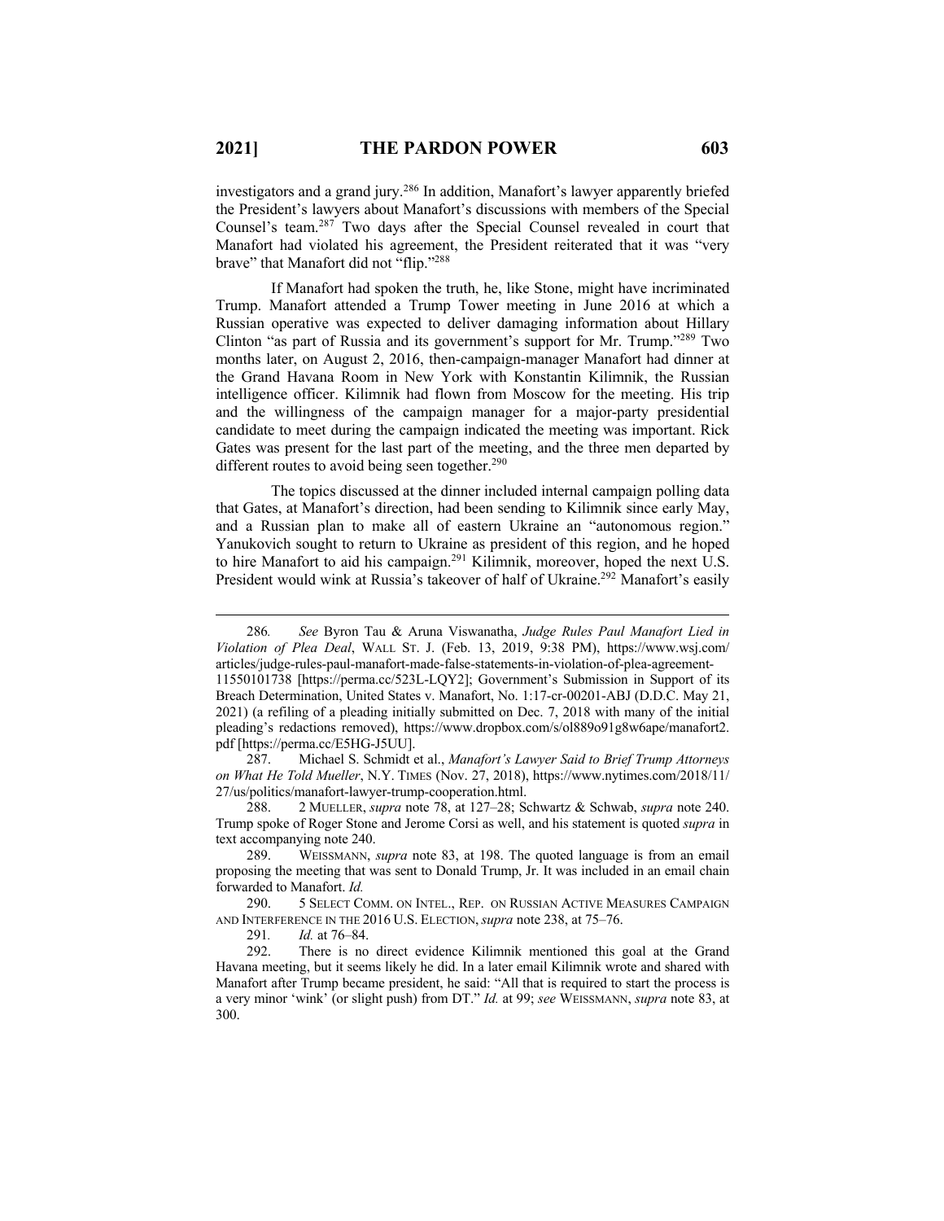investigators and a grand jury.[286] In addition, Manafort's lawyer apparently briefed the President's lawyers about Manafort's discussions with members of the Special Counsel's team.[287] Two days after the Special Counsel revealed in court that Manafort had violated his agreement, the President reiterated that it was "very brave" that Manafort did not "flip."[288]

If Manafort had spoken the truth, he, like Stone, might have incriminated Trump. Manafort attended a Trump Tower meeting in June 2016 at which a Russian operative was expected to deliver damaging information about Hillary Clinton "as part of Russia and its government's support for Mr. Trump."[289] Two months later, on August 2, 2016, then-campaign-manager Manafort had dinner at the Grand Havana Room in New York with Konstantin Kilimnik, the Russian intelligence officer. Kilimnik had flown from Moscow for the meeting. His trip and the willingness of the campaign manager for a major-party presidential candidate to meet during the campaign indicated the meeting was important. Rick Gates was present for the last part of the meeting, and the three men departed by different routes to avoid being seen together.[290]

The topics discussed at the dinner included internal campaign polling data that Gates, at Manafort's direction, had been sending to Kilimnik since early May, and a Russian plan to make all of eastern Ukraine an "autonomous region." Yanukovich sought to return to Ukraine as president of this region, and he hoped to hire Manafort to aid his campaign.[291] Kilimnik, moreover, hoped the next U.S. President would wink at Russia's takeover of half of Ukraine.[292] Manafort's easily

---

286. *See* Byron Tau & Aruna Viswanatha, *Judge Rules Paul Manafort Lied in Violation of Plea Deal*, WALL ST. J. (Feb. 13, 2019, 9:38 PM), https://www.wsj.com/articles/judge-rules-paul-manafort-made-false-statements-in-violation-of-plea-agreement-11550101738 [https://perma.cc/523L-LQY2]; Government's Submission in Support of its Breach Determination, United States v. Manafort, No. 1:17-cr-00201-ABJ (D.D.C. May 21, 2021) (a refiling of a pleading initially submitted on Dec. 7, 2018 with many of the initial pleading's redactions removed), https://www.dropbox.com/s/ol889o91g8w6ape/manafort2.pdf [https://perma.cc/E5HG-J5UU].

287. Michael S. Schmidt et al., *Manafort's Lawyer Said to Brief Trump Attorneys on What He Told Mueller*, N.Y. TIMES (Nov. 27, 2018), https://www.nytimes.com/2018/11/27/us/politics/manafort-lawyer-trump-cooperation.html.

288. 2 MUELLER, *supra* note 78, at 127–28; Schwartz & Schwab, *supra* note 240. Trump spoke of Roger Stone and Jerome Corsi as well, and his statement is quoted *supra* in text accompanying note 240.

289. WEISSMANN, *supra* note 83, at 198. The quoted language is from an email proposing the meeting that was sent to Donald Trump, Jr. It was included in an email chain forwarded to Manafort. *Id.*

290. 5 SELECT COMM. ON INTEL., REP. ON RUSSIAN ACTIVE MEASURES CAMPAIGN AND INTERFERENCE IN THE 2016 U.S. ELECTION, *supra* note 238, at 75–76.

291. *Id.* at 76–84.

292. There is no direct evidence Kilimnik mentioned this goal at the Grand Havana meeting, but it seems likely he did. In a later email Kilimnik wrote and shared with Manafort after Trump became president, he said: "All that is required to start the process is a very minor 'wink' (or slight push) from DT." *Id.* at 99; *see* WEISSMANN, *supra* note 83, at 300.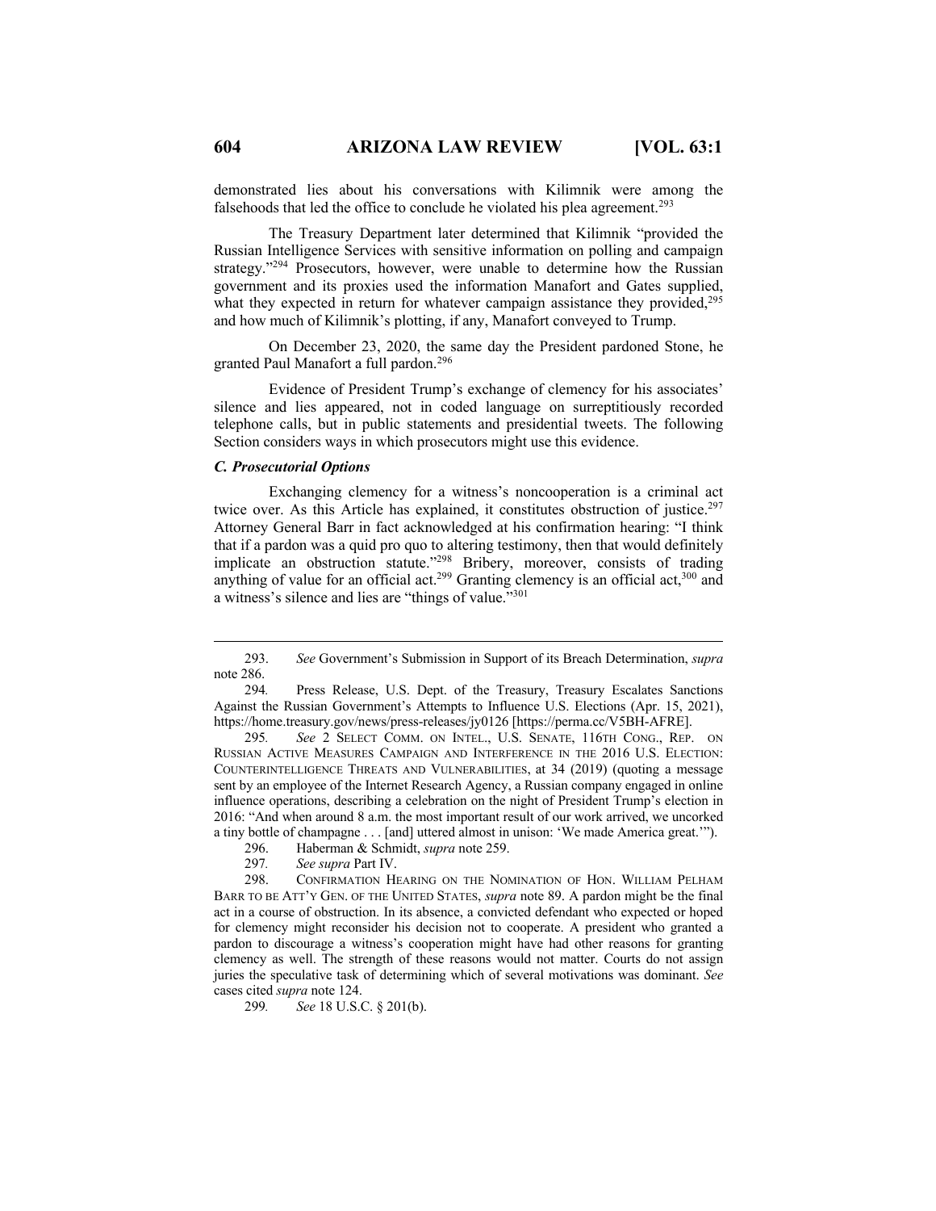demonstrated lies about his conversations with Kilimnik were among the falsehoods that led the office to conclude he violated his plea agreement.[293]

The Treasury Department later determined that Kilimnik "provided the Russian Intelligence Services with sensitive information on polling and campaign strategy."[294] Prosecutors, however, were unable to determine how the Russian government and its proxies used the information Manafort and Gates supplied, what they expected in return for whatever campaign assistance they provided,[295] and how much of Kilimnik's plotting, if any, Manafort conveyed to Trump.

On December 23, 2020, the same day the President pardoned Stone, he granted Paul Manafort a full pardon.[296]

Evidence of President Trump's exchange of clemency for his associates' silence and lies appeared, not in coded language on surreptitiously recorded telephone calls, but in public statements and presidential tweets. The following Section considers ways in which prosecutors might use this evidence.

### *C. Prosecutorial Options*

Exchanging clemency for a witness's noncooperation is a criminal act twice over. As this Article has explained, it constitutes obstruction of justice.[297] Attorney General Barr in fact acknowledged at his confirmation hearing: "I think that if a pardon was a quid pro quo to altering testimony, then that would definitely implicate an obstruction statute."[298] Bribery, moreover, consists of trading anything of value for an official act.[299] Granting clemency is an official act,[300] and a witness's silence and lies are "things of value."[301]

---

293. *See* Government's Submission in Support of its Breach Determination, *supra* note 286.

294. Press Release, U.S. Dept. of the Treasury, Treasury Escalates Sanctions Against the Russian Government's Attempts to Influence U.S. Elections (Apr. 15, 2021), https://home.treasury.gov/news/press-releases/jy0126 [https://perma.cc/V5BH-AFRE].

295. *See* 2 SELECT COMM. ON INTEL., U.S. SENATE, 116TH CONG., REP. ON RUSSIAN ACTIVE MEASURES CAMPAIGN AND INTERFERENCE IN THE 2016 U.S. ELECTION: COUNTERINTELLIGENCE THREATS AND VULNERABILITIES, at 34 (2019) (quoting a message sent by an employee of the Internet Research Agency, a Russian company engaged in online influence operations, describing a celebration on the night of President Trump's election in 2016: "And when around 8 a.m. the most important result of our work arrived, we uncorked a tiny bottle of champagne . . . [and] uttered almost in unison: 'We made America great.'").

296. Haberman & Schmidt, *supra* note 259.

297. *See supra* Part IV.

298. CONFIRMATION HEARING ON THE NOMINATION OF HON. WILLIAM PELHAM BARR TO BE ATT'Y GEN. OF THE UNITED STATES, *supra* note 89. A pardon might be the final act in a course of obstruction. In its absence, a convicted defendant who expected or hoped for clemency might reconsider his decision not to cooperate. A president who granted a pardon to discourage a witness's cooperation might have had other reasons for granting clemency as well. The strength of these reasons would not matter. Courts do not assign juries the speculative task of determining which of several motivations was dominant. *See* cases cited *supra* note 124.

299. *See* 18 U.S.C. § 201(b).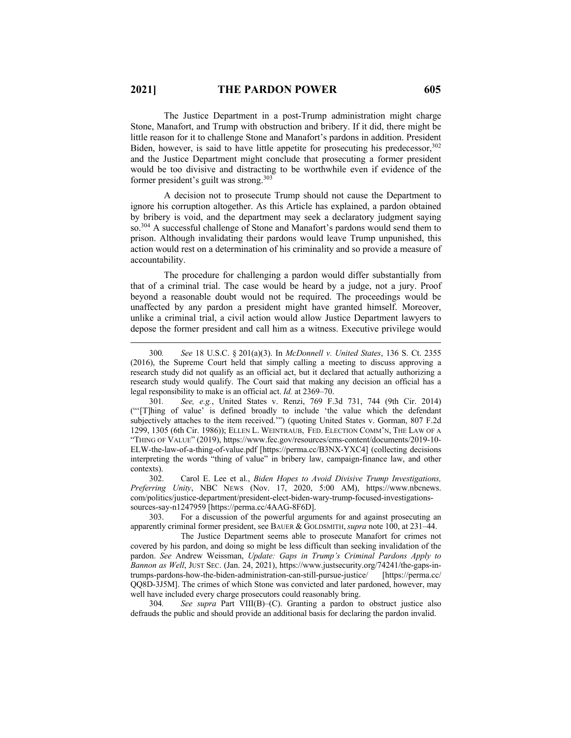The Justice Department in a post-Trump administration might charge Stone, Manafort, and Trump with obstruction and bribery. If it did, there might be little reason for it to challenge Stone and Manafort's pardons in addition. President Biden, however, is said to have little appetite for prosecuting his predecessor,[302] and the Justice Department might conclude that prosecuting a former president would be too divisive and distracting to be worthwhile even if evidence of the former president's guilt was strong.[303]

A decision not to prosecute Trump should not cause the Department to ignore his corruption altogether. As this Article has explained, a pardon obtained by bribery is void, and the department may seek a declaratory judgment saying so.[304] A successful challenge of Stone and Manafort's pardons would send them to prison. Although invalidating their pardons would leave Trump unpunished, this action would rest on a determination of his criminality and so provide a measure of accountability.

The procedure for challenging a pardon would differ substantially from that of a criminal trial. The case would be heard by a judge, not a jury. Proof beyond a reasonable doubt would not be required. The proceedings would be unaffected by any pardon a president might have granted himself. Moreover, unlike a criminal trial, a civil action would allow Justice Department lawyers to depose the former president and call him as a witness. Executive privilege would

---

300. *See* 18 U.S.C. § 201(a)(3). In *McDonnell v. United States*, 136 S. Ct. 2355 (2016), the Supreme Court held that simply calling a meeting to discuss approving a research study did not qualify as an official act, but it declared that actually authorizing a research study would qualify. The Court said that making any decision an official has a legal responsibility to make is an official act. *Id.* at 2369–70.

301. *See, e.g.*, United States v. Renzi, 769 F.3d 731, 744 (9th Cir. 2014) ("'[T]hing of value' is defined broadly to include 'the value which the defendant subjectively attaches to the item received.'") (quoting United States v. Gorman, 807 F.2d 1299, 1305 (6th Cir. 1986)); ELLEN L. WEINTRAUB, FED. ELECTION COMM'N, THE LAW OF A "THING OF VALUE" (2019), https://www.fec.gov/resources/cms-content/documents/2019-10-ELW-the-law-of-a-thing-of-value.pdf [https://perma.cc/B3NX-YXC4] (collecting decisions interpreting the words "thing of value" in bribery law, campaign-finance law, and other contexts).

302. Carol E. Lee et al., *Biden Hopes to Avoid Divisive Trump Investigations, Preferring Unity*, NBC NEWS (Nov. 17, 2020, 5:00 AM), https://www.nbcnews.com/politics/justice-department/president-elect-biden-wary-trump-focused-investigations-sources-say-n1247959 [https://perma.cc/4AAG-8F6D].

303. For a discussion of the powerful arguments for and against prosecuting an apparently criminal former president, see BAUER & GOLDSMITH, *supra* note 100, at 231–44.

The Justice Department seems able to prosecute Manafort for crimes not covered by his pardon, and doing so might be less difficult than seeking invalidation of the pardon. *See* Andrew Weissman, *Update: Gaps in Trump's Criminal Pardons Apply to Bannon as Well*, JUST SEC. (Jan. 24, 2021), https://www.justsecurity.org/74241/the-gaps-in-trumps-pardons-how-the-biden-administration-can-still-pursue-justice/ [https://perma.cc/QQ8D-3J5M]. The crimes of which Stone was convicted and later pardoned, however, may well have included every charge prosecutors could reasonably bring.

304. *See supra* Part VIII(B)–(C). Granting a pardon to obstruct justice also defrauds the public and should provide an additional basis for declaring the pardon invalid.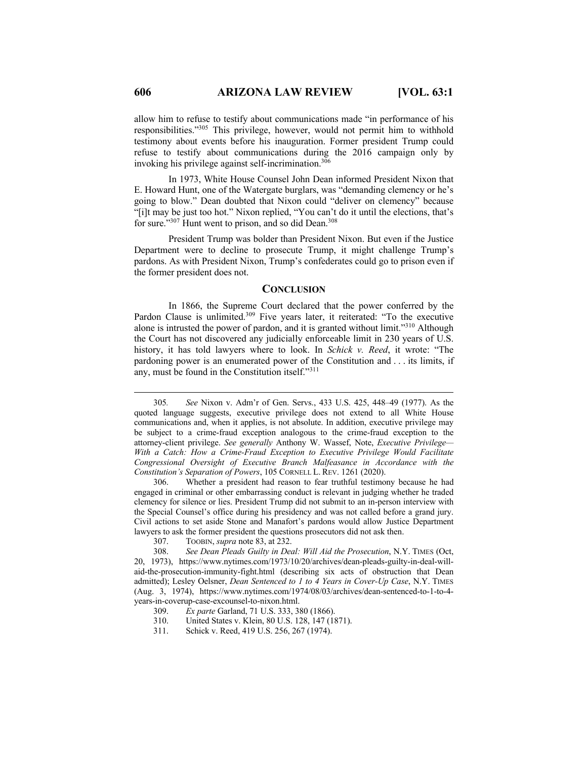allow him to refuse to testify about communications made "in performance of his responsibilities."[305] This privilege, however, would not permit him to withhold testimony about events before his inauguration. Former president Trump could refuse to testify about communications during the 2016 campaign only by invoking his privilege against self-incrimination.[306]

In 1973, White House Counsel John Dean informed President Nixon that E. Howard Hunt, one of the Watergate burglars, was "demanding clemency or he's going to blow." Dean doubted that Nixon could "deliver on clemency" because "[i]t may be just too hot." Nixon replied, "You can't do it until the elections, that's for sure."[307] Hunt went to prison, and so did Dean.[308]

President Trump was bolder than President Nixon. But even if the Justice Department were to decline to prosecute Trump, it might challenge Trump's pardons. As with President Nixon, Trump's confederates could go to prison even if the former president does not.

## CONCLUSION

In 1866, the Supreme Court declared that the power conferred by the Pardon Clause is unlimited.[309] Five years later, it reiterated: "To the executive alone is intrusted the power of pardon, and it is granted without limit."[310] Although the Court has not discovered any judicially enforceable limit in 230 years of U.S. history, it has told lawyers where to look. In *Schick v. Reed*, it wrote: "The pardoning power is an enumerated power of the Constitution and . . . its limits, if any, must be found in the Constitution itself."[311]

---

305. *See* Nixon v. Adm'r of Gen. Servs., 433 U.S. 425, 448–49 (1977). As the quoted language suggests, executive privilege does not extend to all White House communications and, when it applies, is not absolute. In addition, executive privilege may be subject to a crime-fraud exception analogous to the crime-fraud exception to the attorney-client privilege. *See generally* Anthony W. Wassef, Note, *Executive Privilege—With a Catch: How a Crime-Fraud Exception to Executive Privilege Would Facilitate Congressional Oversight of Executive Branch Malfeasance in Accordance with the Constitution's Separation of Powers*, 105 CORNELL L. REV. 1261 (2020).

306. Whether a president had reason to fear truthful testimony because he had engaged in criminal or other embarrassing conduct is relevant in judging whether he traded clemency for silence or lies. President Trump did not submit to an in-person interview with the Special Counsel's office during his presidency and was not called before a grand jury. Civil actions to set aside Stone and Manafort's pardons would allow Justice Department lawyers to ask the former president the questions prosecutors did not ask then.

307. TOOBIN, *supra* note 83, at 232.

308. *See Dean Pleads Guilty in Deal: Will Aid the Prosecution*, N.Y. TIMES (Oct, 20, 1973), https://www.nytimes.com/1973/10/20/archives/dean-pleads-guilty-in-deal-will-aid-the-prosecution-immunity-fight.html (describing six acts of obstruction that Dean admitted); Lesley Oelsner, *Dean Sentenced to 1 to 4 Years in Cover-Up Case*, N.Y. TIMES (Aug. 3, 1974), https://www.nytimes.com/1974/08/03/archives/dean-sentenced-to-1-to-4-years-in-coverup-case-excounsel-to-nixon.html.

309. *Ex parte* Garland, 71 U.S. 333, 380 (1866).

310. United States v. Klein, 80 U.S. 128, 147 (1871).

311. Schick v. Reed, 419 U.S. 256, 267 (1974).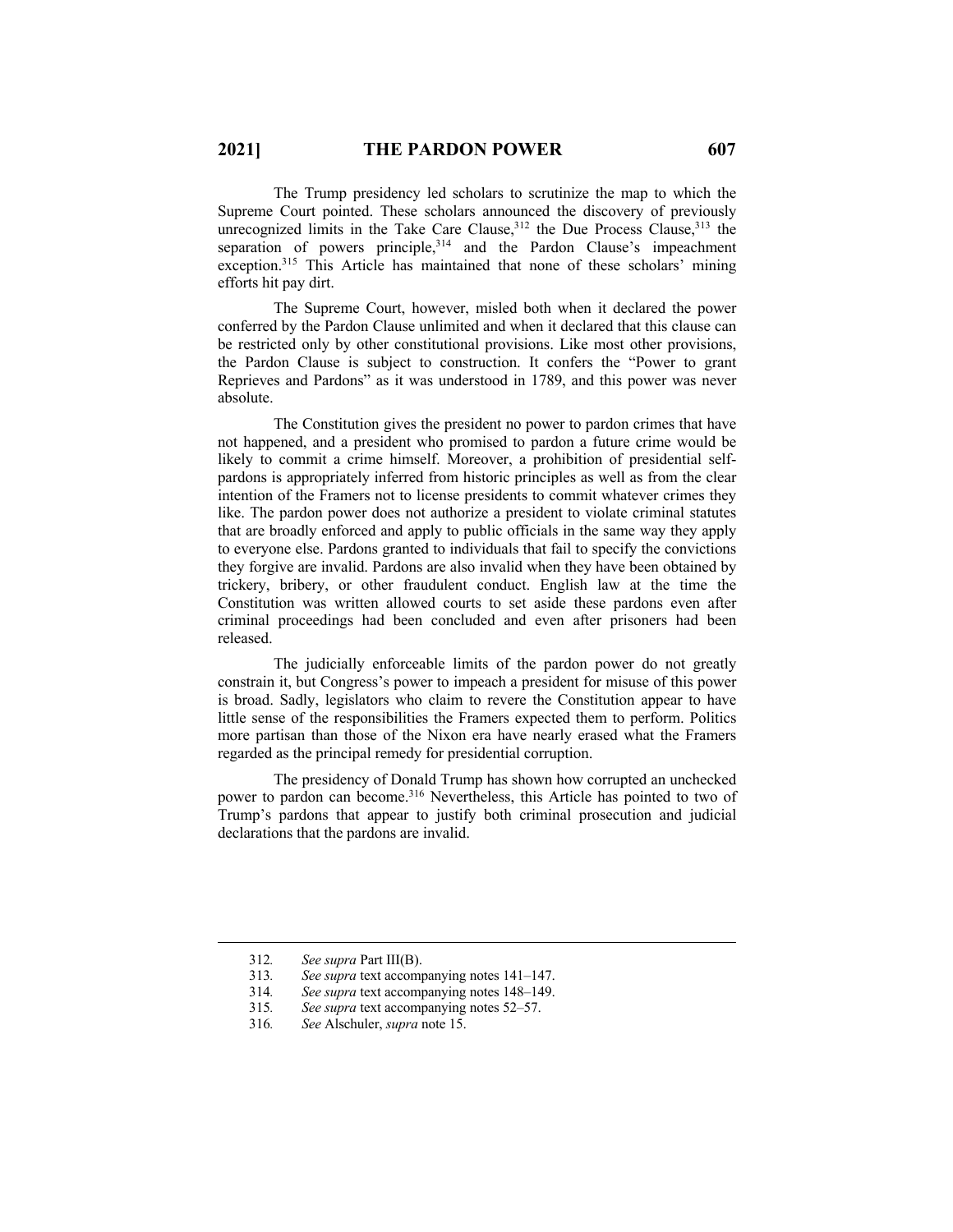The Trump presidency led scholars to scrutinize the map to which the Supreme Court pointed. These scholars announced the discovery of previously unrecognized limits in the Take Care Clause,[312] the Due Process Clause,[313] the separation of powers principle,[314] and the Pardon Clause's impeachment exception.[315] This Article has maintained that none of these scholars' mining efforts hit pay dirt.

The Supreme Court, however, misled both when it declared the power conferred by the Pardon Clause unlimited and when it declared that this clause can be restricted only by other constitutional provisions. Like most other provisions, the Pardon Clause is subject to construction. It confers the "Power to grant Reprieves and Pardons" as it was understood in 1789, and this power was never absolute.

The Constitution gives the president no power to pardon crimes that have not happened, and a president who promised to pardon a future crime would be likely to commit a crime himself. Moreover, a prohibition of presidential self-pardons is appropriately inferred from historic principles as well as from the clear intention of the Framers not to license presidents to commit whatever crimes they like. The pardon power does not authorize a president to violate criminal statutes that are broadly enforced and apply to public officials in the same way they apply to everyone else. Pardons granted to individuals that fail to specify the convictions they forgive are invalid. Pardons are also invalid when they have been obtained by trickery, bribery, or other fraudulent conduct. English law at the time the Constitution was written allowed courts to set aside these pardons even after criminal proceedings had been concluded and even after prisoners had been released.

The judicially enforceable limits of the pardon power do not greatly constrain it, but Congress's power to impeach a president for misuse of this power is broad. Sadly, legislators who claim to revere the Constitution appear to have little sense of the responsibilities the Framers expected them to perform. Politics more partisan than those of the Nixon era have nearly erased what the Framers regarded as the principal remedy for presidential corruption.

The presidency of Donald Trump has shown how corrupted an unchecked power to pardon can become.[316] Nevertheless, this Article has pointed to two of Trump's pardons that appear to justify both criminal prosecution and judicial declarations that the pardons are invalid.

---

312. *See supra* Part III(B).

313. *See supra* text accompanying notes 141–147.

314. *See supra* text accompanying notes 148–149.

315. *See supra* text accompanying notes 52–57.

316. *See* Alschuler, *supra* note 15.